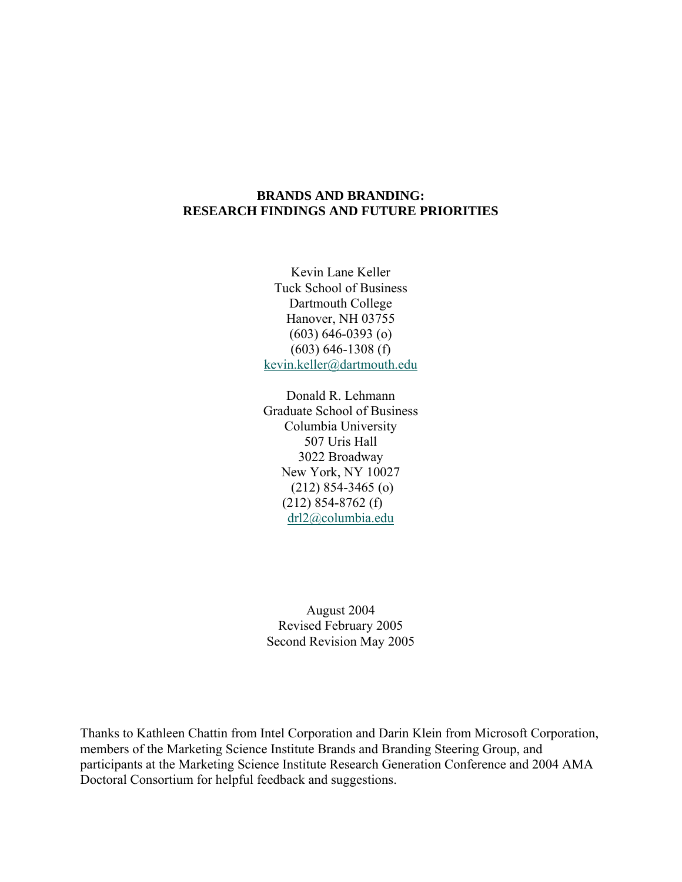# BRANDS AND BRANDING: RESEARCH FINDINGS AND FUTURE PRIORITIES

Kevin Lane Keller
Tuck School of Business
Dartmouth College
Hanover, NH 03755
(603) 646-0393 (o)
(603) 646-1308 (f)
kevin.keller@dartmouth.edu

Donald R. Lehmann
Graduate School of Business
Columbia University
507 Uris Hall
3022 Broadway
New York, NY 10027
(212) 854-3465 (o)
(212) 854-8762 (f)
drl2@columbia.edu

August 2004
Revised February 2005
Second Revision May 2005

Thanks to Kathleen Chattin from Intel Corporation and Darin Klein from Microsoft Corporation, members of the Marketing Science Institute Brands and Branding Steering Group, and participants at the Marketing Science Institute Research Generation Conference and 2004 AMA Doctoral Consortium for helpful feedback and suggestions.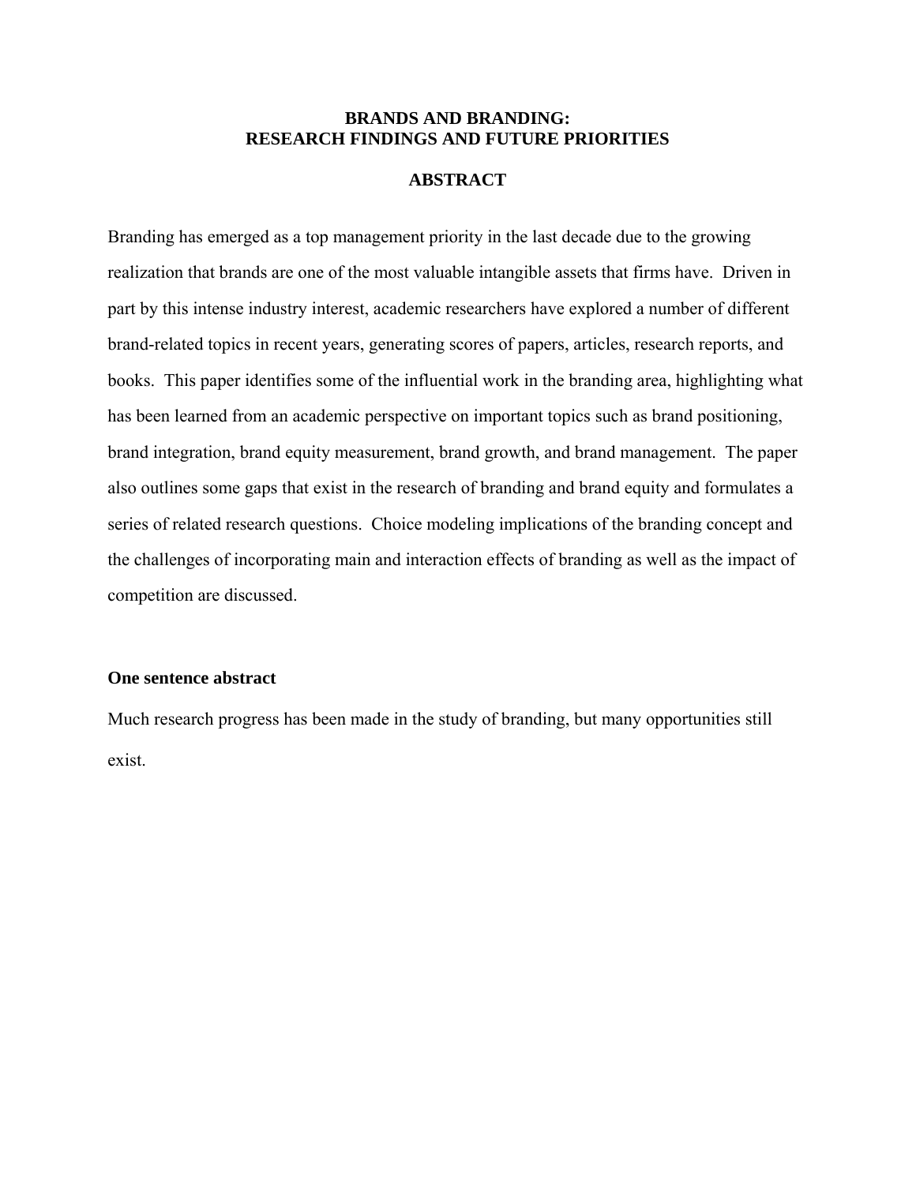# BRANDS AND BRANDING:
# RESEARCH FINDINGS AND FUTURE PRIORITIES

## ABSTRACT

Branding has emerged as a top management priority in the last decade due to the growing realization that brands are one of the most valuable intangible assets that firms have. Driven in part by this intense industry interest, academic researchers have explored a number of different brand-related topics in recent years, generating scores of papers, articles, research reports, and books. This paper identifies some of the influential work in the branding area, highlighting what has been learned from an academic perspective on important topics such as brand positioning, brand integration, brand equity measurement, brand growth, and brand management. The paper also outlines some gaps that exist in the research of branding and brand equity and formulates a series of related research questions. Choice modeling implications of the branding concept and the challenges of incorporating main and interaction effects of branding as well as the impact of competition are discussed.

### One sentence abstract

Much research progress has been made in the study of branding, but many opportunities still exist.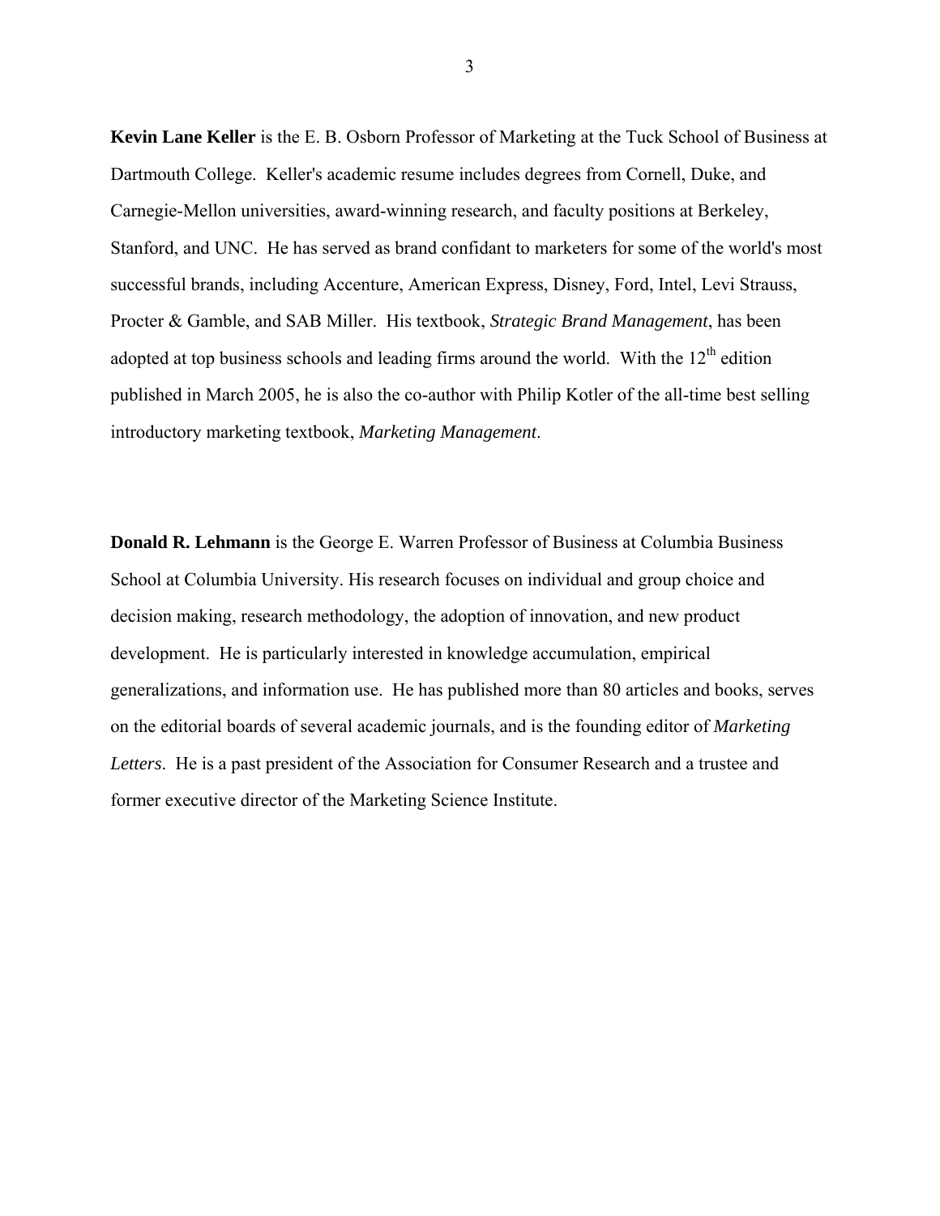**Kevin Lane Keller** is the E. B. Osborn Professor of Marketing at the Tuck School of Business at Dartmouth College. Keller's academic resume includes degrees from Cornell, Duke, and Carnegie-Mellon universities, award-winning research, and faculty positions at Berkeley, Stanford, and UNC. He has served as brand confidant to marketers for some of the world's most successful brands, including Accenture, American Express, Disney, Ford, Intel, Levi Strauss, Procter & Gamble, and SAB Miller. His textbook, *Strategic Brand Management*, has been adopted at top business schools and leading firms around the world. With the 12th edition published in March 2005, he is also the co-author with Philip Kotler of the all-time best selling introductory marketing textbook, *Marketing Management*.

**Donald R. Lehmann** is the George E. Warren Professor of Business at Columbia Business School at Columbia University. His research focuses on individual and group choice and decision making, research methodology, the adoption of innovation, and new product development. He is particularly interested in knowledge accumulation, empirical generalizations, and information use. He has published more than 80 articles and books, serves on the editorial boards of several academic journals, and is the founding editor of *Marketing Letters*. He is a past president of the Association for Consumer Research and a trustee and former executive director of the Marketing Science Institute.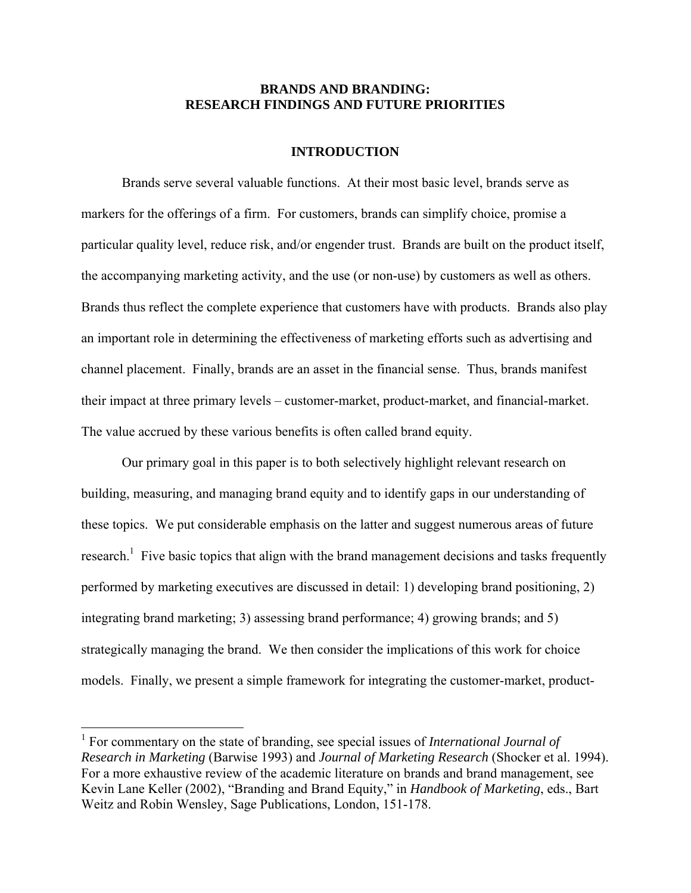# BRANDS AND BRANDING: RESEARCH FINDINGS AND FUTURE PRIORITIES

## INTRODUCTION

Brands serve several valuable functions. At their most basic level, brands serve as markers for the offerings of a firm. For customers, brands can simplify choice, promise a particular quality level, reduce risk, and/or engender trust. Brands are built on the product itself, the accompanying marketing activity, and the use (or non-use) by customers as well as others. Brands thus reflect the complete experience that customers have with products. Brands also play an important role in determining the effectiveness of marketing efforts such as advertising and channel placement. Finally, brands are an asset in the financial sense. Thus, brands manifest their impact at three primary levels – customer-market, product-market, and financial-market. The value accrued by these various benefits is often called brand equity.

Our primary goal in this paper is to both selectively highlight relevant research on building, measuring, and managing brand equity and to identify gaps in our understanding of these topics. We put considerable emphasis on the latter and suggest numerous areas of future research.[1] Five basic topics that align with the brand management decisions and tasks frequently performed by marketing executives are discussed in detail: 1) developing brand positioning, 2) integrating brand marketing; 3) assessing brand performance; 4) growing brands; and 5) strategically managing the brand. We then consider the implications of this work for choice models. Finally, we present a simple framework for integrating the customer-market, product-

[1] For commentary on the state of branding, see special issues of *International Journal of Research in Marketing* (Barwise 1993) and *Journal of Marketing Research* (Shocker et al. 1994). For a more exhaustive review of the academic literature on brands and brand management, see Kevin Lane Keller (2002), "Branding and Brand Equity," in *Handbook of Marketing*, eds., Bart Weitz and Robin Wensley, Sage Publications, London, 151-178.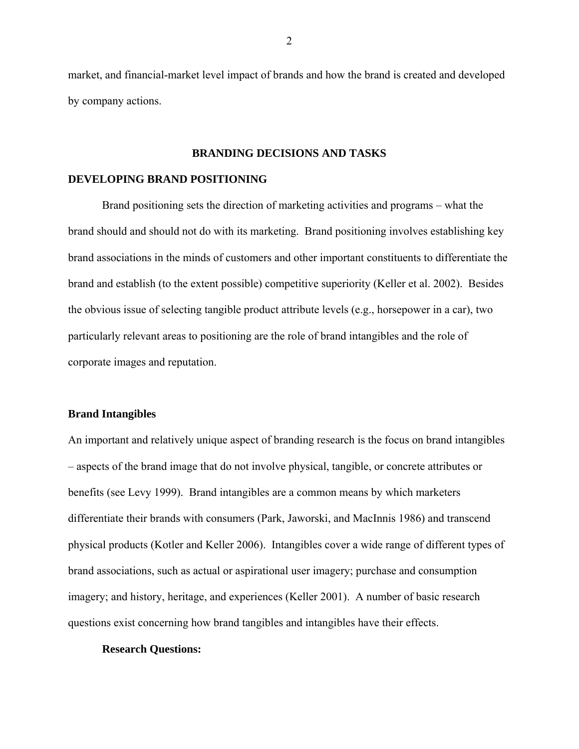market, and financial-market level impact of brands and how the brand is created and developed by company actions.

## BRANDING DECISIONS AND TASKS

### DEVELOPING BRAND POSITIONING

Brand positioning sets the direction of marketing activities and programs – what the brand should and should not do with its marketing. Brand positioning involves establishing key brand associations in the minds of customers and other important constituents to differentiate the brand and establish (to the extent possible) competitive superiority (Keller et al. 2002). Besides the obvious issue of selecting tangible product attribute levels (e.g., horsepower in a car), two particularly relevant areas to positioning are the role of brand intangibles and the role of corporate images and reputation.

#### Brand Intangibles

An important and relatively unique aspect of branding research is the focus on brand intangibles – aspects of the brand image that do not involve physical, tangible, or concrete attributes or benefits (see Levy 1999). Brand intangibles are a common means by which marketers differentiate their brands with consumers (Park, Jaworski, and MacInnis 1986) and transcend physical products (Kotler and Keller 2006). Intangibles cover a wide range of different types of brand associations, such as actual or aspirational user imagery; purchase and consumption imagery; and history, heritage, and experiences (Keller 2001). A number of basic research questions exist concerning how brand tangibles and intangibles have their effects.

**Research Questions:**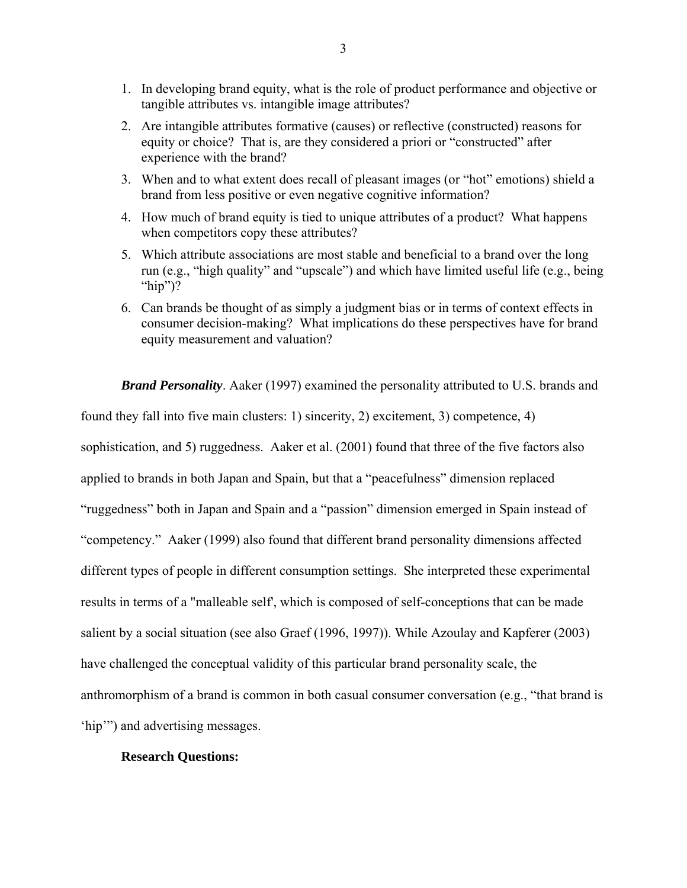1. In developing brand equity, what is the role of product performance and objective or tangible attributes vs. intangible image attributes?
2. Are intangible attributes formative (causes) or reflective (constructed) reasons for equity or choice? That is, are they considered a priori or "constructed" after experience with the brand?
3. When and to what extent does recall of pleasant images (or "hot" emotions) shield a brand from less positive or even negative cognitive information?
4. How much of brand equity is tied to unique attributes of a product? What happens when competitors copy these attributes?
5. Which attribute associations are most stable and beneficial to a brand over the long run (e.g., "high quality" and "upscale") and which have limited useful life (e.g., being "hip")?
6. Can brands be thought of as simply a judgment bias or in terms of context effects in consumer decision-making? What implications do these perspectives have for brand equity measurement and valuation?

***Brand Personality***. Aaker (1997) examined the personality attributed to U.S. brands and found they fall into five main clusters: 1) sincerity, 2) excitement, 3) competence, 4) sophistication, and 5) ruggedness. Aaker et al. (2001) found that three of the five factors also applied to brands in both Japan and Spain, but that a "peacefulness" dimension replaced "ruggedness" both in Japan and Spain and a "passion" dimension emerged in Spain instead of "competency." Aaker (1999) also found that different brand personality dimensions affected different types of people in different consumption settings. She interpreted these experimental results in terms of a "malleable self', which is composed of self-conceptions that can be made salient by a social situation (see also Graef (1996, 1997)). While Azoulay and Kapferer (2003) have challenged the conceptual validity of this particular brand personality scale, the anthromorphism of a brand is common in both casual consumer conversation (e.g., "that brand is 'hip'") and advertising messages.

**Research Questions:**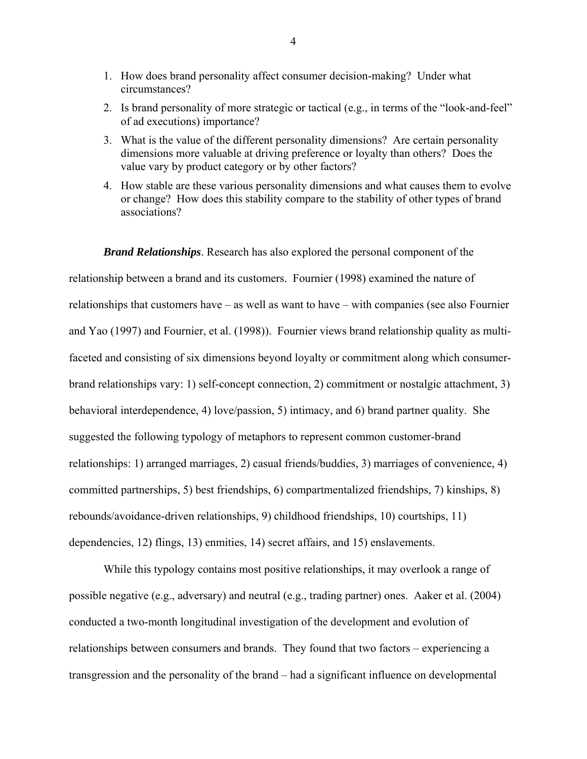1. How does brand personality affect consumer decision-making? Under what circumstances?
2. Is brand personality of more strategic or tactical (e.g., in terms of the "look-and-feel" of ad executions) importance?
3. What is the value of the different personality dimensions? Are certain personality dimensions more valuable at driving preference or loyalty than others? Does the value vary by product category or by other factors?
4. How stable are these various personality dimensions and what causes them to evolve or change? How does this stability compare to the stability of other types of brand associations?

***Brand Relationships***. Research has also explored the personal component of the relationship between a brand and its customers. Fournier (1998) examined the nature of relationships that customers have – as well as want to have – with companies (see also Fournier and Yao (1997) and Fournier, et al. (1998)). Fournier views brand relationship quality as multi-faceted and consisting of six dimensions beyond loyalty or commitment along which consumer-brand relationships vary: 1) self-concept connection, 2) commitment or nostalgic attachment, 3) behavioral interdependence, 4) love/passion, 5) intimacy, and 6) brand partner quality. She suggested the following typology of metaphors to represent common customer-brand relationships: 1) arranged marriages, 2) casual friends/buddies, 3) marriages of convenience, 4) committed partnerships, 5) best friendships, 6) compartmentalized friendships, 7) kinships, 8) rebounds/avoidance-driven relationships, 9) childhood friendships, 10) courtships, 11) dependencies, 12) flings, 13) enmities, 14) secret affairs, and 15) enslavements.

While this typology contains most positive relationships, it may overlook a range of possible negative (e.g., adversary) and neutral (e.g., trading partner) ones. Aaker et al. (2004) conducted a two-month longitudinal investigation of the development and evolution of relationships between consumers and brands. They found that two factors – experiencing a transgression and the personality of the brand – had a significant influence on developmental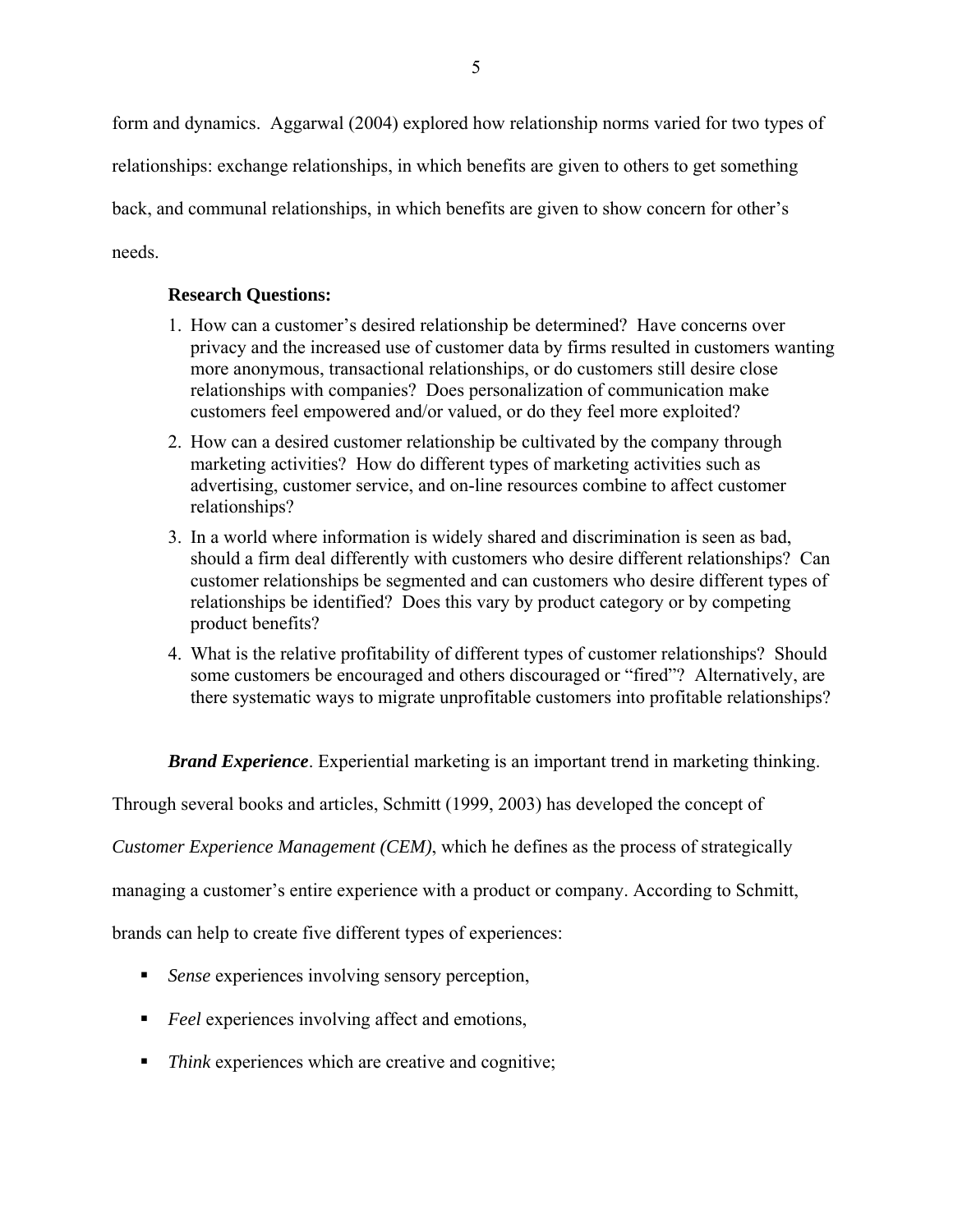form and dynamics. Aggarwal (2004) explored how relationship norms varied for two types of relationships: exchange relationships, in which benefits are given to others to get something back, and communal relationships, in which benefits are given to show concern for other's needs.

**Research Questions:**

1. How can a customer's desired relationship be determined? Have concerns over privacy and the increased use of customer data by firms resulted in customers wanting more anonymous, transactional relationships, or do customers still desire close relationships with companies? Does personalization of communication make customers feel empowered and/or valued, or do they feel more exploited?
2. How can a desired customer relationship be cultivated by the company through marketing activities? How do different types of marketing activities such as advertising, customer service, and on-line resources combine to affect customer relationships?
3. In a world where information is widely shared and discrimination is seen as bad, should a firm deal differently with customers who desire different relationships? Can customer relationships be segmented and can customers who desire different types of relationships be identified? Does this vary by product category or by competing product benefits?
4. What is the relative profitability of different types of customer relationships? Should some customers be encouraged and others discouraged or "fired"? Alternatively, are there systematic ways to migrate unprofitable customers into profitable relationships?

***Brand Experience***. Experiential marketing is an important trend in marketing thinking. Through several books and articles, Schmitt (1999, 2003) has developed the concept of *Customer Experience Management (CEM)*, which he defines as the process of strategically managing a customer's entire experience with a product or company. According to Schmitt, brands can help to create five different types of experiences:

- *Sense* experiences involving sensory perception,
- *Feel* experiences involving affect and emotions,
- *Think* experiences which are creative and cognitive;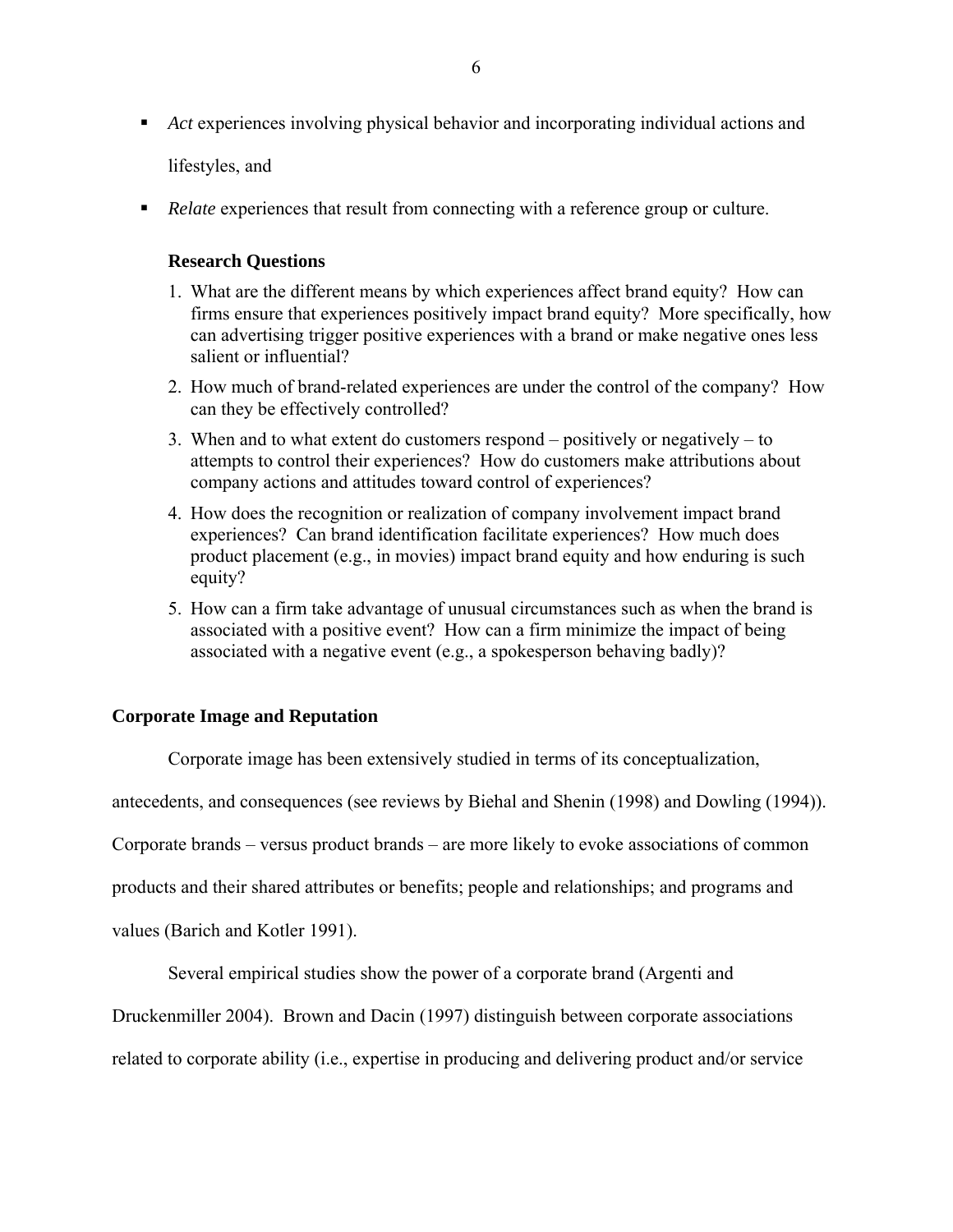- *Act* experiences involving physical behavior and incorporating individual actions and lifestyles, and
- *Relate* experiences that result from connecting with a reference group or culture.

### Research Questions

1. What are the different means by which experiences affect brand equity? How can firms ensure that experiences positively impact brand equity? More specifically, how can advertising trigger positive experiences with a brand or make negative ones less salient or influential?
2. How much of brand-related experiences are under the control of the company? How can they be effectively controlled?
3. When and to what extent do customers respond – positively or negatively – to attempts to control their experiences? How do customers make attributions about company actions and attitudes toward control of experiences?
4. How does the recognition or realization of company involvement impact brand experiences? Can brand identification facilitate experiences? How much does product placement (e.g., in movies) impact brand equity and how enduring is such equity?
5. How can a firm take advantage of unusual circumstances such as when the brand is associated with a positive event? How can a firm minimize the impact of being associated with a negative event (e.g., a spokesperson behaving badly)?

## Corporate Image and Reputation

Corporate image has been extensively studied in terms of its conceptualization, antecedents, and consequences (see reviews by Biehal and Shenin (1998) and Dowling (1994)). Corporate brands – versus product brands – are more likely to evoke associations of common products and their shared attributes or benefits; people and relationships; and programs and values (Barich and Kotler 1991).

Several empirical studies show the power of a corporate brand (Argenti and Druckenmiller 2004). Brown and Dacin (1997) distinguish between corporate associations related to corporate ability (i.e., expertise in producing and delivering product and/or service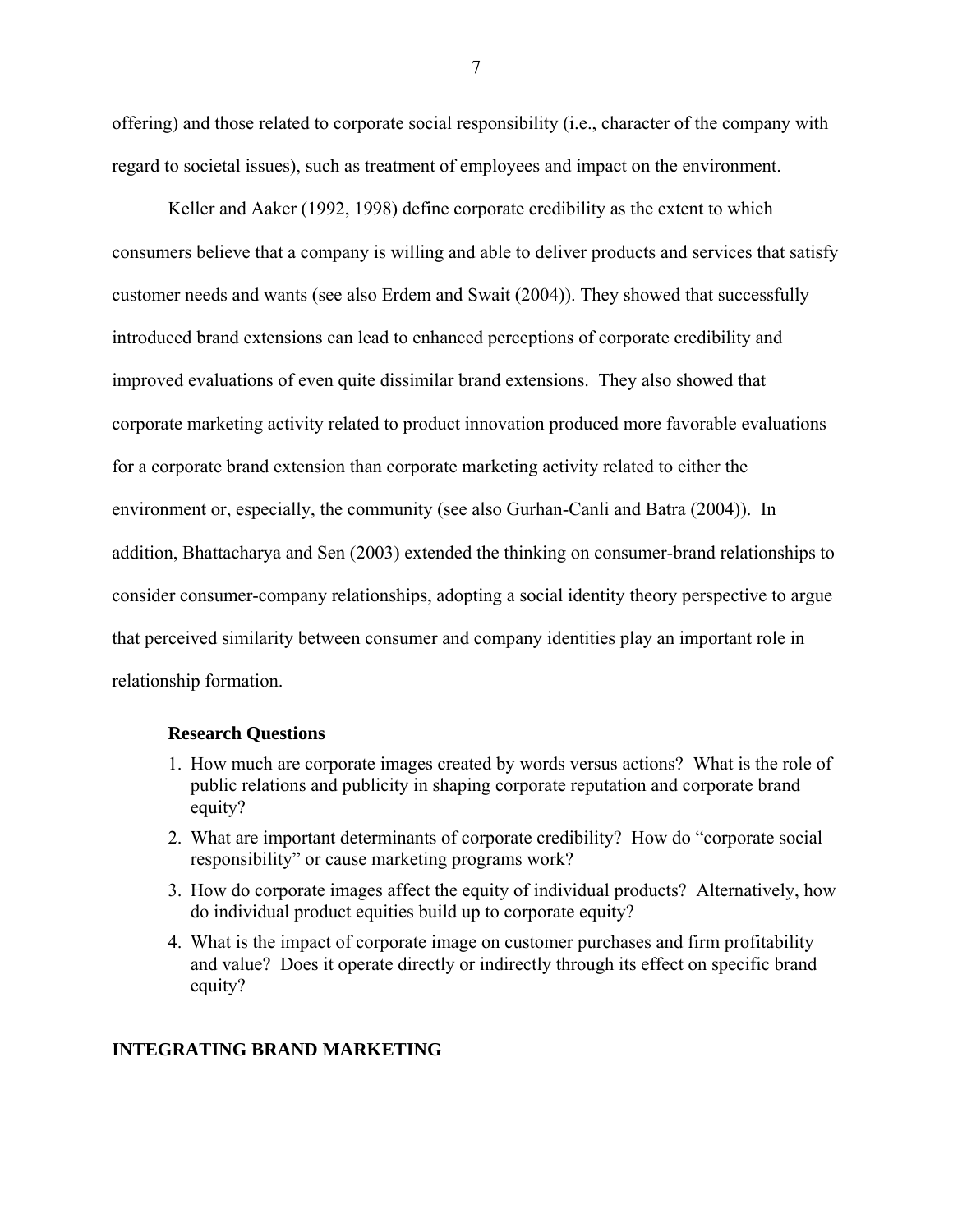offering) and those related to corporate social responsibility (i.e., character of the company with regard to societal issues), such as treatment of employees and impact on the environment.

Keller and Aaker (1992, 1998) define corporate credibility as the extent to which consumers believe that a company is willing and able to deliver products and services that satisfy customer needs and wants (see also Erdem and Swait (2004)). They showed that successfully introduced brand extensions can lead to enhanced perceptions of corporate credibility and improved evaluations of even quite dissimilar brand extensions. They also showed that corporate marketing activity related to product innovation produced more favorable evaluations for a corporate brand extension than corporate marketing activity related to either the environment or, especially, the community (see also Gurhan-Canli and Batra (2004)). In addition, Bhattacharya and Sen (2003) extended the thinking on consumer-brand relationships to consider consumer-company relationships, adopting a social identity theory perspective to argue that perceived similarity between consumer and company identities play an important role in relationship formation.

### Research Questions

1. How much are corporate images created by words versus actions? What is the role of public relations and publicity in shaping corporate reputation and corporate brand equity?
2. What are important determinants of corporate credibility? How do "corporate social responsibility" or cause marketing programs work?
3. How do corporate images affect the equity of individual products? Alternatively, how do individual product equities build up to corporate equity?
4. What is the impact of corporate image on customer purchases and firm profitability and value? Does it operate directly or indirectly through its effect on specific brand equity?

## INTEGRATING BRAND MARKETING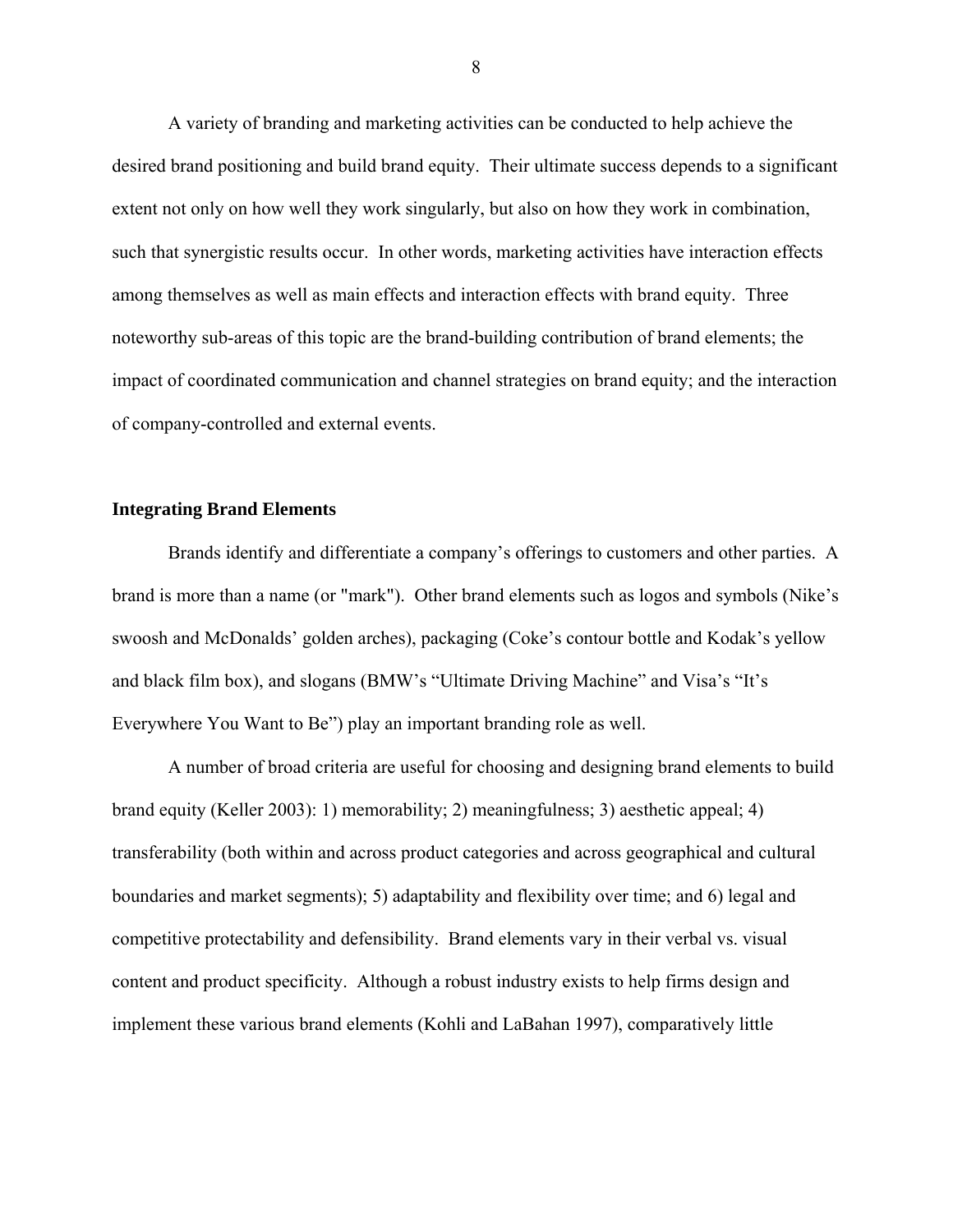A variety of branding and marketing activities can be conducted to help achieve the desired brand positioning and build brand equity. Their ultimate success depends to a significant extent not only on how well they work singularly, but also on how they work in combination, such that synergistic results occur. In other words, marketing activities have interaction effects among themselves as well as main effects and interaction effects with brand equity. Three noteworthy sub-areas of this topic are the brand-building contribution of brand elements; the impact of coordinated communication and channel strategies on brand equity; and the interaction of company-controlled and external events.

**Integrating Brand Elements**

Brands identify and differentiate a company's offerings to customers and other parties. A brand is more than a name (or "mark"). Other brand elements such as logos and symbols (Nike's swoosh and McDonalds' golden arches), packaging (Coke's contour bottle and Kodak's yellow and black film box), and slogans (BMW's "Ultimate Driving Machine" and Visa's "It's Everywhere You Want to Be") play an important branding role as well.

A number of broad criteria are useful for choosing and designing brand elements to build brand equity (Keller 2003): 1) memorability; 2) meaningfulness; 3) aesthetic appeal; 4) transferability (both within and across product categories and across geographical and cultural boundaries and market segments); 5) adaptability and flexibility over time; and 6) legal and competitive protectability and defensibility. Brand elements vary in their verbal vs. visual content and product specificity. Although a robust industry exists to help firms design and implement these various brand elements (Kohli and LaBahan 1997), comparatively little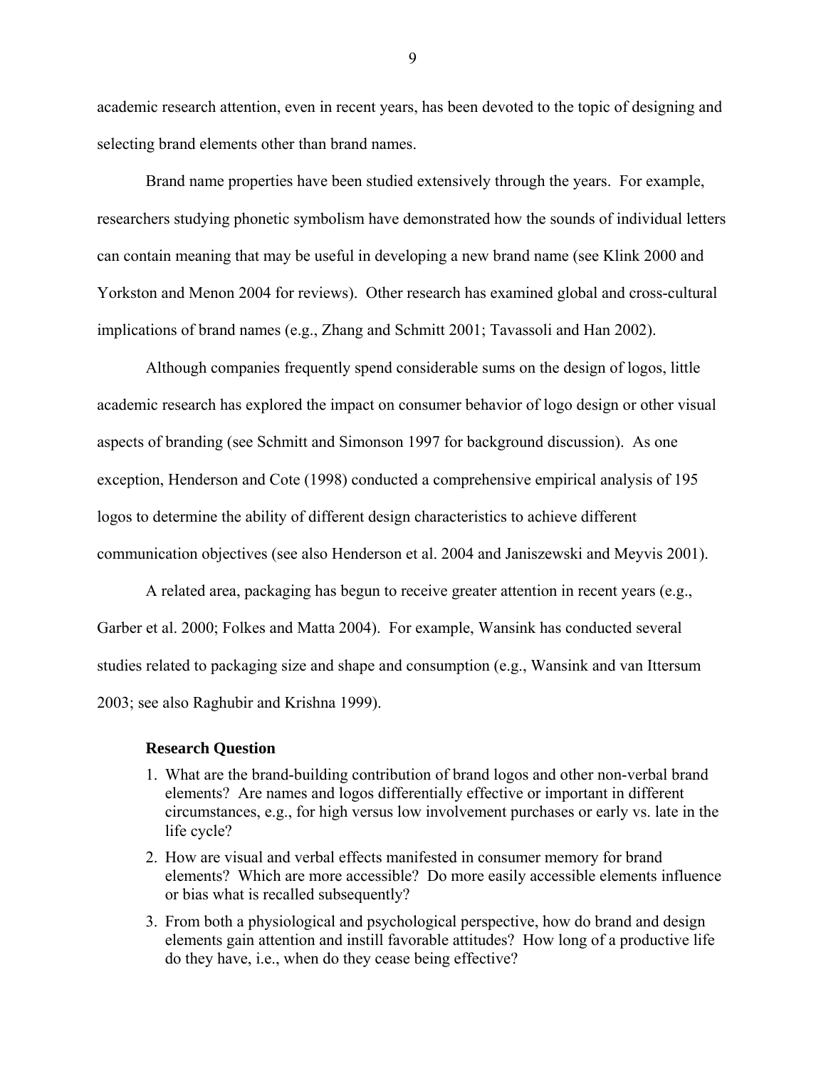academic research attention, even in recent years, has been devoted to the topic of designing and selecting brand elements other than brand names.

Brand name properties have been studied extensively through the years. For example, researchers studying phonetic symbolism have demonstrated how the sounds of individual letters can contain meaning that may be useful in developing a new brand name (see Klink 2000 and Yorkston and Menon 2004 for reviews). Other research has examined global and cross-cultural implications of brand names (e.g., Zhang and Schmitt 2001; Tavassoli and Han 2002).

Although companies frequently spend considerable sums on the design of logos, little academic research has explored the impact on consumer behavior of logo design or other visual aspects of branding (see Schmitt and Simonson 1997 for background discussion). As one exception, Henderson and Cote (1998) conducted a comprehensive empirical analysis of 195 logos to determine the ability of different design characteristics to achieve different communication objectives (see also Henderson et al. 2004 and Janiszewski and Meyvis 2001).

A related area, packaging has begun to receive greater attention in recent years (e.g., Garber et al. 2000; Folkes and Matta 2004). For example, Wansink has conducted several studies related to packaging size and shape and consumption (e.g., Wansink and van Ittersum 2003; see also Raghubir and Krishna 1999).

### Research Question

1. What are the brand-building contribution of brand logos and other non-verbal brand elements? Are names and logos differentially effective or important in different circumstances, e.g., for high versus low involvement purchases or early vs. late in the life cycle?
2. How are visual and verbal effects manifested in consumer memory for brand elements? Which are more accessible? Do more easily accessible elements influence or bias what is recalled subsequently?
3. From both a physiological and psychological perspective, how do brand and design elements gain attention and instill favorable attitudes? How long of a productive life do they have, i.e., when do they cease being effective?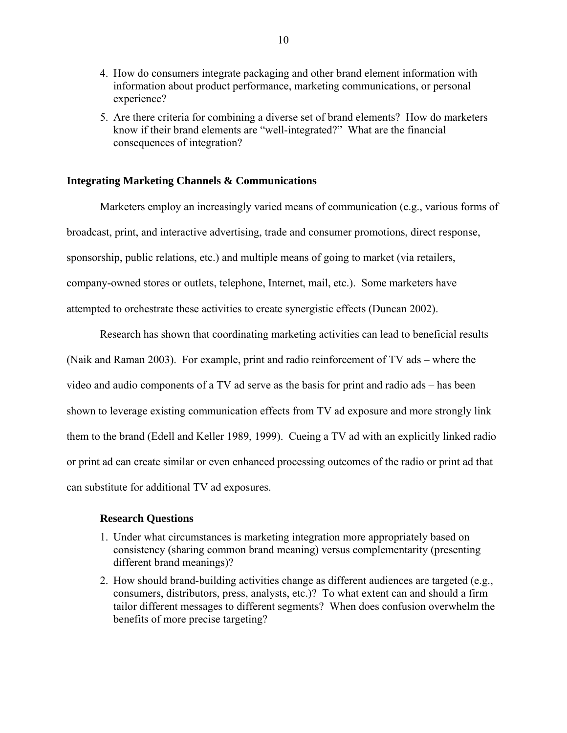4. How do consumers integrate packaging and other brand element information with information about product performance, marketing communications, or personal experience?
5. Are there criteria for combining a diverse set of brand elements? How do marketers know if their brand elements are "well-integrated?" What are the financial consequences of integration?

### Integrating Marketing Channels & Communications

Marketers employ an increasingly varied means of communication (e.g., various forms of broadcast, print, and interactive advertising, trade and consumer promotions, direct response, sponsorship, public relations, etc.) and multiple means of going to market (via retailers, company-owned stores or outlets, telephone, Internet, mail, etc.). Some marketers have attempted to orchestrate these activities to create synergistic effects (Duncan 2002).

Research has shown that coordinating marketing activities can lead to beneficial results (Naik and Raman 2003). For example, print and radio reinforcement of TV ads – where the video and audio components of a TV ad serve as the basis for print and radio ads – has been shown to leverage existing communication effects from TV ad exposure and more strongly link them to the brand (Edell and Keller 1989, 1999). Cueing a TV ad with an explicitly linked radio or print ad can create similar or even enhanced processing outcomes of the radio or print ad that can substitute for additional TV ad exposures.

#### Research Questions

1. Under what circumstances is marketing integration more appropriately based on consistency (sharing common brand meaning) versus complementarity (presenting different brand meanings)?
2. How should brand-building activities change as different audiences are targeted (e.g., consumers, distributors, press, analysts, etc.)? To what extent can and should a firm tailor different messages to different segments? When does confusion overwhelm the benefits of more precise targeting?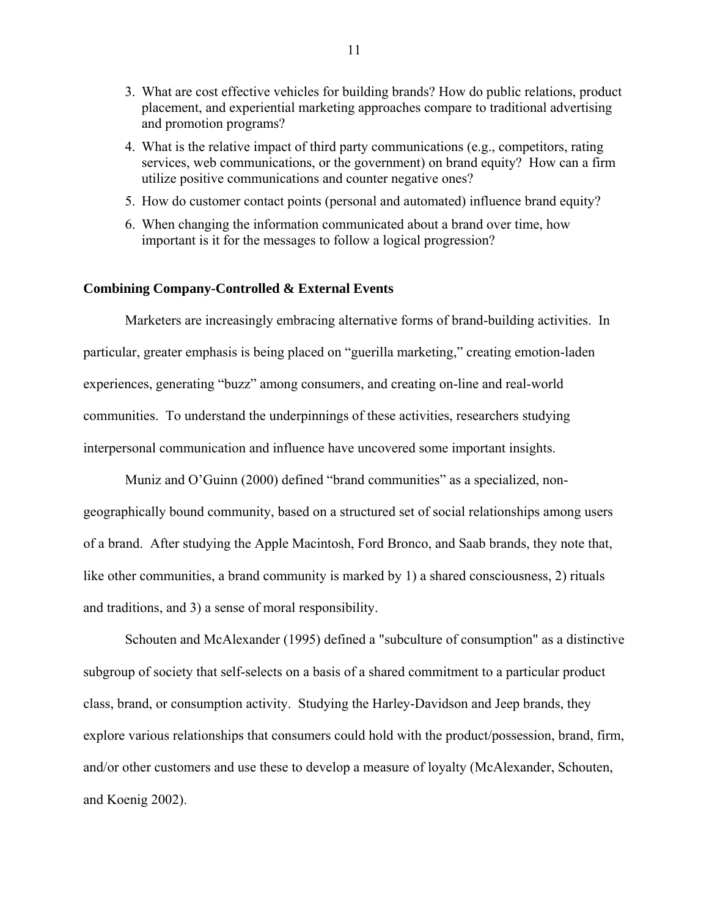3. What are cost effective vehicles for building brands? How do public relations, product placement, and experiential marketing approaches compare to traditional advertising and promotion programs?
4. What is the relative impact of third party communications (e.g., competitors, rating services, web communications, or the government) on brand equity? How can a firm utilize positive communications and counter negative ones?
5. How do customer contact points (personal and automated) influence brand equity?
6. When changing the information communicated about a brand over time, how important is it for the messages to follow a logical progression?

**Combining Company-Controlled & External Events**

Marketers are increasingly embracing alternative forms of brand-building activities. In particular, greater emphasis is being placed on "guerilla marketing," creating emotion-laden experiences, generating "buzz" among consumers, and creating on-line and real-world communities. To understand the underpinnings of these activities, researchers studying interpersonal communication and influence have uncovered some important insights.

Muniz and O'Guinn (2000) defined "brand communities" as a specialized, non-geographically bound community, based on a structured set of social relationships among users of a brand. After studying the Apple Macintosh, Ford Bronco, and Saab brands, they note that, like other communities, a brand community is marked by 1) a shared consciousness, 2) rituals and traditions, and 3) a sense of moral responsibility.

Schouten and McAlexander (1995) defined a "subculture of consumption" as a distinctive subgroup of society that self-selects on a basis of a shared commitment to a particular product class, brand, or consumption activity. Studying the Harley-Davidson and Jeep brands, they explore various relationships that consumers could hold with the product/possession, brand, firm, and/or other customers and use these to develop a measure of loyalty (McAlexander, Schouten, and Koenig 2002).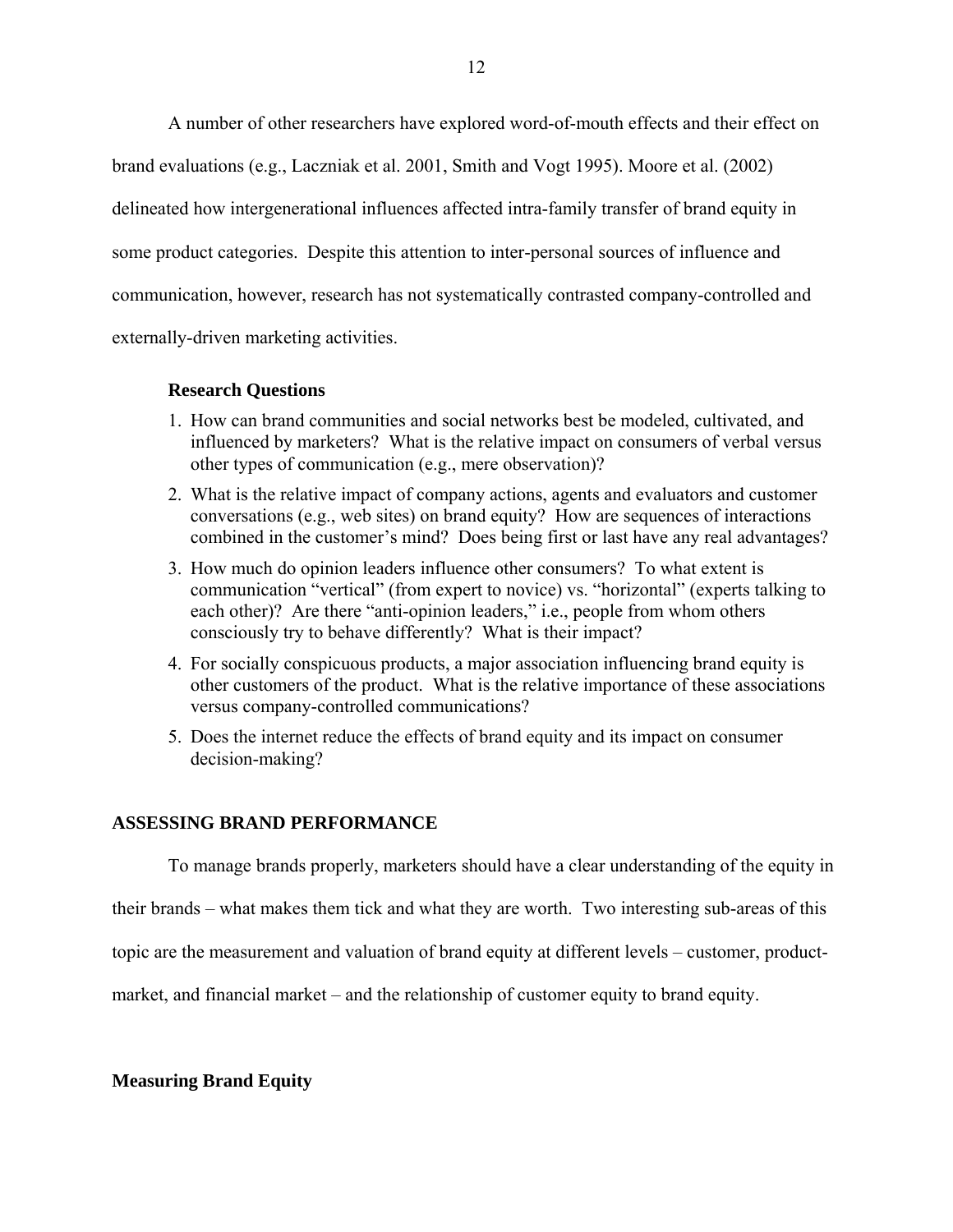A number of other researchers have explored word-of-mouth effects and their effect on brand evaluations (e.g., Laczniak et al. 2001, Smith and Vogt 1995). Moore et al. (2002) delineated how intergenerational influences affected intra-family transfer of brand equity in some product categories. Despite this attention to inter-personal sources of influence and communication, however, research has not systematically contrasted company-controlled and externally-driven marketing activities.

### Research Questions

1. How can brand communities and social networks best be modeled, cultivated, and influenced by marketers? What is the relative impact on consumers of verbal versus other types of communication (e.g., mere observation)?
2. What is the relative impact of company actions, agents and evaluators and customer conversations (e.g., web sites) on brand equity? How are sequences of interactions combined in the customer's mind? Does being first or last have any real advantages?
3. How much do opinion leaders influence other consumers? To what extent is communication "vertical" (from expert to novice) vs. "horizontal" (experts talking to each other)? Are there "anti-opinion leaders," i.e., people from whom others consciously try to behave differently? What is their impact?
4. For socially conspicuous products, a major association influencing brand equity is other customers of the product. What is the relative importance of these associations versus company-controlled communications?
5. Does the internet reduce the effects of brand equity and its impact on consumer decision-making?

## ASSESSING BRAND PERFORMANCE

To manage brands properly, marketers should have a clear understanding of the equity in their brands – what makes them tick and what they are worth. Two interesting sub-areas of this topic are the measurement and valuation of brand equity at different levels – customer, product-market, and financial market – and the relationship of customer equity to brand equity.

### Measuring Brand Equity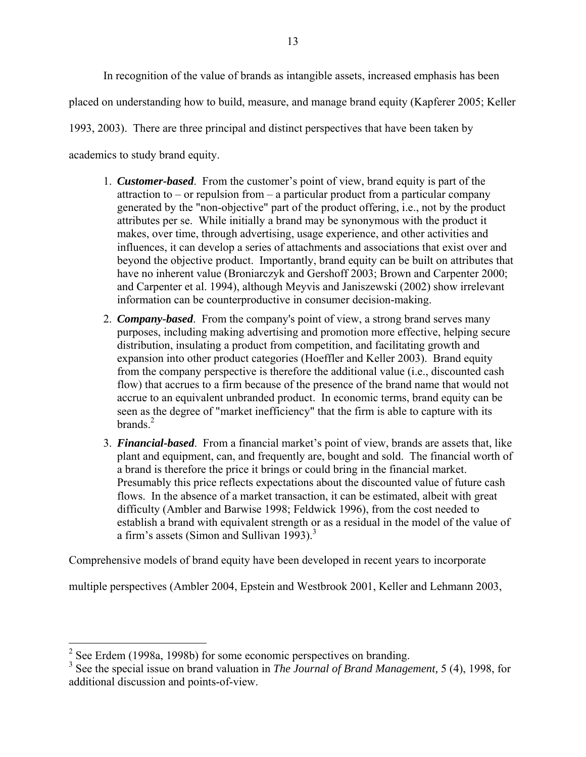In recognition of the value of brands as intangible assets, increased emphasis has been placed on understanding how to build, measure, and manage brand equity (Kapferer 2005; Keller 1993, 2003). There are three principal and distinct perspectives that have been taken by academics to study brand equity.

1. ***Customer-based***. From the customer's point of view, brand equity is part of the attraction to – or repulsion from – a particular product from a particular company generated by the "non-objective" part of the product offering, i.e., not by the product attributes per se. While initially a brand may be synonymous with the product it makes, over time, through advertising, usage experience, and other activities and influences, it can develop a series of attachments and associations that exist over and beyond the objective product. Importantly, brand equity can be built on attributes that have no inherent value (Broniarczyk and Gershoff 2003; Brown and Carpenter 2000; and Carpenter et al. 1994), although Meyvis and Janiszewski (2002) show irrelevant information can be counterproductive in consumer decision-making.
2. ***Company-based***. From the company's point of view, a strong brand serves many purposes, including making advertising and promotion more effective, helping secure distribution, insulating a product from competition, and facilitating growth and expansion into other product categories (Hoeffler and Keller 2003). Brand equity from the company perspective is therefore the additional value (i.e., discounted cash flow) that accrues to a firm because of the presence of the brand name that would not accrue to an equivalent unbranded product. In economic terms, brand equity can be seen as the degree of "market inefficiency" that the firm is able to capture with its brands.[2]
3. ***Financial-based***. From a financial market's point of view, brands are assets that, like plant and equipment, can, and frequently are, bought and sold. The financial worth of a brand is therefore the price it brings or could bring in the financial market. Presumably this price reflects expectations about the discounted value of future cash flows. In the absence of a market transaction, it can be estimated, albeit with great difficulty (Ambler and Barwise 1998; Feldwick 1996), from the cost needed to establish a brand with equivalent strength or as a residual in the model of the value of a firm's assets (Simon and Sullivan 1993).[3]

Comprehensive models of brand equity have been developed in recent years to incorporate multiple perspectives (Ambler 2004, Epstein and Westbrook 2001, Keller and Lehmann 2003,

---

[2] See Erdem (1998a, 1998b) for some economic perspectives on branding.

[3] See the special issue on brand valuation in *The Journal of Brand Management,* 5 (4), 1998, for additional discussion and points-of-view.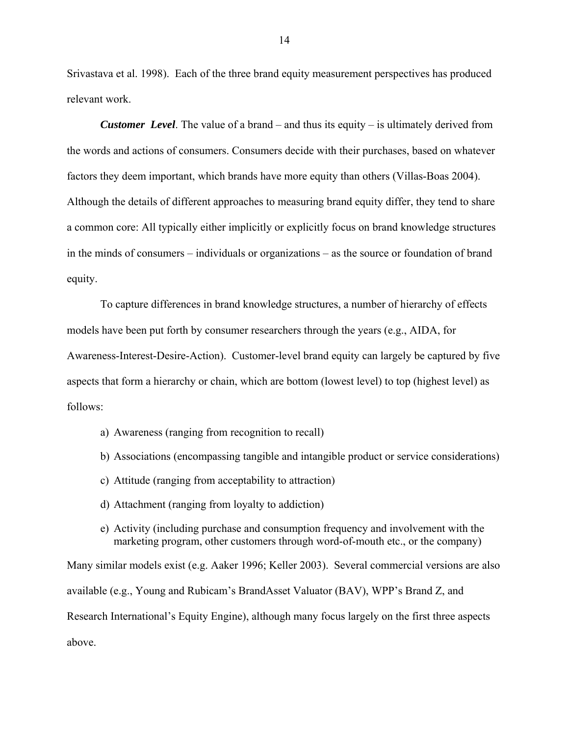Srivastava et al. 1998). Each of the three brand equity measurement perspectives has produced relevant work.

***Customer Level***. The value of a brand – and thus its equity – is ultimately derived from the words and actions of consumers. Consumers decide with their purchases, based on whatever factors they deem important, which brands have more equity than others (Villas-Boas 2004). Although the details of different approaches to measuring brand equity differ, they tend to share a common core: All typically either implicitly or explicitly focus on brand knowledge structures in the minds of consumers – individuals or organizations – as the source or foundation of brand equity.

To capture differences in brand knowledge structures, a number of hierarchy of effects models have been put forth by consumer researchers through the years (e.g., AIDA, for Awareness-Interest-Desire-Action). Customer-level brand equity can largely be captured by five aspects that form a hierarchy or chain, which are bottom (lowest level) to top (highest level) as follows:

a) Awareness (ranging from recognition to recall)
b) Associations (encompassing tangible and intangible product or service considerations)
c) Attitude (ranging from acceptability to attraction)
d) Attachment (ranging from loyalty to addiction)
e) Activity (including purchase and consumption frequency and involvement with the marketing program, other customers through word-of-mouth etc., or the company)

Many similar models exist (e.g. Aaker 1996; Keller 2003). Several commercial versions are also available (e.g., Young and Rubicam's BrandAsset Valuator (BAV), WPP's Brand Z, and Research International's Equity Engine), although many focus largely on the first three aspects above.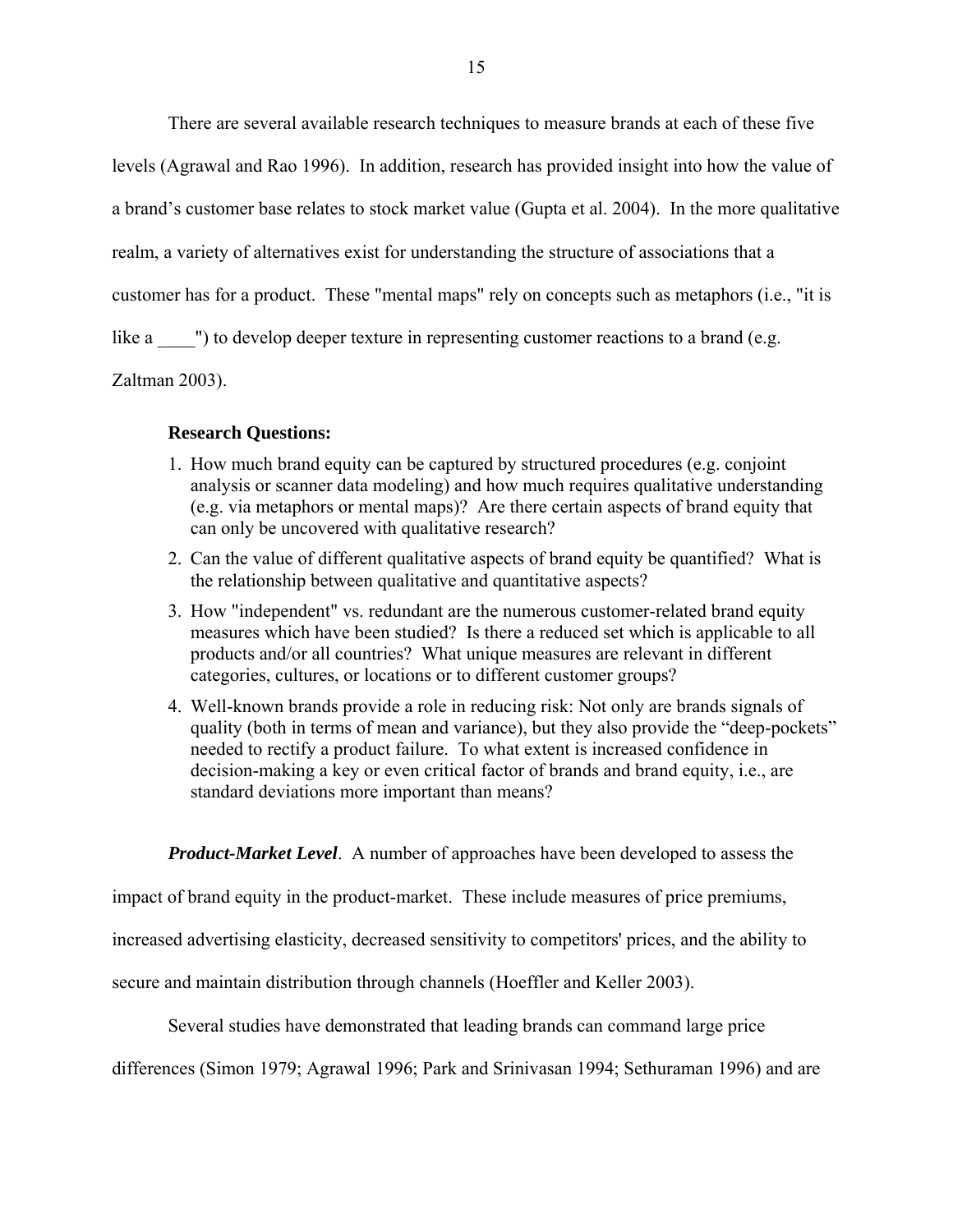There are several available research techniques to measure brands at each of these five levels (Agrawal and Rao 1996). In addition, research has provided insight into how the value of a brand's customer base relates to stock market value (Gupta et al. 2004). In the more qualitative realm, a variety of alternatives exist for understanding the structure of associations that a customer has for a product. These "mental maps" rely on concepts such as metaphors (i.e., "it is like a ____") to develop deeper texture in representing customer reactions to a brand (e.g. Zaltman 2003).

**Research Questions:**

1. How much brand equity can be captured by structured procedures (e.g. conjoint analysis or scanner data modeling) and how much requires qualitative understanding (e.g. via metaphors or mental maps)? Are there certain aspects of brand equity that can only be uncovered with qualitative research?
2. Can the value of different qualitative aspects of brand equity be quantified? What is the relationship between qualitative and quantitative aspects?
3. How "independent" vs. redundant are the numerous customer-related brand equity measures which have been studied? Is there a reduced set which is applicable to all products and/or all countries? What unique measures are relevant in different categories, cultures, or locations or to different customer groups?
4. Well-known brands provide a role in reducing risk: Not only are brands signals of quality (both in terms of mean and variance), but they also provide the "deep-pockets" needed to rectify a product failure. To what extent is increased confidence in decision-making a key or even critical factor of brands and brand equity, i.e., are standard deviations more important than means?

***Product-Market Level***. A number of approaches have been developed to assess the impact of brand equity in the product-market. These include measures of price premiums, increased advertising elasticity, decreased sensitivity to competitors' prices, and the ability to secure and maintain distribution through channels (Hoeffler and Keller 2003).

Several studies have demonstrated that leading brands can command large price differences (Simon 1979; Agrawal 1996; Park and Srinivasan 1994; Sethuraman 1996) and are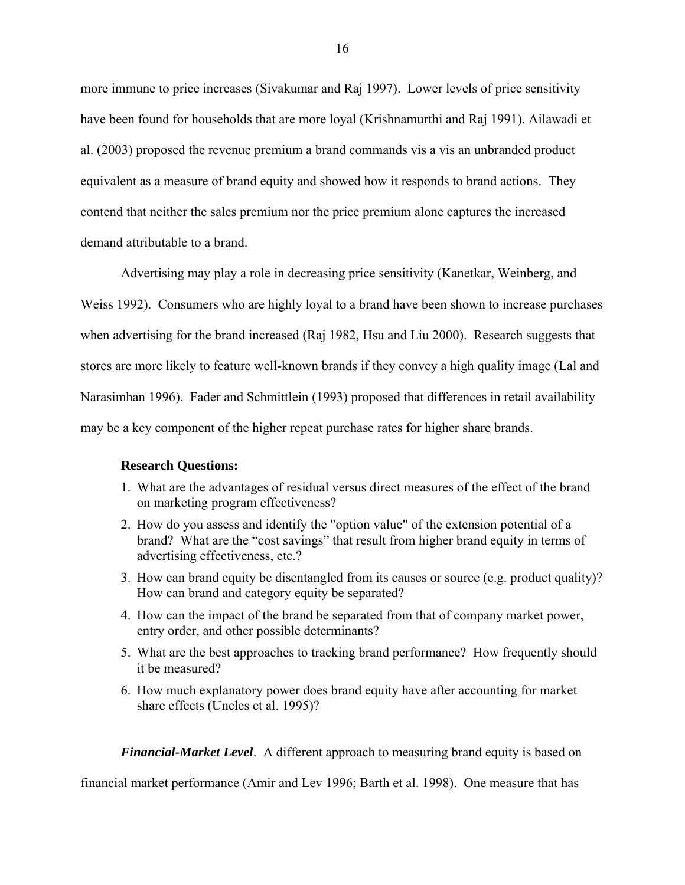more immune to price increases (Sivakumar and Raj 1997). Lower levels of price sensitivity have been found for households that are more loyal (Krishnamurthi and Raj 1991). Ailawadi et al. (2003) proposed the revenue premium a brand commands vis a vis an unbranded product equivalent as a measure of brand equity and showed how it responds to brand actions. They contend that neither the sales premium nor the price premium alone captures the increased demand attributable to a brand.

Advertising may play a role in decreasing price sensitivity (Kanetkar, Weinberg, and Weiss 1992). Consumers who are highly loyal to a brand have been shown to increase purchases when advertising for the brand increased (Raj 1982, Hsu and Liu 2000). Research suggests that stores are more likely to feature well-known brands if they convey a high quality image (Lal and Narasimhan 1996). Fader and Schmittlein (1993) proposed that differences in retail availability may be a key component of the higher repeat purchase rates for higher share brands.

**Research Questions:**

1. What are the advantages of residual versus direct measures of the effect of the brand on marketing program effectiveness?
2. How do you assess and identify the "option value" of the extension potential of a brand? What are the "cost savings" that result from higher brand equity in terms of advertising effectiveness, etc.?
3. How can brand equity be disentangled from its causes or source (e.g. product quality)? How can brand and category equity be separated?
4. How can the impact of the brand be separated from that of company market power, entry order, and other possible determinants?
5. What are the best approaches to tracking brand performance? How frequently should it be measured?
6. How much explanatory power does brand equity have after accounting for market share effects (Uncles et al. 1995)?

***Financial-Market Level***. A different approach to measuring brand equity is based on financial market performance (Amir and Lev 1996; Barth et al. 1998). One measure that has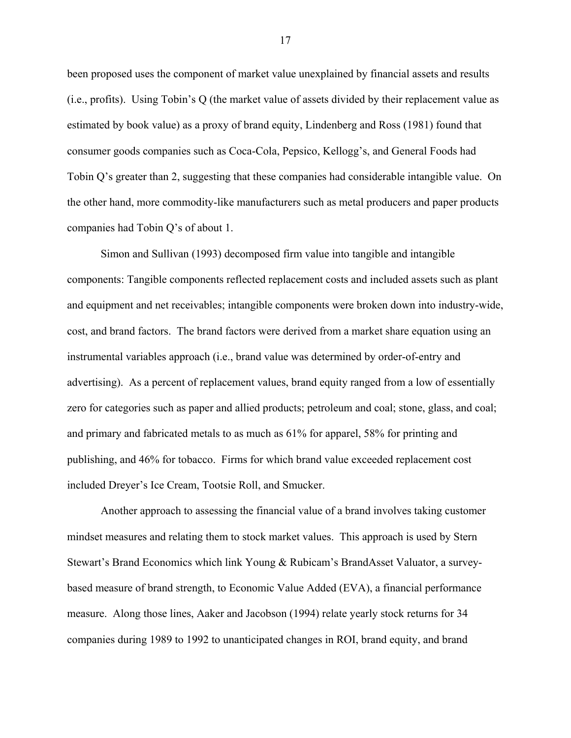been proposed uses the component of market value unexplained by financial assets and results (i.e., profits). Using Tobin's Q (the market value of assets divided by their replacement value as estimated by book value) as a proxy of brand equity, Lindenberg and Ross (1981) found that consumer goods companies such as Coca-Cola, Pepsico, Kellogg's, and General Foods had Tobin Q's greater than 2, suggesting that these companies had considerable intangible value. On the other hand, more commodity-like manufacturers such as metal producers and paper products companies had Tobin Q's of about 1.

Simon and Sullivan (1993) decomposed firm value into tangible and intangible components: Tangible components reflected replacement costs and included assets such as plant and equipment and net receivables; intangible components were broken down into industry-wide, cost, and brand factors. The brand factors were derived from a market share equation using an instrumental variables approach (i.e., brand value was determined by order-of-entry and advertising). As a percent of replacement values, brand equity ranged from a low of essentially zero for categories such as paper and allied products; petroleum and coal; stone, glass, and coal; and primary and fabricated metals to as much as 61% for apparel, 58% for printing and publishing, and 46% for tobacco. Firms for which brand value exceeded replacement cost included Dreyer's Ice Cream, Tootsie Roll, and Smucker.

Another approach to assessing the financial value of a brand involves taking customer mindset measures and relating them to stock market values. This approach is used by Stern Stewart's Brand Economics which link Young & Rubicam's BrandAsset Valuator, a survey-based measure of brand strength, to Economic Value Added (EVA), a financial performance measure. Along those lines, Aaker and Jacobson (1994) relate yearly stock returns for 34 companies during 1989 to 1992 to unanticipated changes in ROI, brand equity, and brand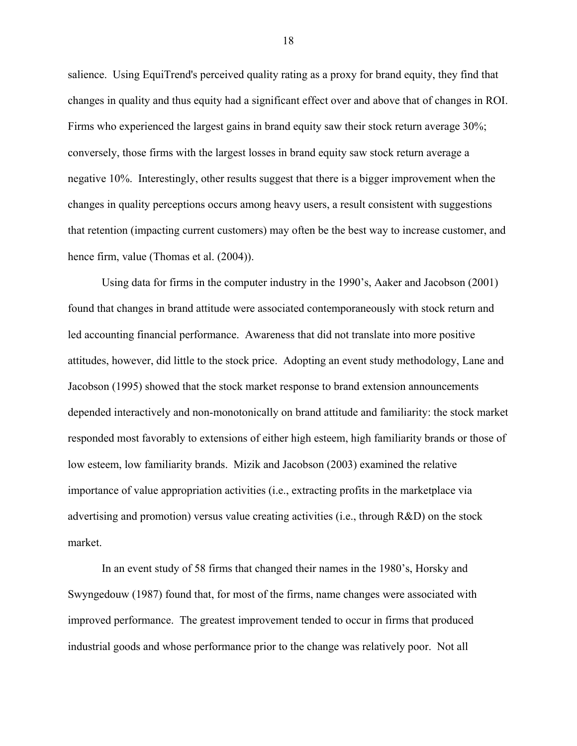salience. Using EquiTrend's perceived quality rating as a proxy for brand equity, they find that changes in quality and thus equity had a significant effect over and above that of changes in ROI. Firms who experienced the largest gains in brand equity saw their stock return average 30%; conversely, those firms with the largest losses in brand equity saw stock return average a negative 10%. Interestingly, other results suggest that there is a bigger improvement when the changes in quality perceptions occurs among heavy users, a result consistent with suggestions that retention (impacting current customers) may often be the best way to increase customer, and hence firm, value (Thomas et al. (2004)).

Using data for firms in the computer industry in the 1990's, Aaker and Jacobson (2001) found that changes in brand attitude were associated contemporaneously with stock return and led accounting financial performance. Awareness that did not translate into more positive attitudes, however, did little to the stock price. Adopting an event study methodology, Lane and Jacobson (1995) showed that the stock market response to brand extension announcements depended interactively and non-monotonically on brand attitude and familiarity: the stock market responded most favorably to extensions of either high esteem, high familiarity brands or those of low esteem, low familiarity brands. Mizik and Jacobson (2003) examined the relative importance of value appropriation activities (i.e., extracting profits in the marketplace via advertising and promotion) versus value creating activities (i.e., through R&D) on the stock market.

In an event study of 58 firms that changed their names in the 1980's, Horsky and Swyngedouw (1987) found that, for most of the firms, name changes were associated with improved performance. The greatest improvement tended to occur in firms that produced industrial goods and whose performance prior to the change was relatively poor. Not all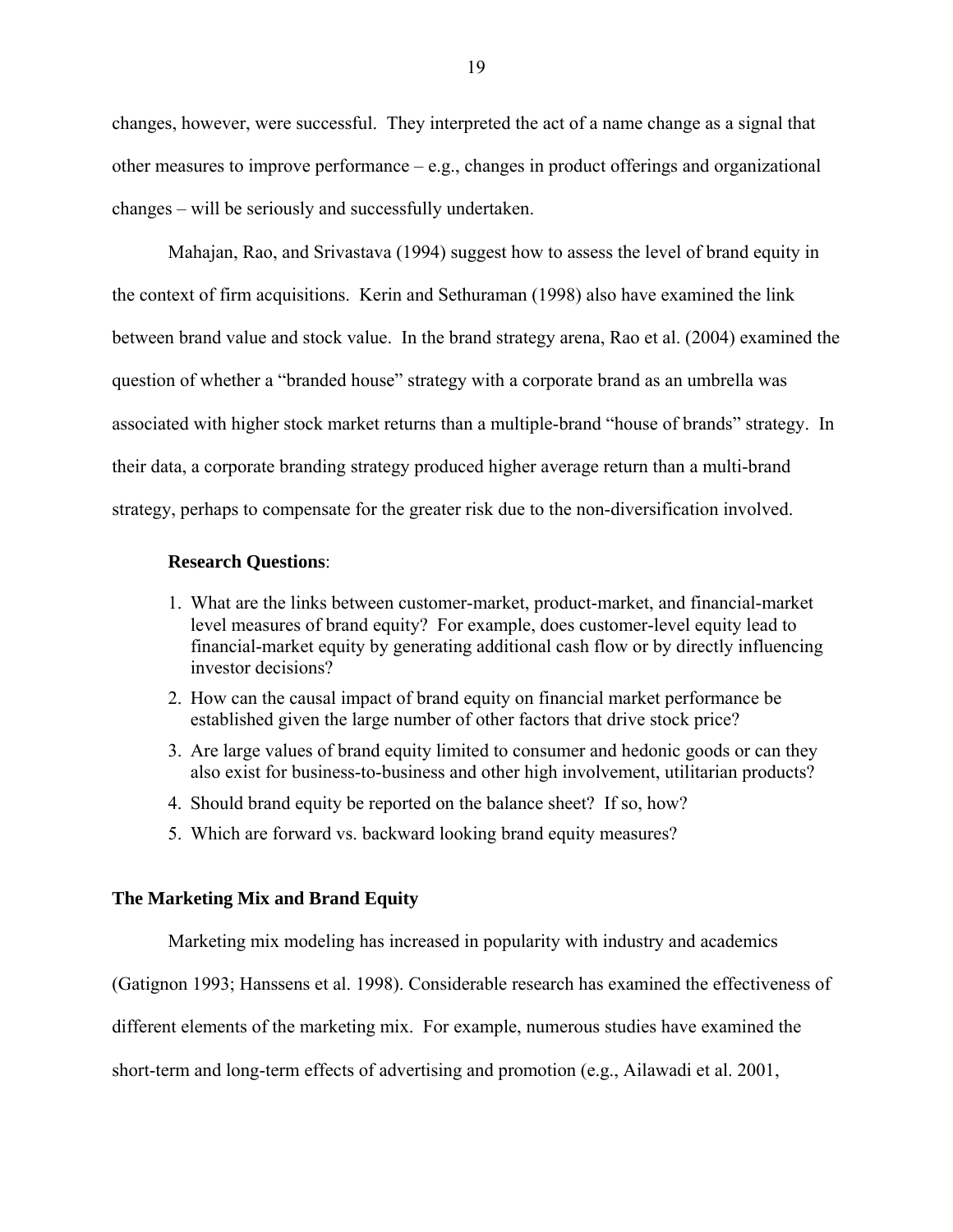changes, however, were successful. They interpreted the act of a name change as a signal that other measures to improve performance – e.g., changes in product offerings and organizational changes – will be seriously and successfully undertaken.

Mahajan, Rao, and Srivastava (1994) suggest how to assess the level of brand equity in the context of firm acquisitions. Kerin and Sethuraman (1998) also have examined the link between brand value and stock value. In the brand strategy arena, Rao et al. (2004) examined the question of whether a "branded house" strategy with a corporate brand as an umbrella was associated with higher stock market returns than a multiple-brand "house of brands" strategy. In their data, a corporate branding strategy produced higher average return than a multi-brand strategy, perhaps to compensate for the greater risk due to the non-diversification involved.

**Research Questions**:

1. What are the links between customer-market, product-market, and financial-market level measures of brand equity? For example, does customer-level equity lead to financial-market equity by generating additional cash flow or by directly influencing investor decisions?
2. How can the causal impact of brand equity on financial market performance be established given the large number of other factors that drive stock price?
3. Are large values of brand equity limited to consumer and hedonic goods or can they also exist for business-to-business and other high involvement, utilitarian products?
4. Should brand equity be reported on the balance sheet? If so, how?
5. Which are forward vs. backward looking brand equity measures?

## The Marketing Mix and Brand Equity

Marketing mix modeling has increased in popularity with industry and academics (Gatignon 1993; Hanssens et al. 1998). Considerable research has examined the effectiveness of different elements of the marketing mix. For example, numerous studies have examined the short-term and long-term effects of advertising and promotion (e.g., Ailawadi et al. 2001,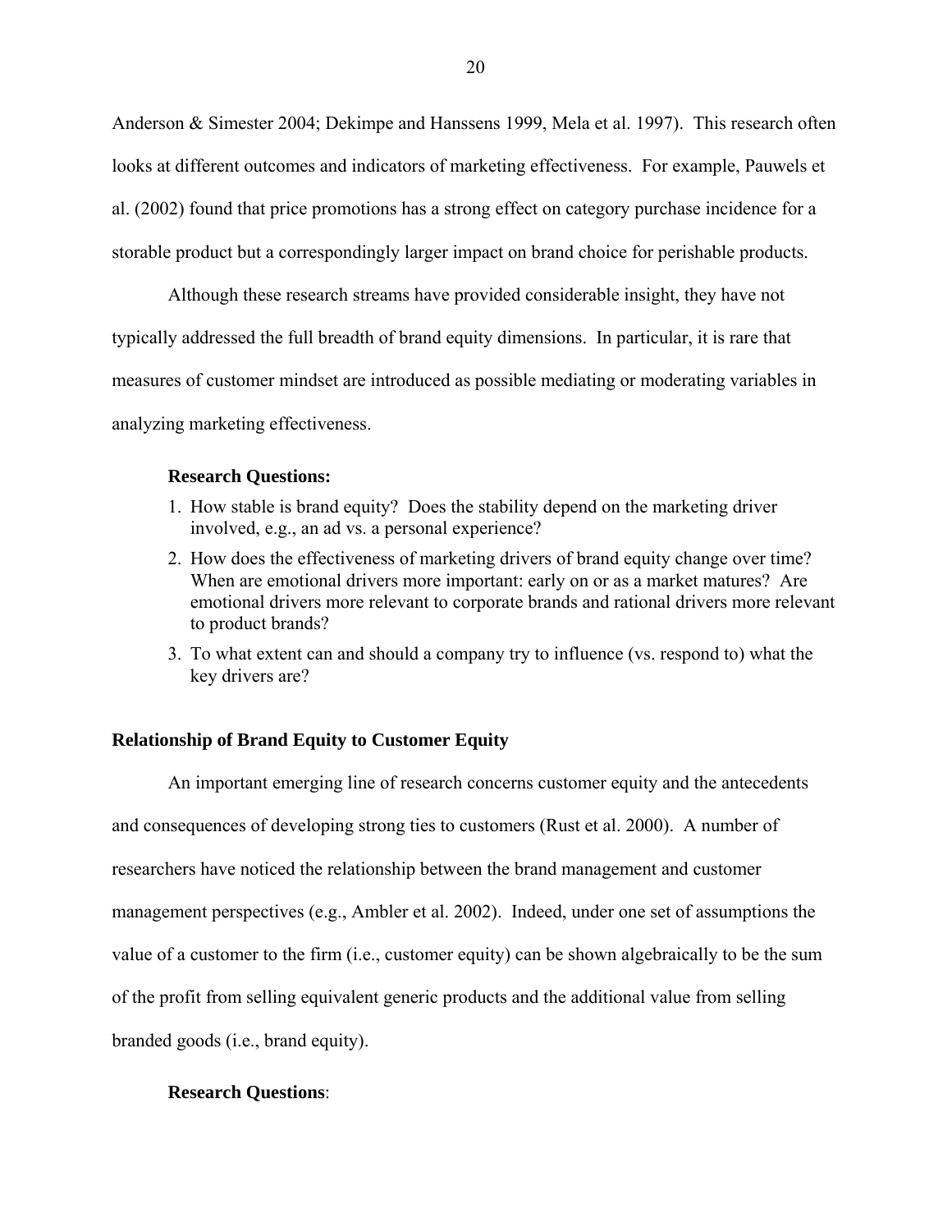Anderson & Simester 2004; Dekimpe and Hanssens 1999, Mela et al. 1997). This research often looks at different outcomes and indicators of marketing effectiveness. For example, Pauwels et al. (2002) found that price promotions has a strong effect on category purchase incidence for a storable product but a correspondingly larger impact on brand choice for perishable products.

Although these research streams have provided considerable insight, they have not typically addressed the full breadth of brand equity dimensions. In particular, it is rare that measures of customer mindset are introduced as possible mediating or moderating variables in analyzing marketing effectiveness.

**Research Questions:**

1. How stable is brand equity? Does the stability depend on the marketing driver involved, e.g., an ad vs. a personal experience?
2. How does the effectiveness of marketing drivers of brand equity change over time? When are emotional drivers more important: early on or as a market matures? Are emotional drivers more relevant to corporate brands and rational drivers more relevant to product brands?
3. To what extent can and should a company try to influence (vs. respond to) what the key drivers are?

### Relationship of Brand Equity to Customer Equity

An important emerging line of research concerns customer equity and the antecedents and consequences of developing strong ties to customers (Rust et al. 2000). A number of researchers have noticed the relationship between the brand management and customer management perspectives (e.g., Ambler et al. 2002). Indeed, under one set of assumptions the value of a customer to the firm (i.e., customer equity) can be shown algebraically to be the sum of the profit from selling equivalent generic products and the additional value from selling branded goods (i.e., brand equity).

**Research Questions**: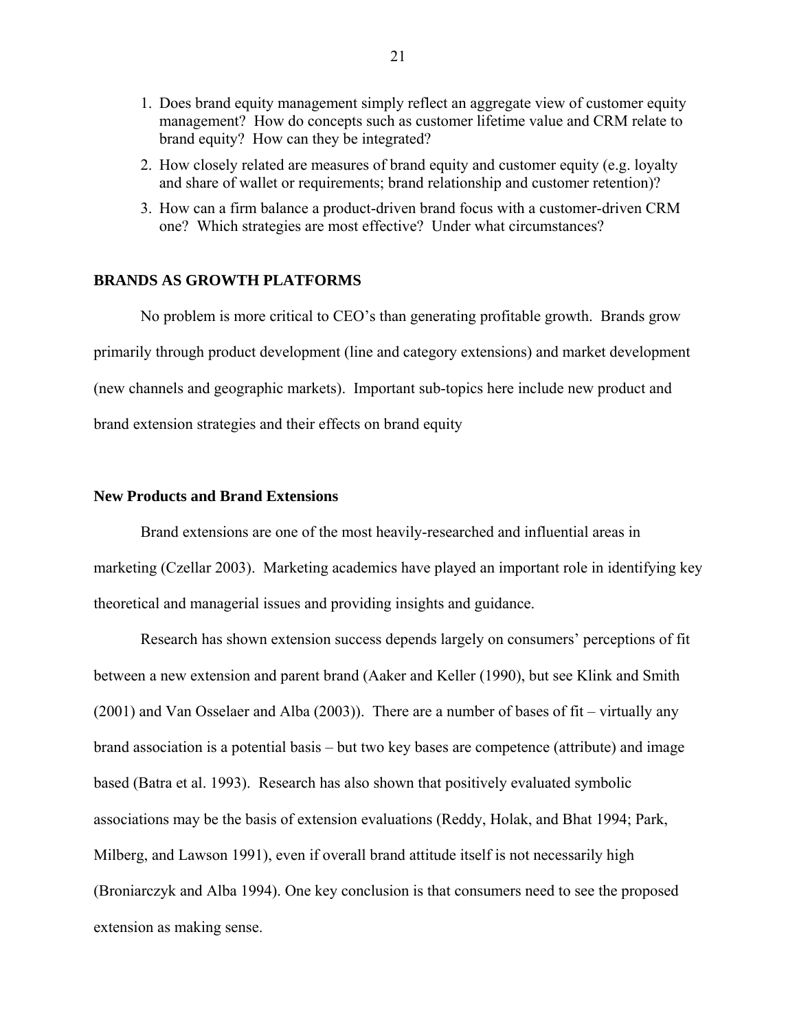1. Does brand equity management simply reflect an aggregate view of customer equity management? How do concepts such as customer lifetime value and CRM relate to brand equity? How can they be integrated?
2. How closely related are measures of brand equity and customer equity (e.g. loyalty and share of wallet or requirements; brand relationship and customer retention)?
3. How can a firm balance a product-driven brand focus with a customer-driven CRM one? Which strategies are most effective? Under what circumstances?

## BRANDS AS GROWTH PLATFORMS

No problem is more critical to CEO's than generating profitable growth. Brands grow primarily through product development (line and category extensions) and market development (new channels and geographic markets). Important sub-topics here include new product and brand extension strategies and their effects on brand equity

### New Products and Brand Extensions

Brand extensions are one of the most heavily-researched and influential areas in marketing (Czellar 2003). Marketing academics have played an important role in identifying key theoretical and managerial issues and providing insights and guidance.

Research has shown extension success depends largely on consumers' perceptions of fit between a new extension and parent brand (Aaker and Keller (1990), but see Klink and Smith (2001) and Van Osselaer and Alba (2003)). There are a number of bases of fit – virtually any brand association is a potential basis – but two key bases are competence (attribute) and image based (Batra et al. 1993). Research has also shown that positively evaluated symbolic associations may be the basis of extension evaluations (Reddy, Holak, and Bhat 1994; Park, Milberg, and Lawson 1991), even if overall brand attitude itself is not necessarily high (Broniarczyk and Alba 1994). One key conclusion is that consumers need to see the proposed extension as making sense.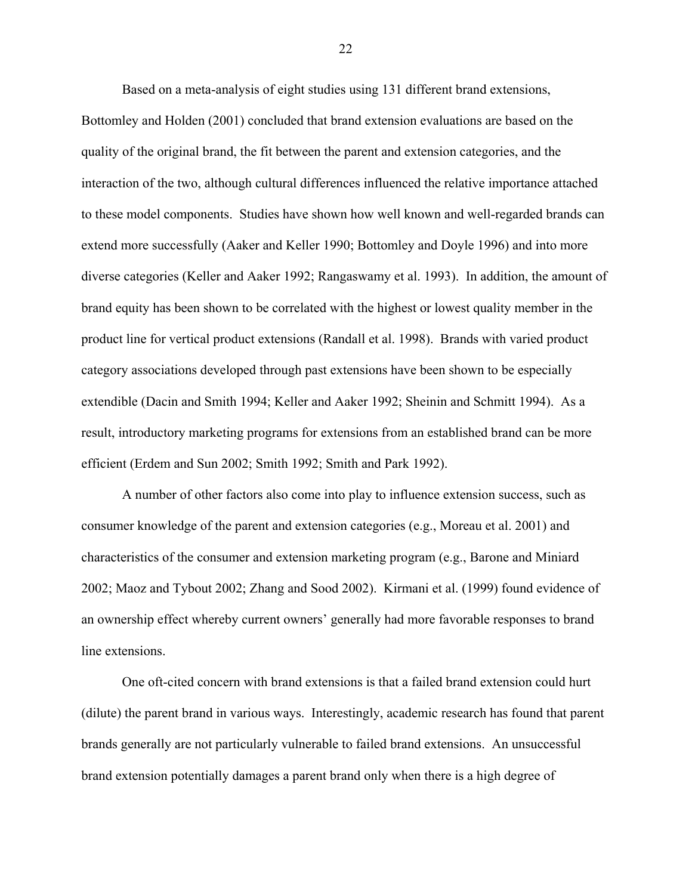Based on a meta-analysis of eight studies using 131 different brand extensions, Bottomley and Holden (2001) concluded that brand extension evaluations are based on the quality of the original brand, the fit between the parent and extension categories, and the interaction of the two, although cultural differences influenced the relative importance attached to these model components. Studies have shown how well known and well-regarded brands can extend more successfully (Aaker and Keller 1990; Bottomley and Doyle 1996) and into more diverse categories (Keller and Aaker 1992; Rangaswamy et al. 1993). In addition, the amount of brand equity has been shown to be correlated with the highest or lowest quality member in the product line for vertical product extensions (Randall et al. 1998). Brands with varied product category associations developed through past extensions have been shown to be especially extendible (Dacin and Smith 1994; Keller and Aaker 1992; Sheinin and Schmitt 1994). As a result, introductory marketing programs for extensions from an established brand can be more efficient (Erdem and Sun 2002; Smith 1992; Smith and Park 1992).

A number of other factors also come into play to influence extension success, such as consumer knowledge of the parent and extension categories (e.g., Moreau et al. 2001) and characteristics of the consumer and extension marketing program (e.g., Barone and Miniard 2002; Maoz and Tybout 2002; Zhang and Sood 2002). Kirmani et al. (1999) found evidence of an ownership effect whereby current owners' generally had more favorable responses to brand line extensions.

One oft-cited concern with brand extensions is that a failed brand extension could hurt (dilute) the parent brand in various ways. Interestingly, academic research has found that parent brands generally are not particularly vulnerable to failed brand extensions. An unsuccessful brand extension potentially damages a parent brand only when there is a high degree of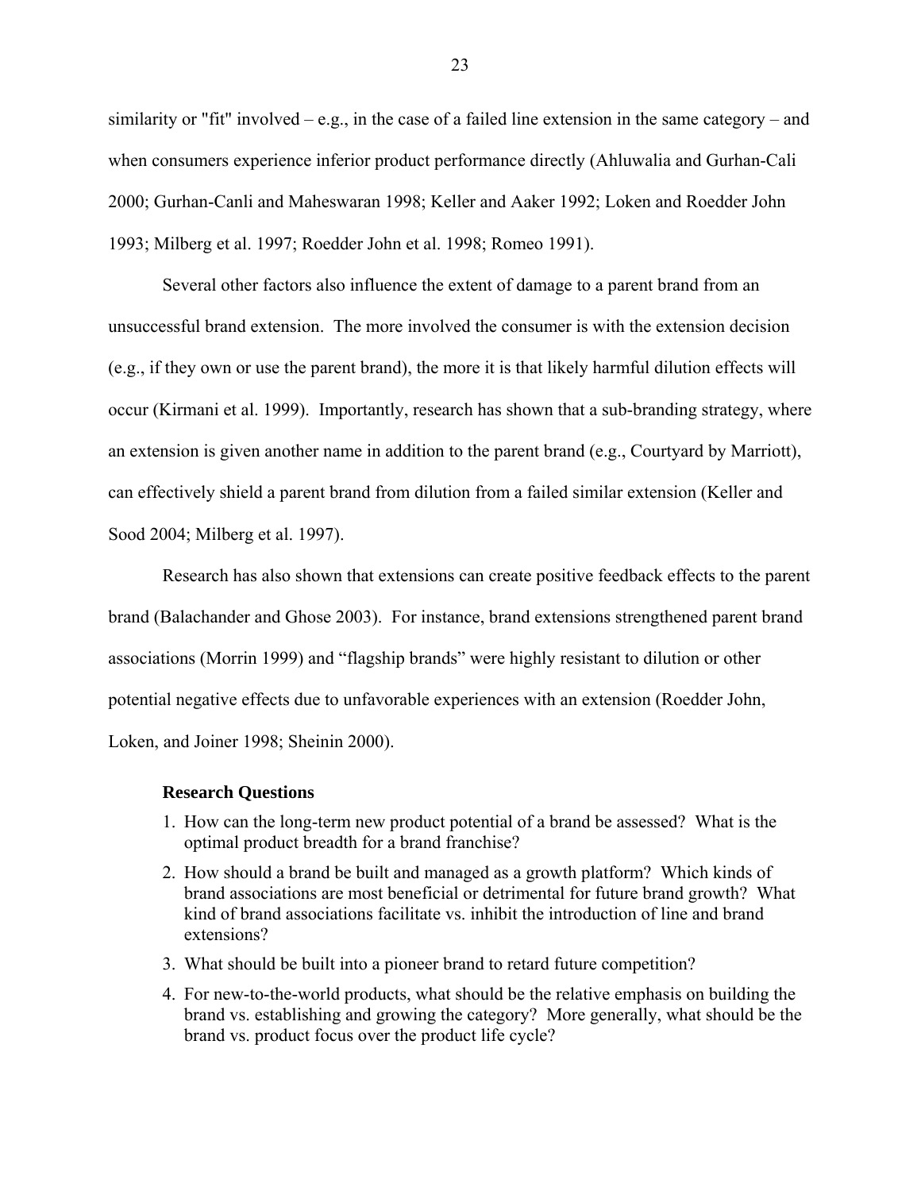similarity or "fit" involved – e.g., in the case of a failed line extension in the same category – and when consumers experience inferior product performance directly (Ahluwalia and Gurhan-Cali 2000; Gurhan-Canli and Maheswaran 1998; Keller and Aaker 1992; Loken and Roedder John 1993; Milberg et al. 1997; Roedder John et al. 1998; Romeo 1991).

Several other factors also influence the extent of damage to a parent brand from an unsuccessful brand extension. The more involved the consumer is with the extension decision (e.g., if they own or use the parent brand), the more it is that likely harmful dilution effects will occur (Kirmani et al. 1999). Importantly, research has shown that a sub-branding strategy, where an extension is given another name in addition to the parent brand (e.g., Courtyard by Marriott), can effectively shield a parent brand from dilution from a failed similar extension (Keller and Sood 2004; Milberg et al. 1997).

Research has also shown that extensions can create positive feedback effects to the parent brand (Balachander and Ghose 2003). For instance, brand extensions strengthened parent brand associations (Morrin 1999) and "flagship brands" were highly resistant to dilution or other potential negative effects due to unfavorable experiences with an extension (Roedder John, Loken, and Joiner 1998; Sheinin 2000).

**Research Questions**

1. How can the long-term new product potential of a brand be assessed? What is the optimal product breadth for a brand franchise?
2. How should a brand be built and managed as a growth platform? Which kinds of brand associations are most beneficial or detrimental for future brand growth? What kind of brand associations facilitate vs. inhibit the introduction of line and brand extensions?
3. What should be built into a pioneer brand to retard future competition?
4. For new-to-the-world products, what should be the relative emphasis on building the brand vs. establishing and growing the category? More generally, what should be the brand vs. product focus over the product life cycle?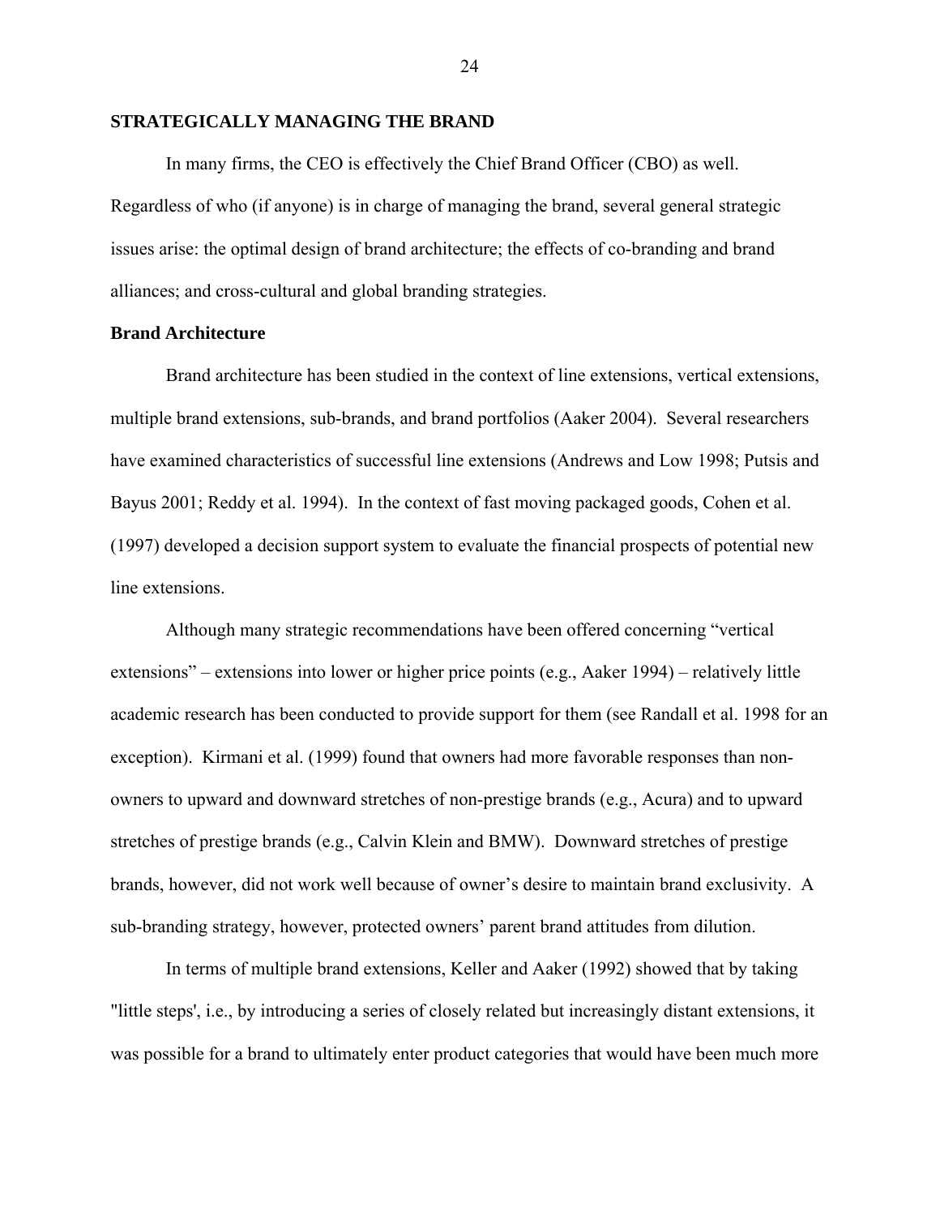## STRATEGICALLY MANAGING THE BRAND

In many firms, the CEO is effectively the Chief Brand Officer (CBO) as well. Regardless of who (if anyone) is in charge of managing the brand, several general strategic issues arise: the optimal design of brand architecture; the effects of co-branding and brand alliances; and cross-cultural and global branding strategies.

### Brand Architecture

Brand architecture has been studied in the context of line extensions, vertical extensions, multiple brand extensions, sub-brands, and brand portfolios (Aaker 2004). Several researchers have examined characteristics of successful line extensions (Andrews and Low 1998; Putsis and Bayus 2001; Reddy et al. 1994). In the context of fast moving packaged goods, Cohen et al. (1997) developed a decision support system to evaluate the financial prospects of potential new line extensions.

Although many strategic recommendations have been offered concerning "vertical extensions" – extensions into lower or higher price points (e.g., Aaker 1994) – relatively little academic research has been conducted to provide support for them (see Randall et al. 1998 for an exception). Kirmani et al. (1999) found that owners had more favorable responses than non-owners to upward and downward stretches of non-prestige brands (e.g., Acura) and to upward stretches of prestige brands (e.g., Calvin Klein and BMW). Downward stretches of prestige brands, however, did not work well because of owner's desire to maintain brand exclusivity. A sub-branding strategy, however, protected owners' parent brand attitudes from dilution.

In terms of multiple brand extensions, Keller and Aaker (1992) showed that by taking "little steps', i.e., by introducing a series of closely related but increasingly distant extensions, it was possible for a brand to ultimately enter product categories that would have been much more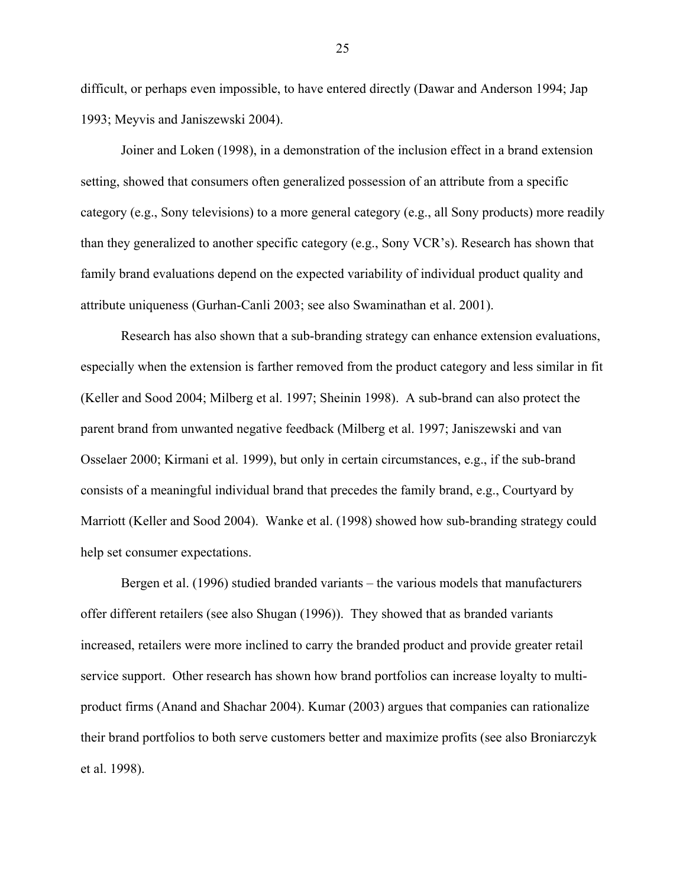difficult, or perhaps even impossible, to have entered directly (Dawar and Anderson 1994; Jap 1993; Meyvis and Janiszewski 2004).

Joiner and Loken (1998), in a demonstration of the inclusion effect in a brand extension setting, showed that consumers often generalized possession of an attribute from a specific category (e.g., Sony televisions) to a more general category (e.g., all Sony products) more readily than they generalized to another specific category (e.g., Sony VCR's). Research has shown that family brand evaluations depend on the expected variability of individual product quality and attribute uniqueness (Gurhan-Canli 2003; see also Swaminathan et al. 2001).

Research has also shown that a sub-branding strategy can enhance extension evaluations, especially when the extension is farther removed from the product category and less similar in fit (Keller and Sood 2004; Milberg et al. 1997; Sheinin 1998). A sub-brand can also protect the parent brand from unwanted negative feedback (Milberg et al. 1997; Janiszewski and van Osselaer 2000; Kirmani et al. 1999), but only in certain circumstances, e.g., if the sub-brand consists of a meaningful individual brand that precedes the family brand, e.g., Courtyard by Marriott (Keller and Sood 2004). Wanke et al. (1998) showed how sub-branding strategy could help set consumer expectations.

Bergen et al. (1996) studied branded variants – the various models that manufacturers offer different retailers (see also Shugan (1996)). They showed that as branded variants increased, retailers were more inclined to carry the branded product and provide greater retail service support. Other research has shown how brand portfolios can increase loyalty to multi-product firms (Anand and Shachar 2004). Kumar (2003) argues that companies can rationalize their brand portfolios to both serve customers better and maximize profits (see also Broniarczyk et al. 1998).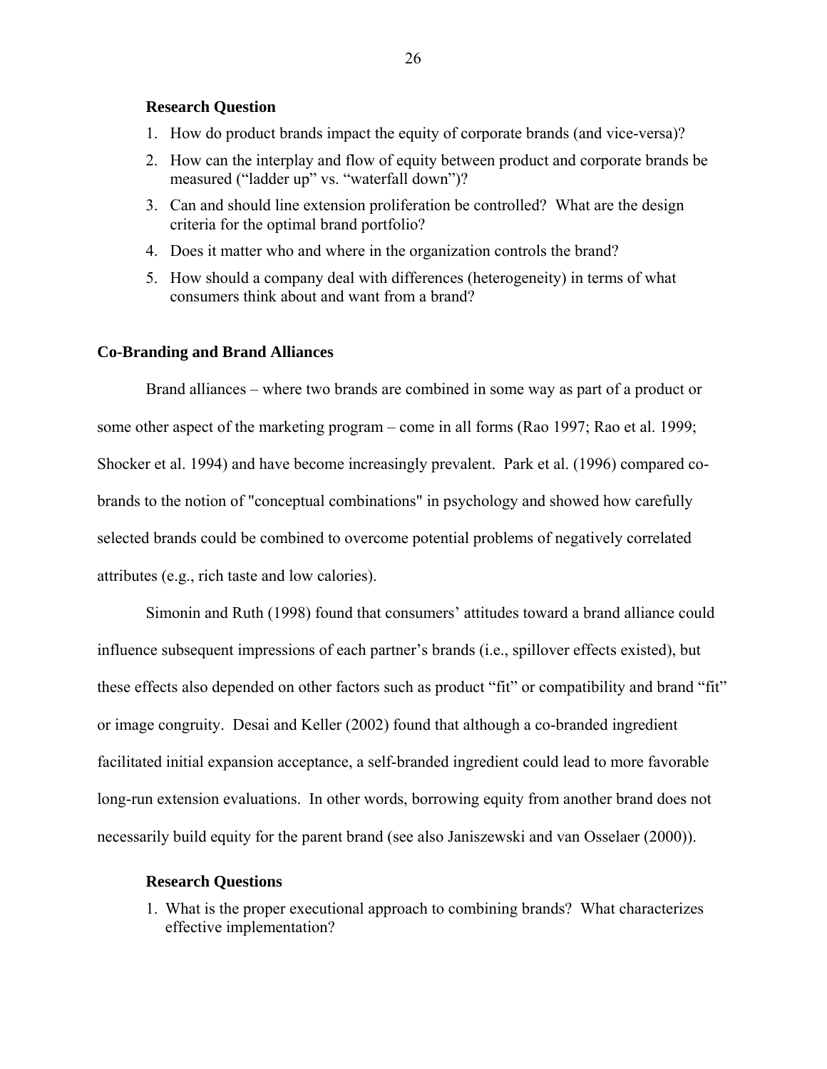**Research Question**

1. How do product brands impact the equity of corporate brands (and vice-versa)?
2. How can the interplay and flow of equity between product and corporate brands be measured ("ladder up" vs. "waterfall down")?
3. Can and should line extension proliferation be controlled? What are the design criteria for the optimal brand portfolio?
4. Does it matter who and where in the organization controls the brand?
5. How should a company deal with differences (heterogeneity) in terms of what consumers think about and want from a brand?

## Co-Branding and Brand Alliances

Brand alliances – where two brands are combined in some way as part of a product or some other aspect of the marketing program – come in all forms (Rao 1997; Rao et al. 1999; Shocker et al. 1994) and have become increasingly prevalent. Park et al. (1996) compared co-brands to the notion of "conceptual combinations" in psychology and showed how carefully selected brands could be combined to overcome potential problems of negatively correlated attributes (e.g., rich taste and low calories).

Simonin and Ruth (1998) found that consumers' attitudes toward a brand alliance could influence subsequent impressions of each partner's brands (i.e., spillover effects existed), but these effects also depended on other factors such as product "fit" or compatibility and brand "fit" or image congruity. Desai and Keller (2002) found that although a co-branded ingredient facilitated initial expansion acceptance, a self-branded ingredient could lead to more favorable long-run extension evaluations. In other words, borrowing equity from another brand does not necessarily build equity for the parent brand (see also Janiszewski and van Osselaer (2000)).

**Research Questions**

1. What is the proper executional approach to combining brands? What characterizes effective implementation?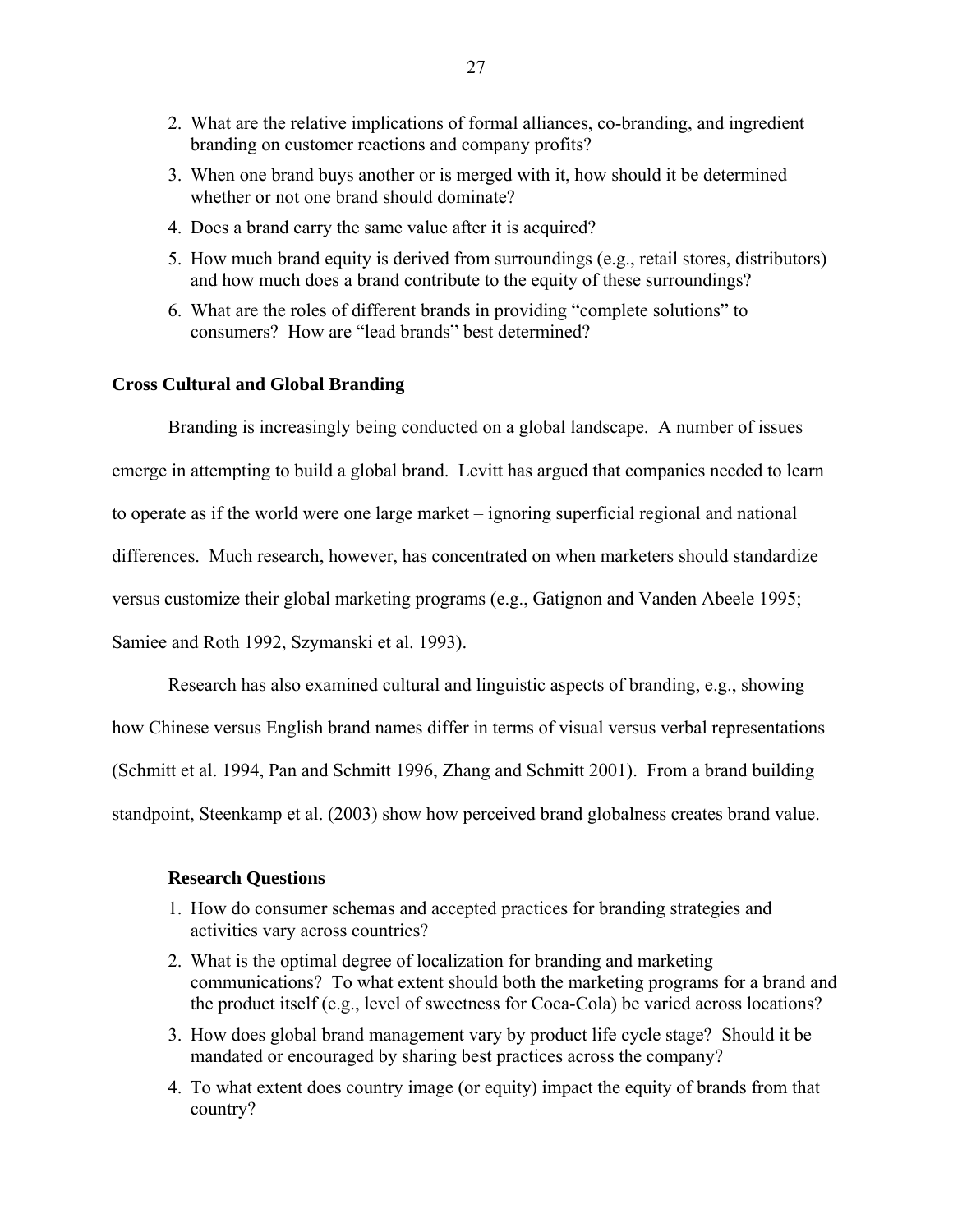2. What are the relative implications of formal alliances, co-branding, and ingredient branding on customer reactions and company profits?
3. When one brand buys another or is merged with it, how should it be determined whether or not one brand should dominate?
4. Does a brand carry the same value after it is acquired?
5. How much brand equity is derived from surroundings (e.g., retail stores, distributors) and how much does a brand contribute to the equity of these surroundings?
6. What are the roles of different brands in providing "complete solutions" to consumers? How are "lead brands" best determined?

## Cross Cultural and Global Branding

Branding is increasingly being conducted on a global landscape. A number of issues emerge in attempting to build a global brand. Levitt has argued that companies needed to learn to operate as if the world were one large market – ignoring superficial regional and national differences. Much research, however, has concentrated on when marketers should standardize versus customize their global marketing programs (e.g., Gatignon and Vanden Abeele 1995; Samiee and Roth 1992, Szymanski et al. 1993).

Research has also examined cultural and linguistic aspects of branding, e.g., showing how Chinese versus English brand names differ in terms of visual versus verbal representations (Schmitt et al. 1994, Pan and Schmitt 1996, Zhang and Schmitt 2001). From a brand building standpoint, Steenkamp et al. (2003) show how perceived brand globalness creates brand value.

### Research Questions

1. How do consumer schemas and accepted practices for branding strategies and activities vary across countries?
2. What is the optimal degree of localization for branding and marketing communications? To what extent should both the marketing programs for a brand and the product itself (e.g., level of sweetness for Coca-Cola) be varied across locations?
3. How does global brand management vary by product life cycle stage? Should it be mandated or encouraged by sharing best practices across the company?
4. To what extent does country image (or equity) impact the equity of brands from that country?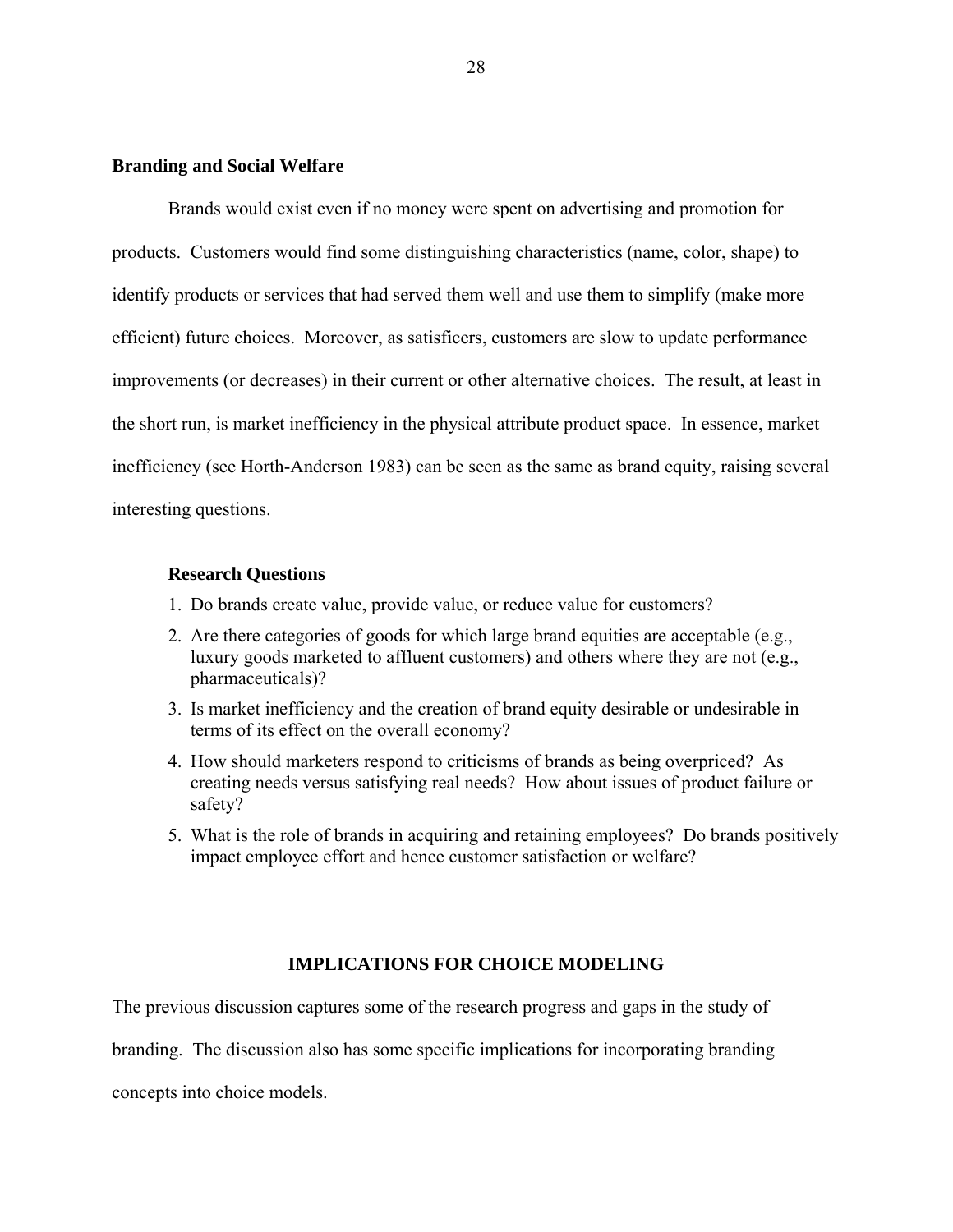### Branding and Social Welfare

Brands would exist even if no money were spent on advertising and promotion for products. Customers would find some distinguishing characteristics (name, color, shape) to identify products or services that had served them well and use them to simplify (make more efficient) future choices. Moreover, as satisficers, customers are slow to update performance improvements (or decreases) in their current or other alternative choices. The result, at least in the short run, is market inefficiency in the physical attribute product space. In essence, market inefficiency (see Horth-Anderson 1983) can be seen as the same as brand equity, raising several interesting questions.

#### Research Questions

1. Do brands create value, provide value, or reduce value for customers?
2. Are there categories of goods for which large brand equities are acceptable (e.g., luxury goods marketed to affluent customers) and others where they are not (e.g., pharmaceuticals)?
3. Is market inefficiency and the creation of brand equity desirable or undesirable in terms of its effect on the overall economy?
4. How should marketers respond to criticisms of brands as being overpriced? As creating needs versus satisfying real needs? How about issues of product failure or safety?
5. What is the role of brands in acquiring and retaining employees? Do brands positively impact employee effort and hence customer satisfaction or welfare?

## IMPLICATIONS FOR CHOICE MODELING

The previous discussion captures some of the research progress and gaps in the study of branding. The discussion also has some specific implications for incorporating branding concepts into choice models.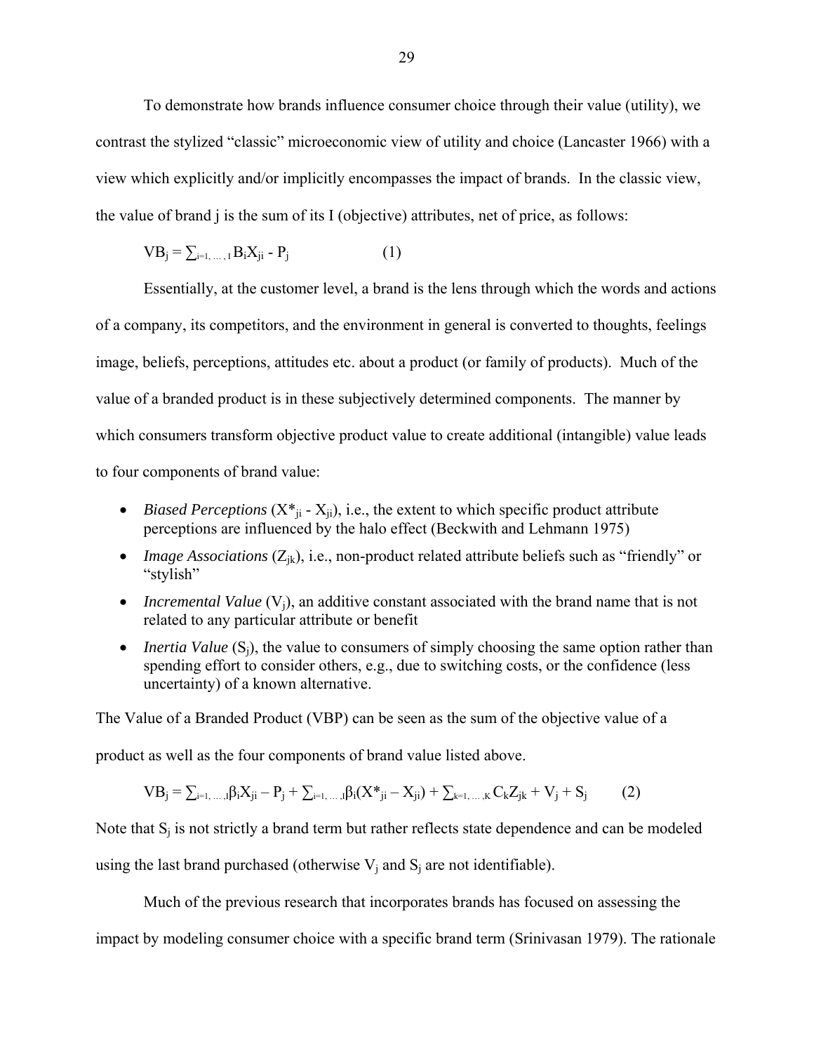To demonstrate how brands influence consumer choice through their value (utility), we contrast the stylized "classic" microeconomic view of utility and choice (Lancaster 1966) with a view which explicitly and/or implicitly encompasses the impact of brands. In the classic view, the value of brand j is the sum of its I (objective) attributes, net of price, as follows:

$$VB_j = \sum_{i=1,\ldots,I} B_i X_{ji} - P_j \qquad (1)$$

Essentially, at the customer level, a brand is the lens through which the words and actions of a company, its competitors, and the environment in general is converted to thoughts, feelings image, beliefs, perceptions, attitudes etc. about a product (or family of products). Much of the value of a branded product is in these subjectively determined components. The manner by which consumers transform objective product value to create additional (intangible) value leads to four components of brand value:

- *Biased Perceptions* ($X^*_{ji} - X_{ji}$), i.e., the extent to which specific product attribute perceptions are influenced by the halo effect (Beckwith and Lehmann 1975)
- *Image Associations* ($Z_{jk}$), i.e., non-product related attribute beliefs such as "friendly" or "stylish"
- *Incremental Value* ($V_j$), an additive constant associated with the brand name that is not related to any particular attribute or benefit
- *Inertia Value* ($S_j$), the value to consumers of simply choosing the same option rather than spending effort to consider others, e.g., due to switching costs, or the confidence (less uncertainty) of a known alternative.

The Value of a Branded Product (VBP) can be seen as the sum of the objective value of a product as well as the four components of brand value listed above.

$$VB_j = \sum_{i=1,\ldots,I} \beta_i X_{ji} - P_j + \sum_{i=1,\ldots,I} \beta_i (X^*_{ji} - X_{ji}) + \sum_{k=1,\ldots,K} C_k Z_{jk} + V_j + S_j \qquad (2)$$

Note that $S_j$ is not strictly a brand term but rather reflects state dependence and can be modeled using the last brand purchased (otherwise $V_j$ and $S_j$ are not identifiable).

Much of the previous research that incorporates brands has focused on assessing the impact by modeling consumer choice with a specific brand term (Srinivasan 1979). The rationale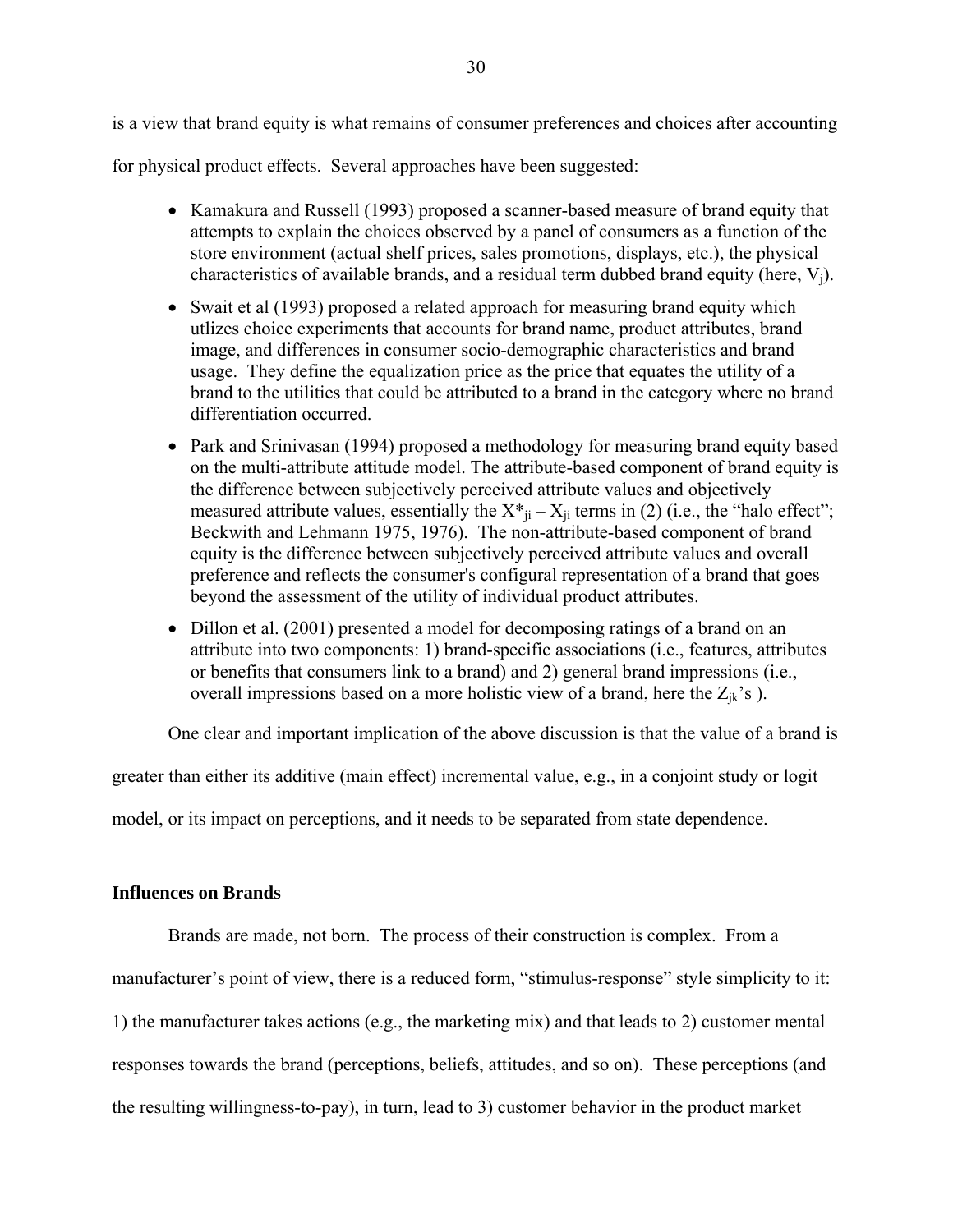is a view that brand equity is what remains of consumer preferences and choices after accounting for physical product effects. Several approaches have been suggested:

- Kamakura and Russell (1993) proposed a scanner-based measure of brand equity that attempts to explain the choices observed by a panel of consumers as a function of the store environment (actual shelf prices, sales promotions, displays, etc.), the physical characteristics of available brands, and a residual term dubbed brand equity (here, $V_j$).
- Swait et al (1993) proposed a related approach for measuring brand equity which utlizes choice experiments that accounts for brand name, product attributes, brand image, and differences in consumer socio-demographic characteristics and brand usage. They define the equalization price as the price that equates the utility of a brand to the utilities that could be attributed to a brand in the category where no brand differentiation occurred.
- Park and Srinivasan (1994) proposed a methodology for measuring brand equity based on the multi-attribute attitude model. The attribute-based component of brand equity is the difference between subjectively perceived attribute values and objectively measured attribute values, essentially the $X^*_{ji} - X_{ji}$ terms in (2) (i.e., the "halo effect"; Beckwith and Lehmann 1975, 1976). The non-attribute-based component of brand equity is the difference between subjectively perceived attribute values and overall preference and reflects the consumer's configural representation of a brand that goes beyond the assessment of the utility of individual product attributes.
- Dillon et al. (2001) presented a model for decomposing ratings of a brand on an attribute into two components: 1) brand-specific associations (i.e., features, attributes or benefits that consumers link to a brand) and 2) general brand impressions (i.e., overall impressions based on a more holistic view of a brand, here the $Z_{jk}$'s ).

One clear and important implication of the above discussion is that the value of a brand is greater than either its additive (main effect) incremental value, e.g., in a conjoint study or logit model, or its impact on perceptions, and it needs to be separated from state dependence.

**Influences on Brands**

Brands are made, not born. The process of their construction is complex. From a manufacturer's point of view, there is a reduced form, "stimulus-response" style simplicity to it: 1) the manufacturer takes actions (e.g., the marketing mix) and that leads to 2) customer mental responses towards the brand (perceptions, beliefs, attitudes, and so on). These perceptions (and the resulting willingness-to-pay), in turn, lead to 3) customer behavior in the product market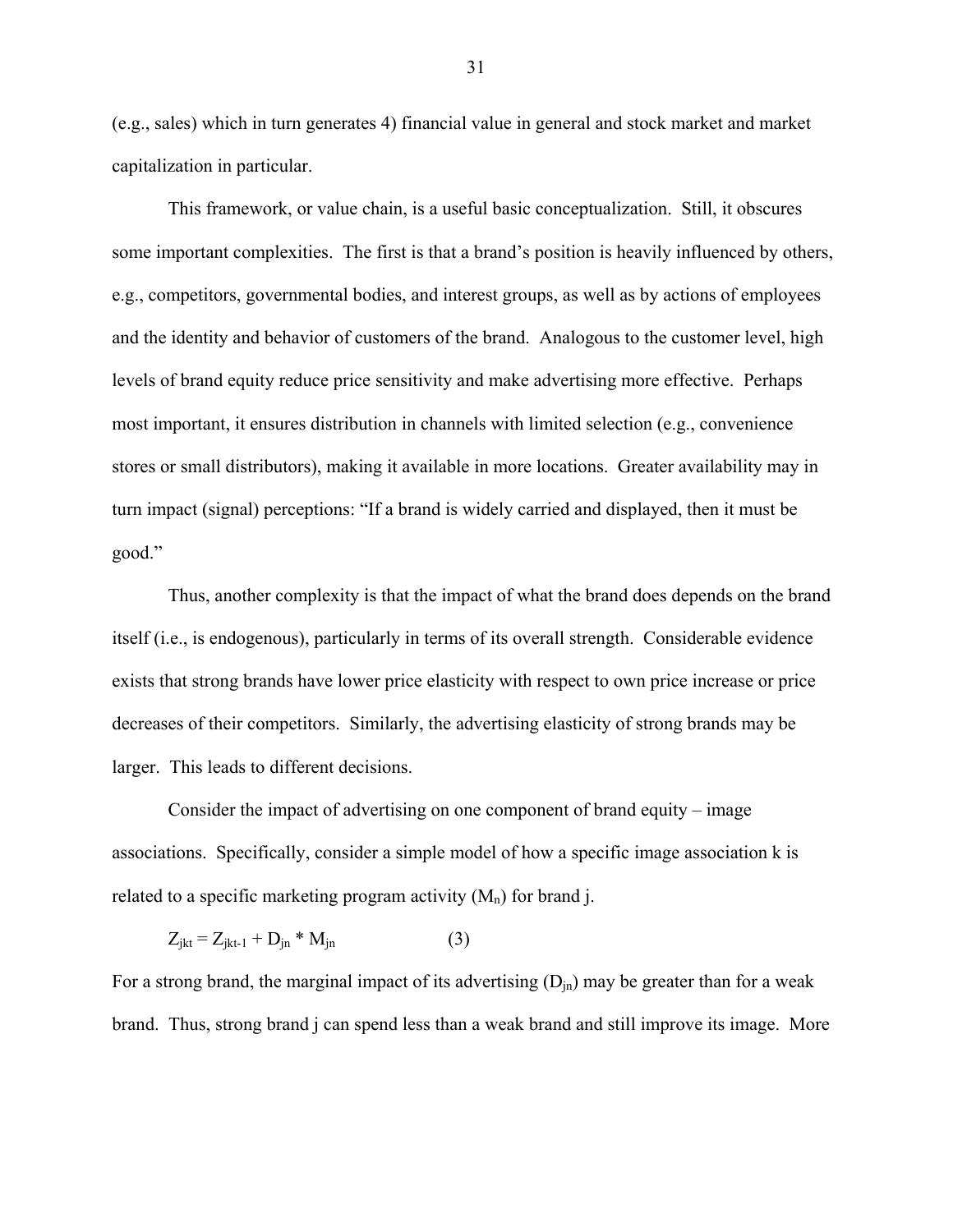(e.g., sales) which in turn generates 4) financial value in general and stock market and market capitalization in particular.

This framework, or value chain, is a useful basic conceptualization. Still, it obscures some important complexities. The first is that a brand's position is heavily influenced by others, e.g., competitors, governmental bodies, and interest groups, as well as by actions of employees and the identity and behavior of customers of the brand. Analogous to the customer level, high levels of brand equity reduce price sensitivity and make advertising more effective. Perhaps most important, it ensures distribution in channels with limited selection (e.g., convenience stores or small distributors), making it available in more locations. Greater availability may in turn impact (signal) perceptions: "If a brand is widely carried and displayed, then it must be good."

Thus, another complexity is that the impact of what the brand does depends on the brand itself (i.e., is endogenous), particularly in terms of its overall strength. Considerable evidence exists that strong brands have lower price elasticity with respect to own price increase or price decreases of their competitors. Similarly, the advertising elasticity of strong brands may be larger. This leads to different decisions.

Consider the impact of advertising on one component of brand equity – image associations. Specifically, consider a simple model of how a specific image association k is related to a specific marketing program activity ($M_n$) for brand j.

$$Z_{jkt} = Z_{jkt-1} + D_{jn} * M_{jn} \qquad (3)$$

For a strong brand, the marginal impact of its advertising ($D_{jn}$) may be greater than for a weak brand. Thus, strong brand j can spend less than a weak brand and still improve its image. More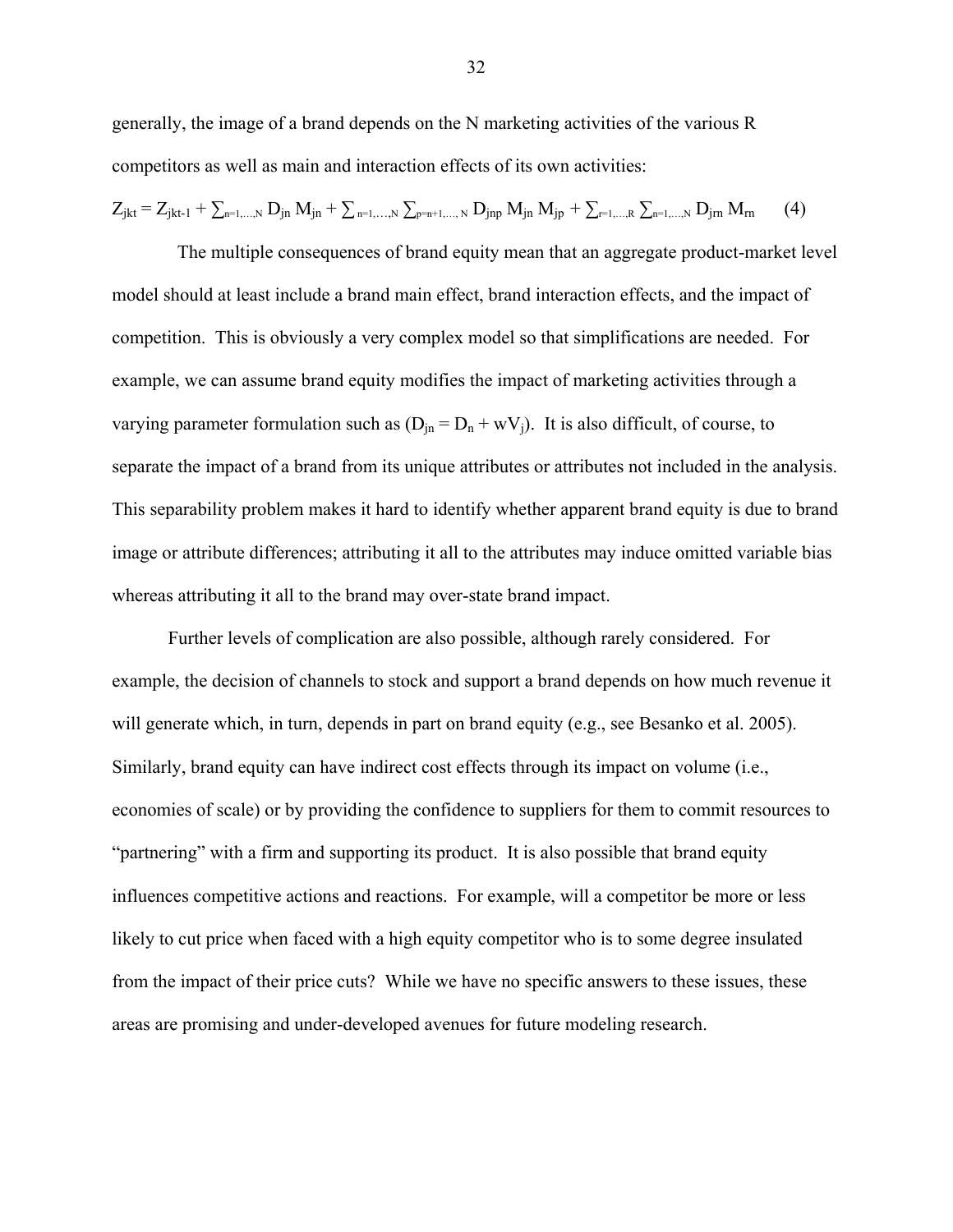generally, the image of a brand depends on the N marketing activities of the various R competitors as well as main and interaction effects of its own activities:

$$Z_{jkt} = Z_{jkt-1} + \sum_{n=1,\ldots,N} D_{jn} M_{jn} + \sum_{n=1,\ldots,N} \sum_{p=n+1,\ldots,N} D_{jnp} M_{jn} M_{jp} + \sum_{r=1,\ldots,R} \sum_{n=1,\ldots,N} D_{jrn} M_{rn} \qquad (4)$$

The multiple consequences of brand equity mean that an aggregate product-market level model should at least include a brand main effect, brand interaction effects, and the impact of competition. This is obviously a very complex model so that simplifications are needed. For example, we can assume brand equity modifies the impact of marketing activities through a varying parameter formulation such as ($D_{jn} = D_n + wV_j$). It is also difficult, of course, to separate the impact of a brand from its unique attributes or attributes not included in the analysis. This separability problem makes it hard to identify whether apparent brand equity is due to brand image or attribute differences; attributing it all to the attributes may induce omitted variable bias whereas attributing it all to the brand may over-state brand impact.

Further levels of complication are also possible, although rarely considered. For example, the decision of channels to stock and support a brand depends on how much revenue it will generate which, in turn, depends in part on brand equity (e.g., see Besanko et al. 2005). Similarly, brand equity can have indirect cost effects through its impact on volume (i.e., economies of scale) or by providing the confidence to suppliers for them to commit resources to "partnering" with a firm and supporting its product. It is also possible that brand equity influences competitive actions and reactions. For example, will a competitor be more or less likely to cut price when faced with a high equity competitor who is to some degree insulated from the impact of their price cuts? While we have no specific answers to these issues, these areas are promising and under-developed avenues for future modeling research.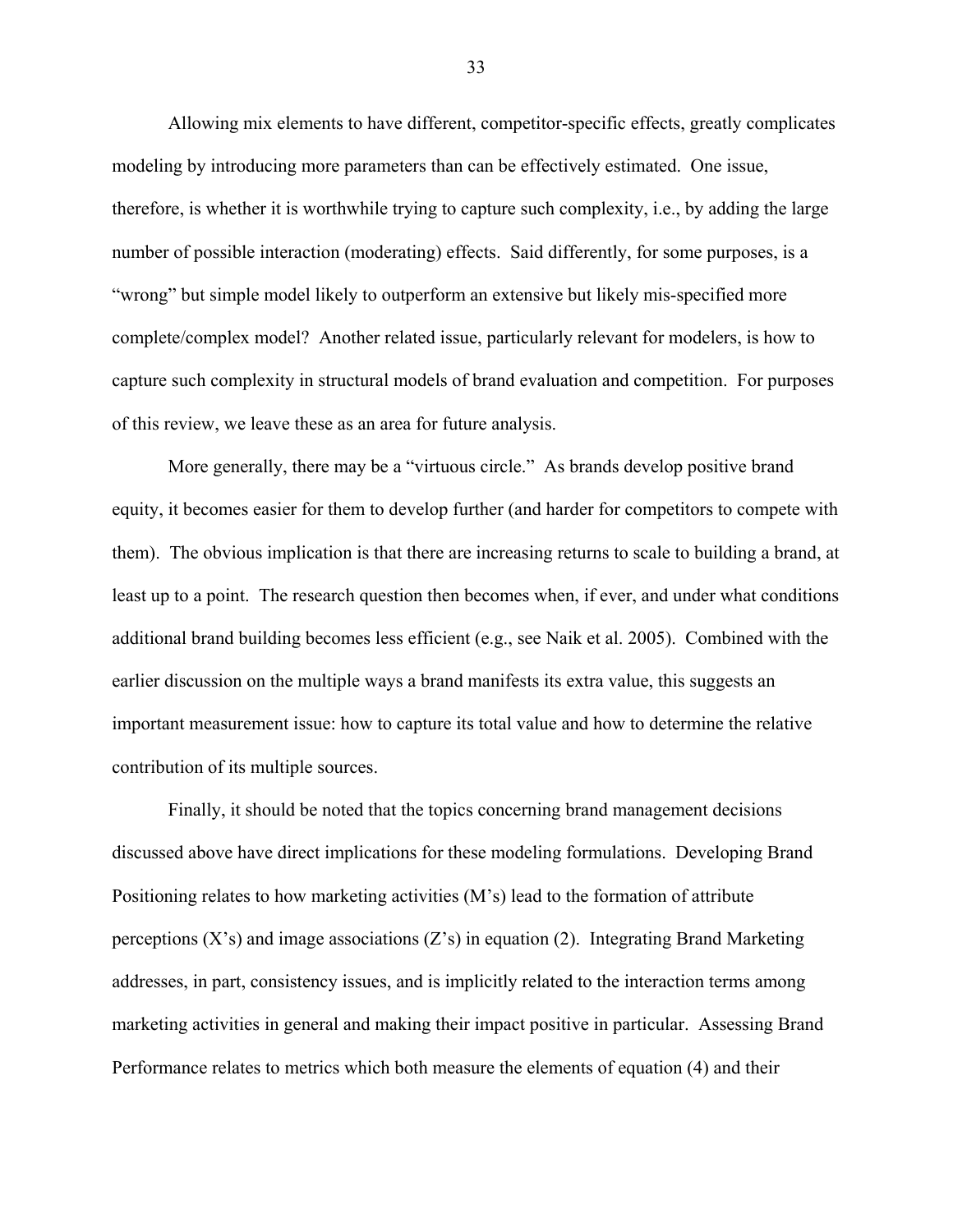Allowing mix elements to have different, competitor-specific effects, greatly complicates modeling by introducing more parameters than can be effectively estimated. One issue, therefore, is whether it is worthwhile trying to capture such complexity, i.e., by adding the large number of possible interaction (moderating) effects. Said differently, for some purposes, is a "wrong" but simple model likely to outperform an extensive but likely mis-specified more complete/complex model? Another related issue, particularly relevant for modelers, is how to capture such complexity in structural models of brand evaluation and competition. For purposes of this review, we leave these as an area for future analysis.

More generally, there may be a "virtuous circle." As brands develop positive brand equity, it becomes easier for them to develop further (and harder for competitors to compete with them). The obvious implication is that there are increasing returns to scale to building a brand, at least up to a point. The research question then becomes when, if ever, and under what conditions additional brand building becomes less efficient (e.g., see Naik et al. 2005). Combined with the earlier discussion on the multiple ways a brand manifests its extra value, this suggests an important measurement issue: how to capture its total value and how to determine the relative contribution of its multiple sources.

Finally, it should be noted that the topics concerning brand management decisions discussed above have direct implications for these modeling formulations. Developing Brand Positioning relates to how marketing activities (M's) lead to the formation of attribute perceptions (X's) and image associations (Z's) in equation (2). Integrating Brand Marketing addresses, in part, consistency issues, and is implicitly related to the interaction terms among marketing activities in general and making their impact positive in particular. Assessing Brand Performance relates to metrics which both measure the elements of equation (4) and their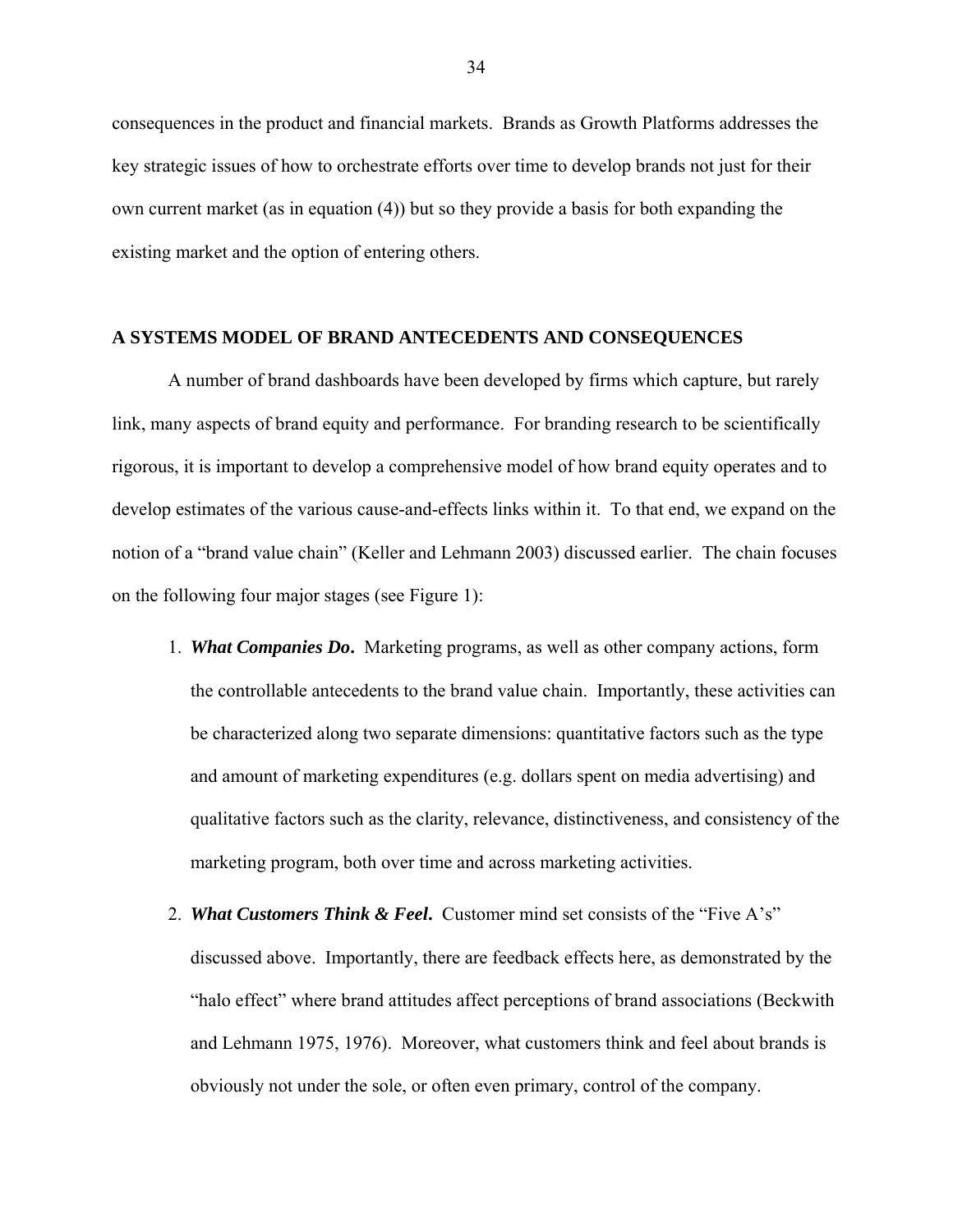consequences in the product and financial markets. Brands as Growth Platforms addresses the key strategic issues of how to orchestrate efforts over time to develop brands not just for their own current market (as in equation (4)) but so they provide a basis for both expanding the existing market and the option of entering others.

## A SYSTEMS MODEL OF BRAND ANTECEDENTS AND CONSEQUENCES

A number of brand dashboards have been developed by firms which capture, but rarely link, many aspects of brand equity and performance. For branding research to be scientifically rigorous, it is important to develop a comprehensive model of how brand equity operates and to develop estimates of the various cause-and-effects links within it. To that end, we expand on the notion of a "brand value chain" (Keller and Lehmann 2003) discussed earlier. The chain focuses on the following four major stages (see Figure 1):

1. ***What Companies Do*.** Marketing programs, as well as other company actions, form the controllable antecedents to the brand value chain. Importantly, these activities can be characterized along two separate dimensions: quantitative factors such as the type and amount of marketing expenditures (e.g. dollars spent on media advertising) and qualitative factors such as the clarity, relevance, distinctiveness, and consistency of the marketing program, both over time and across marketing activities.

2. ***What Customers Think & Feel*.** Customer mind set consists of the "Five A's" discussed above. Importantly, there are feedback effects here, as demonstrated by the "halo effect" where brand attitudes affect perceptions of brand associations (Beckwith and Lehmann 1975, 1976). Moreover, what customers think and feel about brands is obviously not under the sole, or often even primary, control of the company.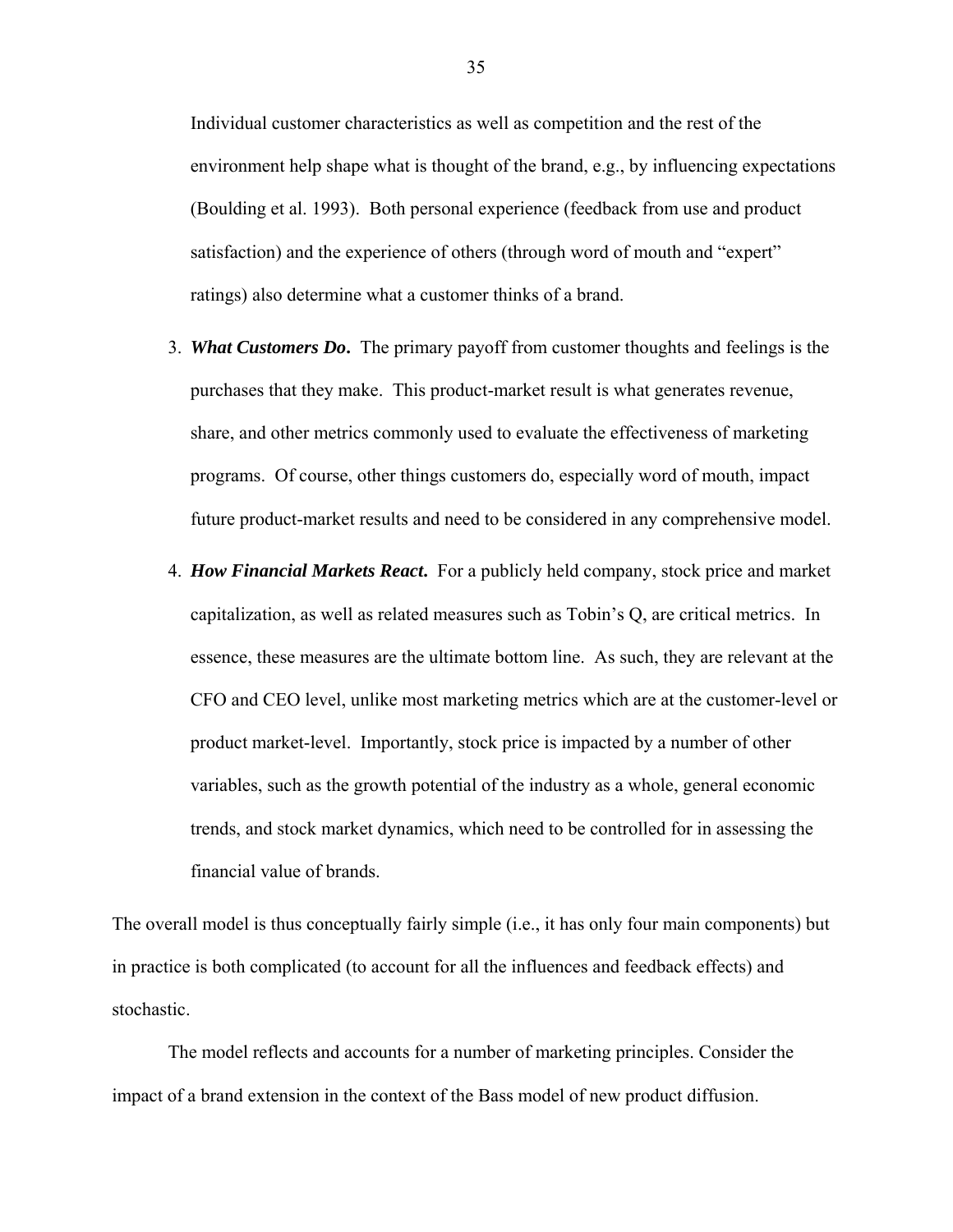Individual customer characteristics as well as competition and the rest of the environment help shape what is thought of the brand, e.g., by influencing expectations (Boulding et al. 1993). Both personal experience (feedback from use and product satisfaction) and the experience of others (through word of mouth and "expert" ratings) also determine what a customer thinks of a brand.

3. ***What Customers Do*.** The primary payoff from customer thoughts and feelings is the purchases that they make. This product-market result is what generates revenue, share, and other metrics commonly used to evaluate the effectiveness of marketing programs. Of course, other things customers do, especially word of mouth, impact future product-market results and need to be considered in any comprehensive model.

4. ***How Financial Markets React*.** For a publicly held company, stock price and market capitalization, as well as related measures such as Tobin's Q, are critical metrics. In essence, these measures are the ultimate bottom line. As such, they are relevant at the CFO and CEO level, unlike most marketing metrics which are at the customer-level or product market-level. Importantly, stock price is impacted by a number of other variables, such as the growth potential of the industry as a whole, general economic trends, and stock market dynamics, which need to be controlled for in assessing the financial value of brands.

The overall model is thus conceptually fairly simple (i.e., it has only four main components) but in practice is both complicated (to account for all the influences and feedback effects) and stochastic.

The model reflects and accounts for a number of marketing principles. Consider the impact of a brand extension in the context of the Bass model of new product diffusion.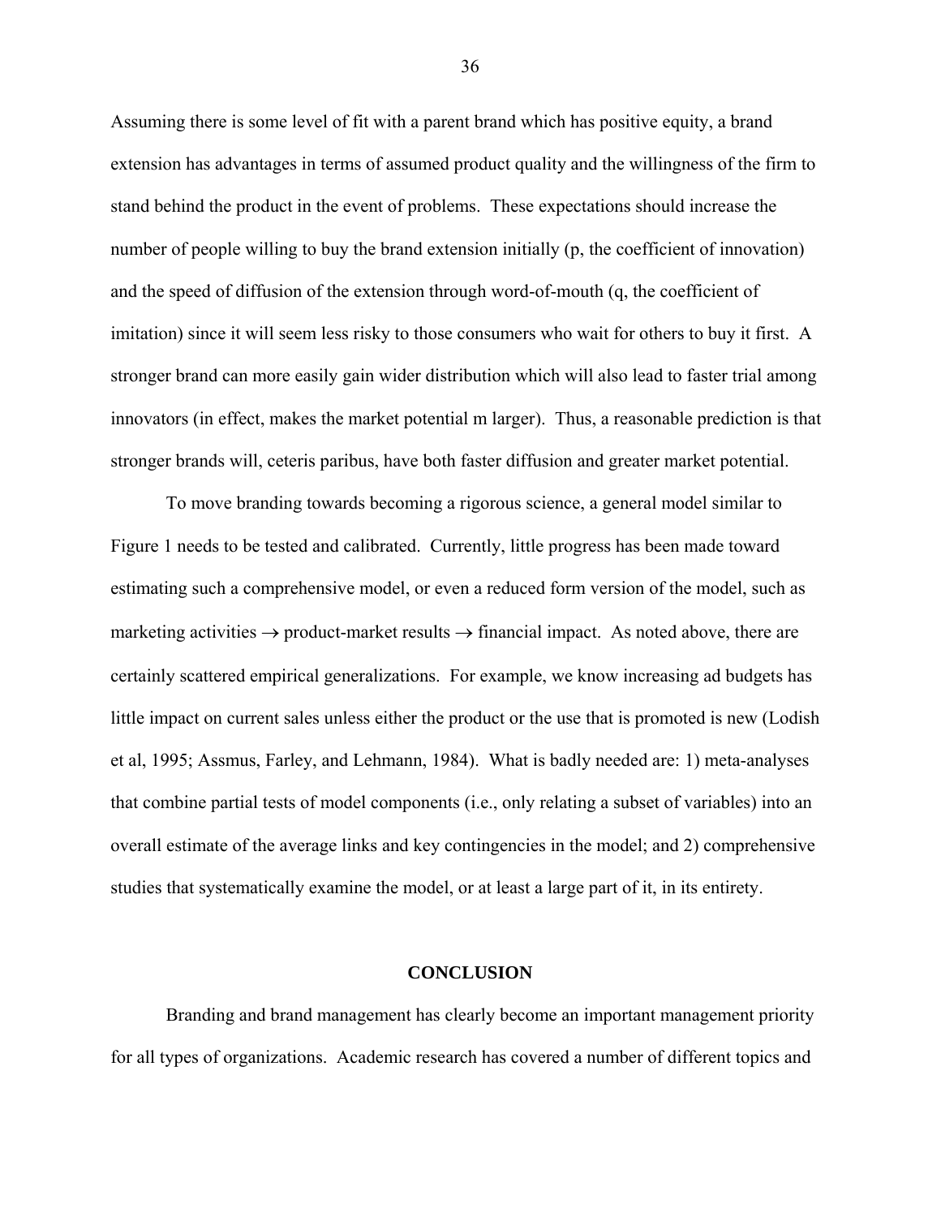Assuming there is some level of fit with a parent brand which has positive equity, a brand extension has advantages in terms of assumed product quality and the willingness of the firm to stand behind the product in the event of problems. These expectations should increase the number of people willing to buy the brand extension initially (p, the coefficient of innovation) and the speed of diffusion of the extension through word-of-mouth (q, the coefficient of imitation) since it will seem less risky to those consumers who wait for others to buy it first. A stronger brand can more easily gain wider distribution which will also lead to faster trial among innovators (in effect, makes the market potential m larger). Thus, a reasonable prediction is that stronger brands will, ceteris paribus, have both faster diffusion and greater market potential.

To move branding towards becoming a rigorous science, a general model similar to Figure 1 needs to be tested and calibrated. Currently, little progress has been made toward estimating such a comprehensive model, or even a reduced form version of the model, such as marketing activities → product-market results → financial impact. As noted above, there are certainly scattered empirical generalizations. For example, we know increasing ad budgets has little impact on current sales unless either the product or the use that is promoted is new (Lodish et al, 1995; Assmus, Farley, and Lehmann, 1984). What is badly needed are: 1) meta-analyses that combine partial tests of model components (i.e., only relating a subset of variables) into an overall estimate of the average links and key contingencies in the model; and 2) comprehensive studies that systematically examine the model, or at least a large part of it, in its entirety.

## CONCLUSION

Branding and brand management has clearly become an important management priority for all types of organizations. Academic research has covered a number of different topics and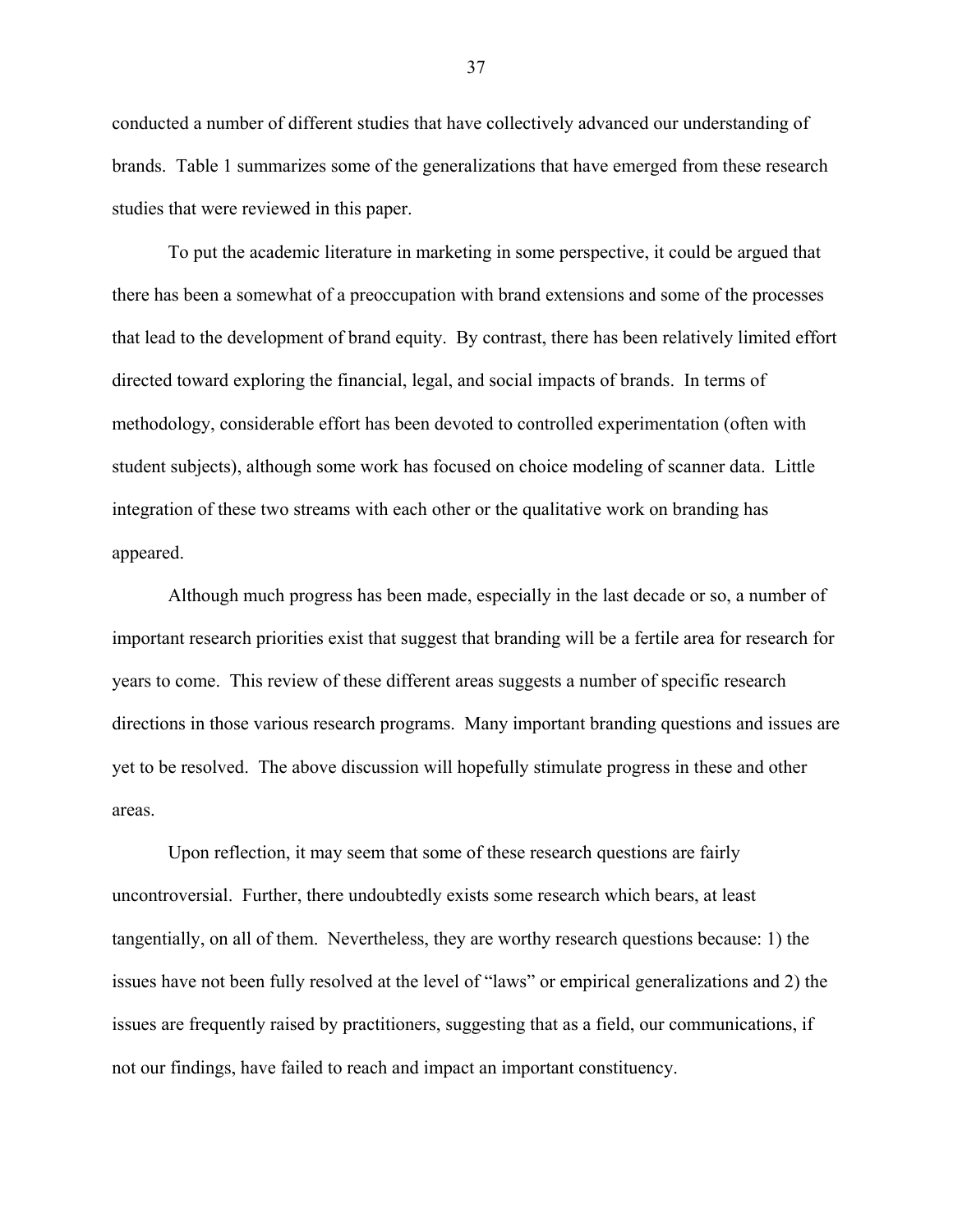conducted a number of different studies that have collectively advanced our understanding of brands. Table 1 summarizes some of the generalizations that have emerged from these research studies that were reviewed in this paper.

To put the academic literature in marketing in some perspective, it could be argued that there has been a somewhat of a preoccupation with brand extensions and some of the processes that lead to the development of brand equity. By contrast, there has been relatively limited effort directed toward exploring the financial, legal, and social impacts of brands. In terms of methodology, considerable effort has been devoted to controlled experimentation (often with student subjects), although some work has focused on choice modeling of scanner data. Little integration of these two streams with each other or the qualitative work on branding has appeared.

Although much progress has been made, especially in the last decade or so, a number of important research priorities exist that suggest that branding will be a fertile area for research for years to come. This review of these different areas suggests a number of specific research directions in those various research programs. Many important branding questions and issues are yet to be resolved. The above discussion will hopefully stimulate progress in these and other areas.

Upon reflection, it may seem that some of these research questions are fairly uncontroversial. Further, there undoubtedly exists some research which bears, at least tangentially, on all of them. Nevertheless, they are worthy research questions because: 1) the issues have not been fully resolved at the level of "laws" or empirical generalizations and 2) the issues are frequently raised by practitioners, suggesting that as a field, our communications, if not our findings, have failed to reach and impact an important constituency.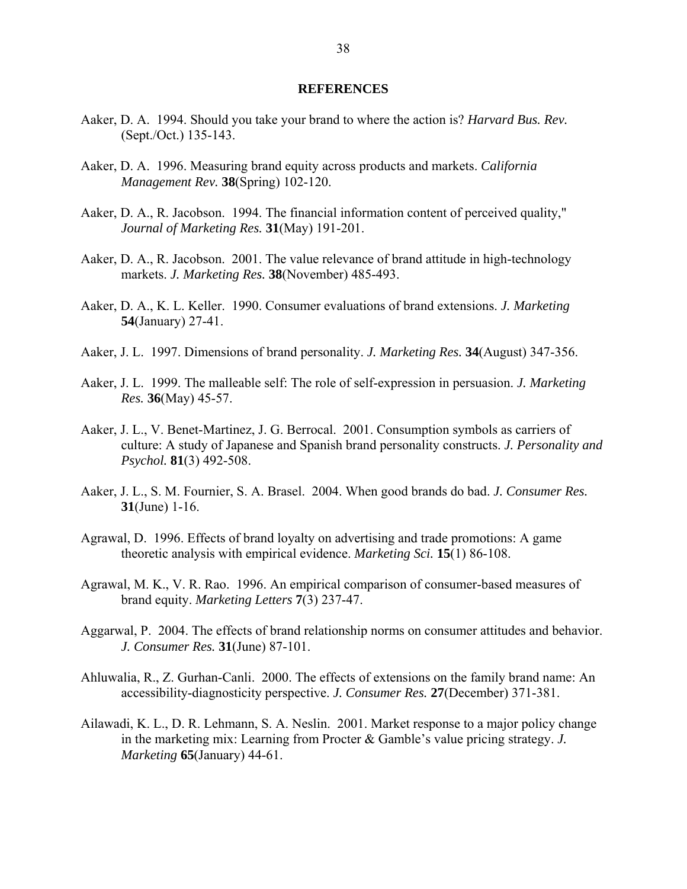## REFERENCES

Aaker, D. A. 1994. Should you take your brand to where the action is? *Harvard Bus. Rev.* (Sept./Oct.) 135-143.

Aaker, D. A. 1996. Measuring brand equity across products and markets. *California Management Rev.* **38**(Spring) 102-120.

Aaker, D. A., R. Jacobson. 1994. The financial information content of perceived quality," *Journal of Marketing Res.* **31**(May) 191-201.

Aaker, D. A., R. Jacobson. 2001. The value relevance of brand attitude in high-technology markets. *J. Marketing Res.* **38**(November) 485-493.

Aaker, D. A., K. L. Keller. 1990. Consumer evaluations of brand extensions. *J. Marketing* **54**(January) 27-41.

Aaker, J. L. 1997. Dimensions of brand personality. *J. Marketing Res.* **34**(August) 347-356.

Aaker, J. L. 1999. The malleable self: The role of self-expression in persuasion. *J. Marketing Res.* **36**(May) 45-57.

Aaker, J. L., V. Benet-Martinez, J. G. Berrocal. 2001. Consumption symbols as carriers of culture: A study of Japanese and Spanish brand personality constructs. *J. Personality and Psychol.* **81**(3) 492-508.

Aaker, J. L., S. M. Fournier, S. A. Brasel. 2004. When good brands do bad. *J. Consumer Res.* **31**(June) 1-16.

Agrawal, D. 1996. Effects of brand loyalty on advertising and trade promotions: A game theoretic analysis with empirical evidence. *Marketing Sci.* **15**(1) 86-108.

Agrawal, M. K., V. R. Rao. 1996. An empirical comparison of consumer-based measures of brand equity. *Marketing Letters* **7**(3) 237-47.

Aggarwal, P. 2004. The effects of brand relationship norms on consumer attitudes and behavior. *J. Consumer Res.* **31**(June) 87-101.

Ahluwalia, R., Z. Gurhan-Canli. 2000. The effects of extensions on the family brand name: An accessibility-diagnosticity perspective. *J. Consumer Res.* **27**(December) 371-381.

Ailawadi, K. L., D. R. Lehmann, S. A. Neslin. 2001. Market response to a major policy change in the marketing mix: Learning from Procter & Gamble's value pricing strategy. *J. Marketing* **65**(January) 44-61.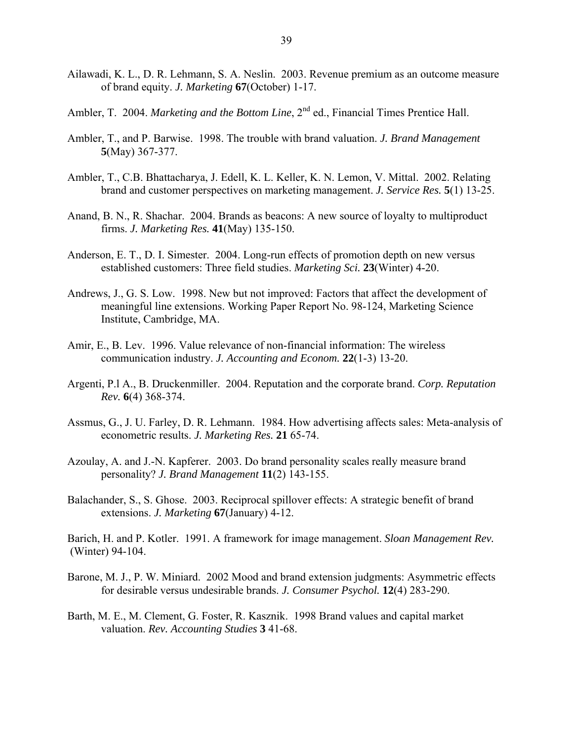Ailawadi, K. L., D. R. Lehmann, S. A. Neslin. 2003. Revenue premium as an outcome measure of brand equity. *J. Marketing* **67**(October) 1-17.

Ambler, T. 2004. *Marketing and the Bottom Line*, 2nd ed., Financial Times Prentice Hall.

Ambler, T., and P. Barwise. 1998. The trouble with brand valuation. *J. Brand Management* **5**(May) 367-377.

Ambler, T., C.B. Bhattacharya, J. Edell, K. L. Keller, K. N. Lemon, V. Mittal. 2002. Relating brand and customer perspectives on marketing management. *J. Service Res.* **5**(1) 13-25.

Anand, B. N., R. Shachar. 2004. Brands as beacons: A new source of loyalty to multiproduct firms. *J. Marketing Res.* **41**(May) 135-150.

Anderson, E. T., D. I. Simester. 2004. Long-run effects of promotion depth on new versus established customers: Three field studies. *Marketing Sci.* **23**(Winter) 4-20.

Andrews, J., G. S. Low. 1998. New but not improved: Factors that affect the development of meaningful line extensions. Working Paper Report No. 98-124, Marketing Science Institute, Cambridge, MA.

Amir, E., B. Lev. 1996. Value relevance of non-financial information: The wireless communication industry. *J. Accounting and Econom.* **22**(1-3) 13-20.

Argenti, P.l A., B. Druckenmiller. 2004. Reputation and the corporate brand. *Corp. Reputation Rev.* **6**(4) 368-374.

Assmus, G., J. U. Farley, D. R. Lehmann. 1984. How advertising affects sales: Meta-analysis of econometric results. *J. Marketing Res.* **21** 65-74.

Azoulay, A. and J.-N. Kapferer. 2003. Do brand personality scales really measure brand personality? *J. Brand Management* **11**(2) 143-155.

Balachander, S., S. Ghose. 2003. Reciprocal spillover effects: A strategic benefit of brand extensions. *J. Marketing* **67**(January) 4-12.

Barich, H. and P. Kotler. 1991. A framework for image management. *Sloan Management Rev.* (Winter) 94-104.

Barone, M. J., P. W. Miniard. 2002 Mood and brand extension judgments: Asymmetric effects for desirable versus undesirable brands. *J. Consumer Psychol.* **12**(4) 283-290.

Barth, M. E., M. Clement, G. Foster, R. Kasznik. 1998 Brand values and capital market valuation. *Rev. Accounting Studies* **3** 41-68.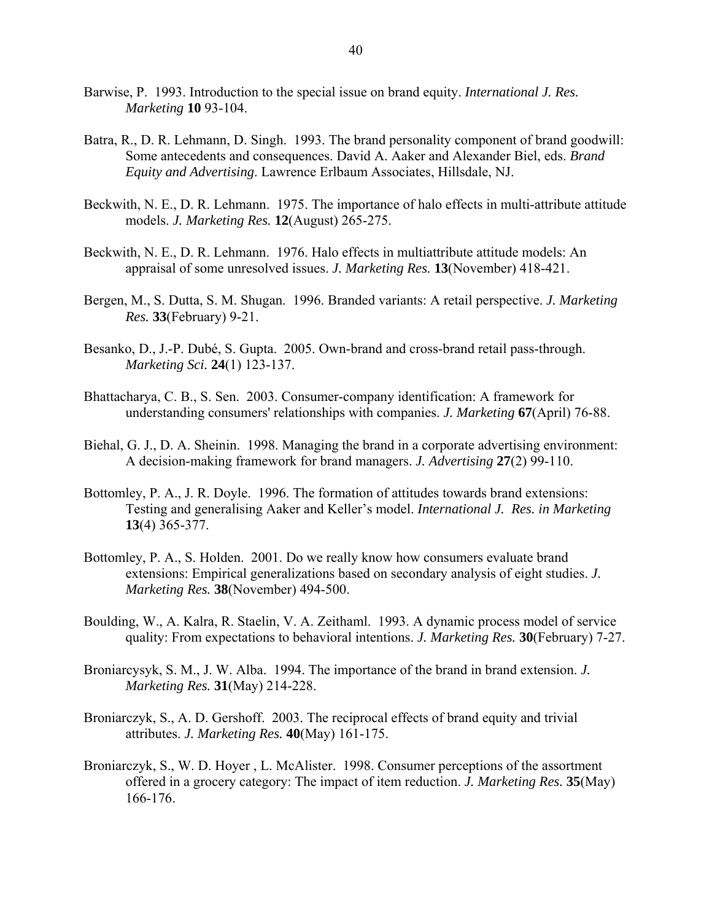Barwise, P. 1993. Introduction to the special issue on brand equity. *International J. Res. Marketing* **10** 93-104.

Batra, R., D. R. Lehmann, D. Singh. 1993. The brand personality component of brand goodwill: Some antecedents and consequences. David A. Aaker and Alexander Biel, eds. *Brand Equity and Advertising*. Lawrence Erlbaum Associates, Hillsdale, NJ.

Beckwith, N. E., D. R. Lehmann. 1975. The importance of halo effects in multi-attribute attitude models. *J. Marketing Res.* **12**(August) 265-275.

Beckwith, N. E., D. R. Lehmann. 1976. Halo effects in multiattribute attitude models: An appraisal of some unresolved issues. *J. Marketing Res.* **13**(November) 418-421.

Bergen, M., S. Dutta, S. M. Shugan. 1996. Branded variants: A retail perspective. *J. Marketing Res.* **33**(February) 9-21.

Besanko, D., J.-P. Dubé, S. Gupta. 2005. Own-brand and cross-brand retail pass-through. *Marketing Sci.* **24**(1) 123-137.

Bhattacharya, C. B., S. Sen. 2003. Consumer-company identification: A framework for understanding consumers' relationships with companies. *J. Marketing* **67**(April) 76-88.

Biehal, G. J., D. A. Sheinin. 1998. Managing the brand in a corporate advertising environment: A decision-making framework for brand managers. *J. Advertising* **27**(2) 99-110.

Bottomley, P. A., J. R. Doyle. 1996. The formation of attitudes towards brand extensions: Testing and generalising Aaker and Keller's model. *International J. Res. in Marketing* **13**(4) 365-377.

Bottomley, P. A., S. Holden. 2001. Do we really know how consumers evaluate brand extensions: Empirical generalizations based on secondary analysis of eight studies. *J. Marketing Res.* **38**(November) 494-500.

Boulding, W., A. Kalra, R. Staelin, V. A. Zeithaml. 1993. A dynamic process model of service quality: From expectations to behavioral intentions. *J. Marketing Res.* **30**(February) 7-27.

Broniarcysyk, S. M., J. W. Alba. 1994. The importance of the brand in brand extension. *J. Marketing Res.* **31**(May) 214-228.

Broniarczyk, S., A. D. Gershoff. 2003. The reciprocal effects of brand equity and trivial attributes. *J. Marketing Res.* **40**(May) 161-175.

Broniarczyk, S., W. D. Hoyer , L. McAlister. 1998. Consumer perceptions of the assortment offered in a grocery category: The impact of item reduction. *J. Marketing Res.* **35**(May) 166-176.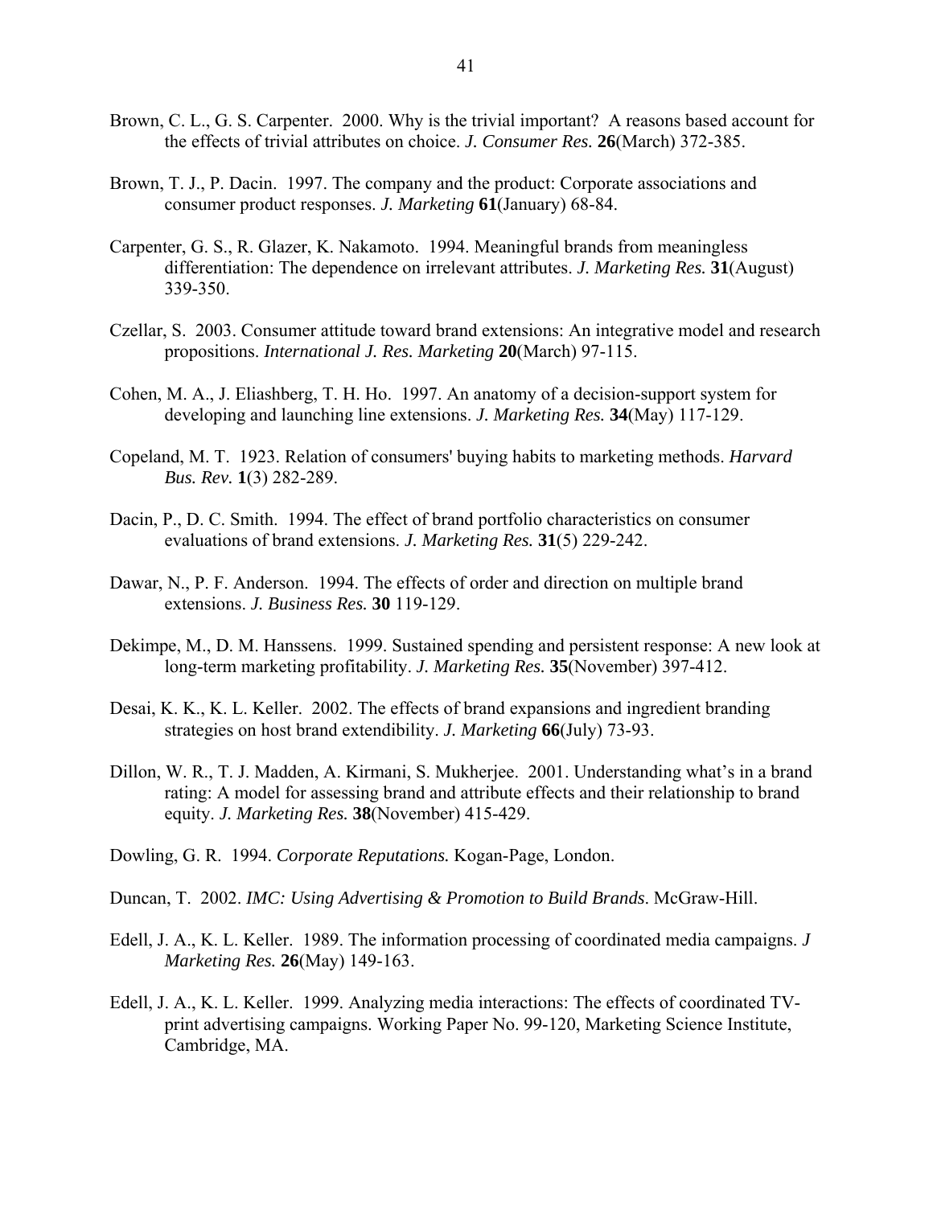Brown, C. L., G. S. Carpenter. 2000. Why is the trivial important? A reasons based account for the effects of trivial attributes on choice. *J. Consumer Res.* **26**(March) 372-385.

Brown, T. J., P. Dacin. 1997. The company and the product: Corporate associations and consumer product responses. *J. Marketing* **61**(January) 68-84.

Carpenter, G. S., R. Glazer, K. Nakamoto. 1994. Meaningful brands from meaningless differentiation: The dependence on irrelevant attributes. *J. Marketing Res.* **31**(August) 339-350.

Czellar, S. 2003. Consumer attitude toward brand extensions: An integrative model and research propositions. *International J. Res. Marketing* **20**(March) 97-115.

Cohen, M. A., J. Eliashberg, T. H. Ho. 1997. An anatomy of a decision-support system for developing and launching line extensions. *J. Marketing Res.* **34**(May) 117-129.

Copeland, M. T. 1923. Relation of consumers' buying habits to marketing methods. *Harvard Bus. Rev.* **1**(3) 282-289.

Dacin, P., D. C. Smith. 1994. The effect of brand portfolio characteristics on consumer evaluations of brand extensions. *J. Marketing Res.* **31**(5) 229-242.

Dawar, N., P. F. Anderson. 1994. The effects of order and direction on multiple brand extensions. *J. Business Res.* **30** 119-129.

Dekimpe, M., D. M. Hanssens. 1999. Sustained spending and persistent response: A new look at long-term marketing profitability. *J. Marketing Res.* **35**(November) 397-412.

Desai, K. K., K. L. Keller. 2002. The effects of brand expansions and ingredient branding strategies on host brand extendibility. *J. Marketing* **66**(July) 73-93.

Dillon, W. R., T. J. Madden, A. Kirmani, S. Mukherjee. 2001. Understanding what's in a brand rating: A model for assessing brand and attribute effects and their relationship to brand equity. *J. Marketing Res.* **38**(November) 415-429.

Dowling, G. R. 1994. *Corporate Reputations.* Kogan-Page, London.

Duncan, T. 2002. *IMC: Using Advertising & Promotion to Build Brands*. McGraw-Hill.

Edell, J. A., K. L. Keller. 1989. The information processing of coordinated media campaigns. *J Marketing Res.* **26**(May) 149-163.

Edell, J. A., K. L. Keller. 1999. Analyzing media interactions: The effects of coordinated TV-print advertising campaigns. Working Paper No. 99-120, Marketing Science Institute, Cambridge, MA.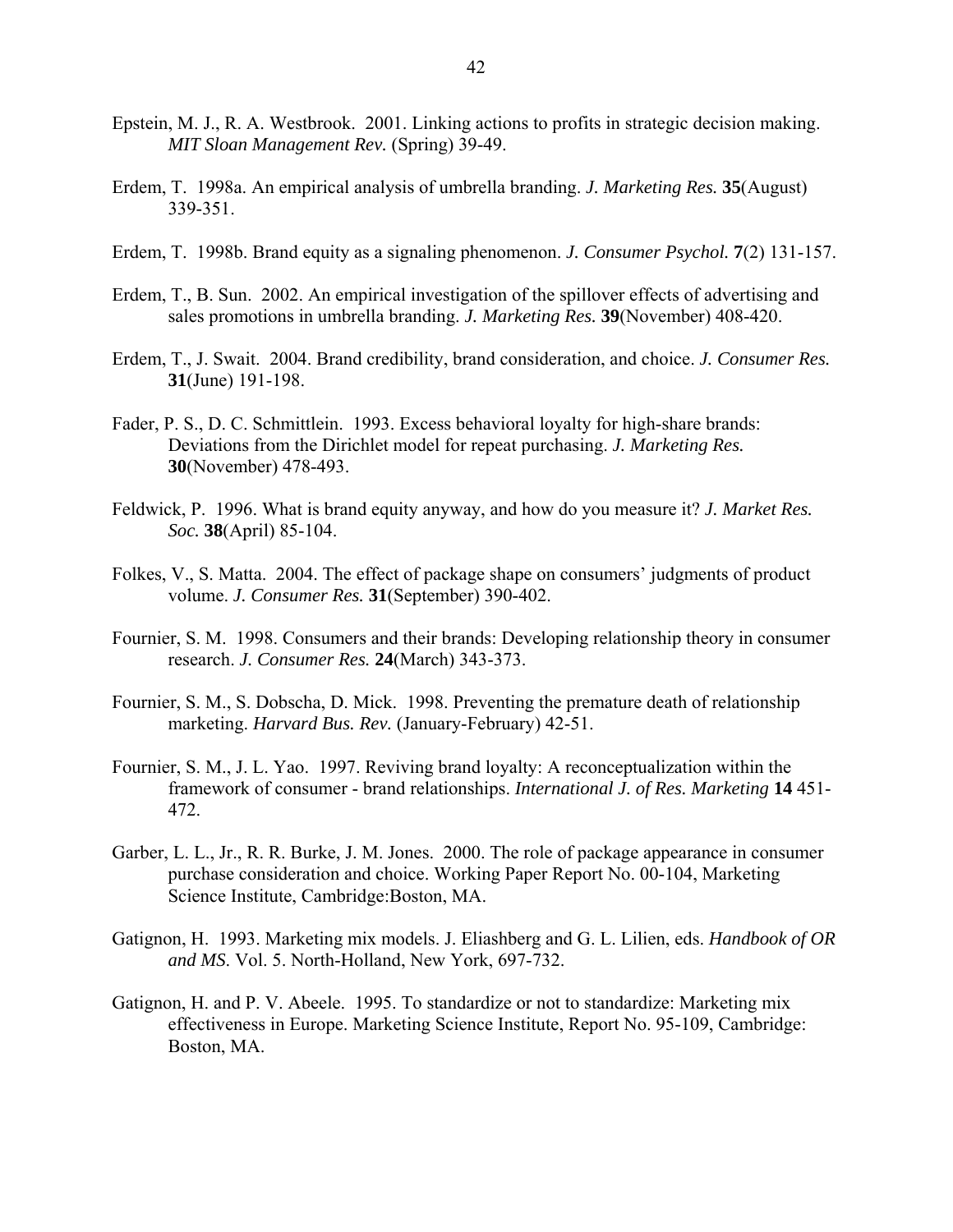Epstein, M. J., R. A. Westbrook. 2001. Linking actions to profits in strategic decision making. *MIT Sloan Management Rev.* (Spring) 39-49.

Erdem, T. 1998a. An empirical analysis of umbrella branding. *J. Marketing Res.* **35**(August) 339-351.

Erdem, T. 1998b. Brand equity as a signaling phenomenon. *J. Consumer Psychol.* **7**(2) 131-157.

Erdem, T., B. Sun. 2002. An empirical investigation of the spillover effects of advertising and sales promotions in umbrella branding. *J. Marketing Res.* **39**(November) 408-420.

Erdem, T., J. Swait. 2004. Brand credibility, brand consideration, and choice. *J. Consumer Res.* **31**(June) 191-198.

Fader, P. S., D. C. Schmittlein. 1993. Excess behavioral loyalty for high-share brands: Deviations from the Dirichlet model for repeat purchasing. *J. Marketing Res.* **30**(November) 478-493.

Feldwick, P. 1996. What is brand equity anyway, and how do you measure it? *J. Market Res. Soc.* **38**(April) 85-104.

Folkes, V., S. Matta. 2004. The effect of package shape on consumers' judgments of product volume. *J. Consumer Res.* **31**(September) 390-402.

Fournier, S. M. 1998. Consumers and their brands: Developing relationship theory in consumer research. *J. Consumer Res.* **24**(March) 343-373.

Fournier, S. M., S. Dobscha, D. Mick. 1998. Preventing the premature death of relationship marketing. *Harvard Bus. Rev.* (January-February) 42-51.

Fournier, S. M., J. L. Yao. 1997. Reviving brand loyalty: A reconceptualization within the framework of consumer - brand relationships. *International J. of Res. Marketing* **14** 451-472.

Garber, L. L., Jr., R. R. Burke, J. M. Jones. 2000. The role of package appearance in consumer purchase consideration and choice. Working Paper Report No. 00-104, Marketing Science Institute, Cambridge:Boston, MA.

Gatignon, H. 1993. Marketing mix models. J. Eliashberg and G. L. Lilien, eds. *Handbook of OR and MS*. Vol. 5. North-Holland, New York, 697-732.

Gatignon, H. and P. V. Abeele. 1995. To standardize or not to standardize: Marketing mix effectiveness in Europe. Marketing Science Institute, Report No. 95-109, Cambridge: Boston, MA.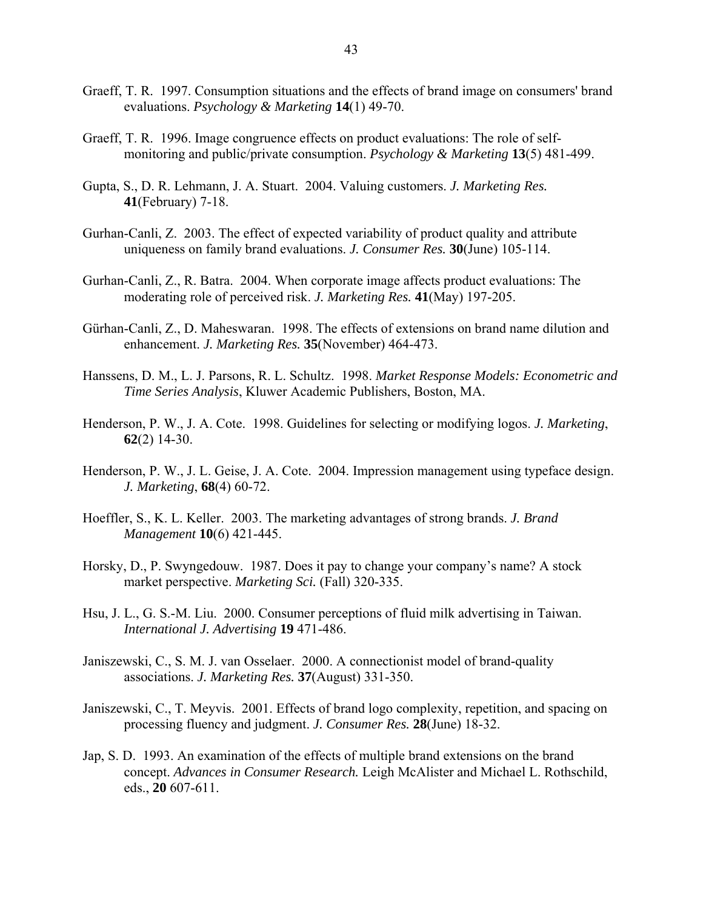Graeff, T. R. 1997. Consumption situations and the effects of brand image on consumers' brand evaluations. *Psychology & Marketing* **14**(1) 49-70.

Graeff, T. R. 1996. Image congruence effects on product evaluations: The role of self-monitoring and public/private consumption. *Psychology & Marketing* **13**(5) 481-499.

Gupta, S., D. R. Lehmann, J. A. Stuart. 2004. Valuing customers. *J. Marketing Res.* **41**(February) 7-18.

Gurhan-Canli, Z. 2003. The effect of expected variability of product quality and attribute uniqueness on family brand evaluations. *J. Consumer Res.* **30**(June) 105-114.

Gurhan-Canli, Z., R. Batra. 2004. When corporate image affects product evaluations: The moderating role of perceived risk. *J. Marketing Res.* **41**(May) 197-205.

Gürhan-Canli, Z., D. Maheswaran. 1998. The effects of extensions on brand name dilution and enhancement. *J. Marketing Res.* **35**(November) 464-473.

Hanssens, D. M., L. J. Parsons, R. L. Schultz. 1998. *Market Response Models: Econometric and Time Series Analysis*, Kluwer Academic Publishers, Boston, MA.

Henderson, P. W., J. A. Cote. 1998. Guidelines for selecting or modifying logos. *J. Marketing*, **62**(2) 14-30.

Henderson, P. W., J. L. Geise, J. A. Cote. 2004. Impression management using typeface design. *J. Marketing*, **68**(4) 60-72.

Hoeffler, S., K. L. Keller. 2003. The marketing advantages of strong brands. *J. Brand Management* **10**(6) 421-445.

Horsky, D., P. Swyngedouw. 1987. Does it pay to change your company's name? A stock market perspective. *Marketing Sci.* (Fall) 320-335.

Hsu, J. L., G. S.-M. Liu. 2000. Consumer perceptions of fluid milk advertising in Taiwan. *International J. Advertising* **19** 471-486.

Janiszewski, C., S. M. J. van Osselaer. 2000. A connectionist model of brand-quality associations. *J. Marketing Res.* **37**(August) 331-350.

Janiszewski, C., T. Meyvis. 2001. Effects of brand logo complexity, repetition, and spacing on processing fluency and judgment. *J. Consumer Res.* **28**(June) 18-32.

Jap, S. D. 1993. An examination of the effects of multiple brand extensions on the brand concept. *Advances in Consumer Research.* Leigh McAlister and Michael L. Rothschild, eds., **20** 607-611.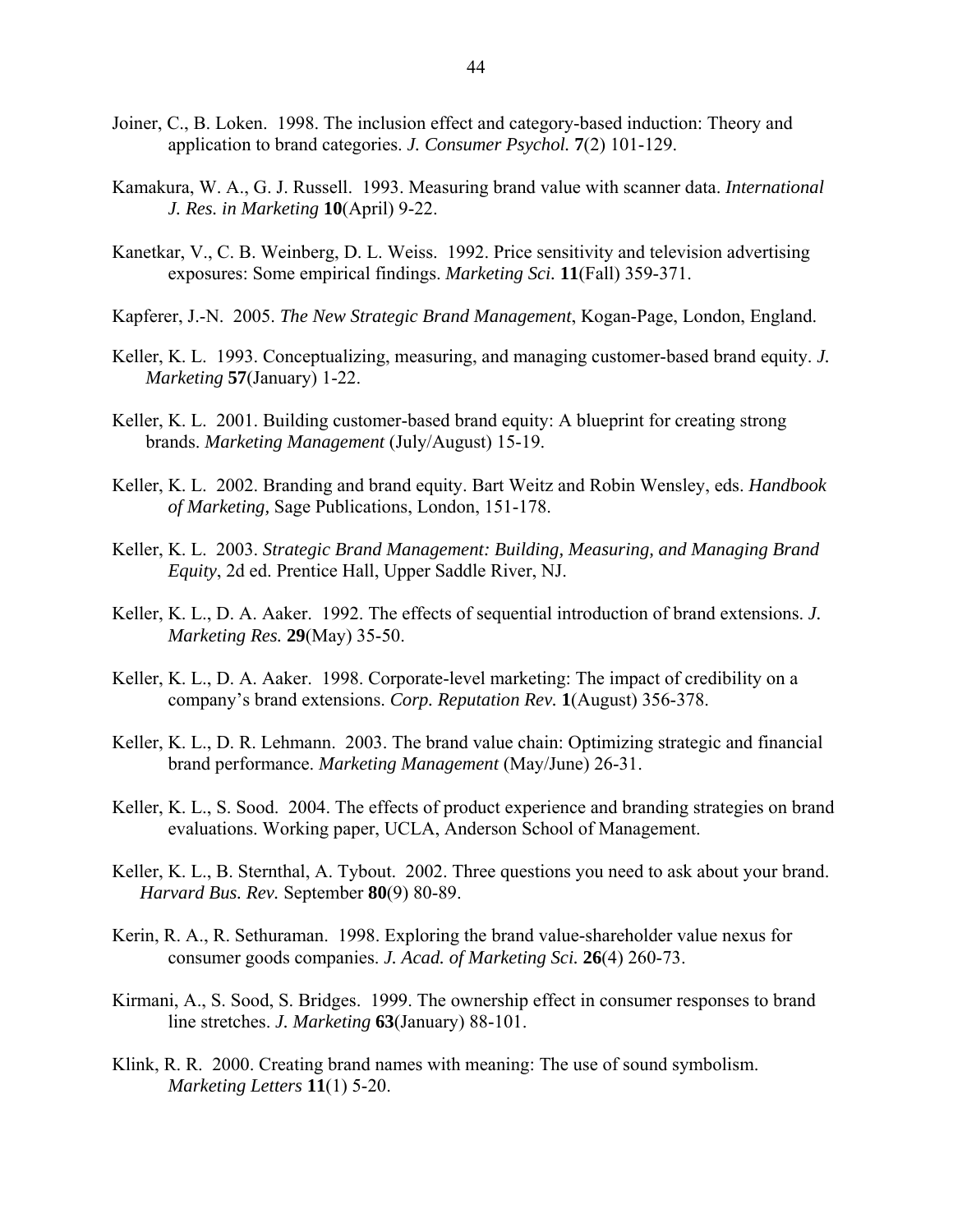Joiner, C., B. Loken. 1998. The inclusion effect and category-based induction: Theory and application to brand categories. *J. Consumer Psychol.* **7**(2) 101-129.

Kamakura, W. A., G. J. Russell. 1993. Measuring brand value with scanner data. *International J. Res. in Marketing* **10**(April) 9-22.

Kanetkar, V., C. B. Weinberg, D. L. Weiss. 1992. Price sensitivity and television advertising exposures: Some empirical findings. *Marketing Sci.* **11**(Fall) 359-371.

Kapferer, J.-N. 2005. *The New Strategic Brand Management*, Kogan-Page, London, England.

Keller, K. L. 1993. Conceptualizing, measuring, and managing customer-based brand equity. *J. Marketing* **57**(January) 1-22.

Keller, K. L. 2001. Building customer-based brand equity: A blueprint for creating strong brands. *Marketing Management* (July/August) 15-19.

Keller, K. L. 2002. Branding and brand equity. Bart Weitz and Robin Wensley, eds. *Handbook of Marketing,* Sage Publications, London, 151-178.

Keller, K. L. 2003. *Strategic Brand Management: Building, Measuring, and Managing Brand Equity*, 2d ed. Prentice Hall, Upper Saddle River, NJ.

Keller, K. L., D. A. Aaker. 1992. The effects of sequential introduction of brand extensions. *J. Marketing Res.* **29**(May) 35-50.

Keller, K. L., D. A. Aaker. 1998. Corporate-level marketing: The impact of credibility on a company's brand extensions. *Corp. Reputation Rev.* **1**(August) 356-378.

Keller, K. L., D. R. Lehmann. 2003. The brand value chain: Optimizing strategic and financial brand performance. *Marketing Management* (May/June) 26-31.

Keller, K. L., S. Sood. 2004. The effects of product experience and branding strategies on brand evaluations. Working paper, UCLA, Anderson School of Management.

Keller, K. L., B. Sternthal, A. Tybout. 2002. Three questions you need to ask about your brand. *Harvard Bus. Rev.* September **80**(9) 80-89.

Kerin, R. A., R. Sethuraman. 1998. Exploring the brand value-shareholder value nexus for consumer goods companies. *J. Acad. of Marketing Sci.* **26**(4) 260-73.

Kirmani, A., S. Sood, S. Bridges. 1999. The ownership effect in consumer responses to brand line stretches. *J. Marketing* **63**(January) 88-101.

Klink, R. R. 2000. Creating brand names with meaning: The use of sound symbolism. *Marketing Letters* **11**(1) 5-20.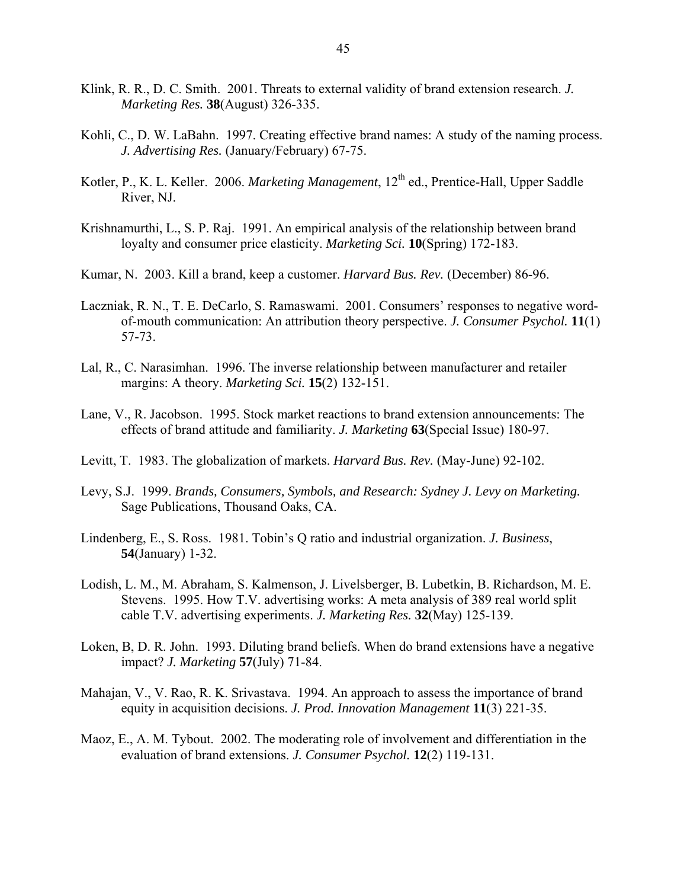Klink, R. R., D. C. Smith. 2001. Threats to external validity of brand extension research. *J. Marketing Res.* **38**(August) 326-335.

Kohli, C., D. W. LaBahn. 1997. Creating effective brand names: A study of the naming process. *J. Advertising Res.* (January/February) 67-75.

Kotler, P., K. L. Keller. 2006. *Marketing Management*, 12th ed., Prentice-Hall, Upper Saddle River, NJ.

Krishnamurthi, L., S. P. Raj. 1991. An empirical analysis of the relationship between brand loyalty and consumer price elasticity. *Marketing Sci.* **10**(Spring) 172-183.

Kumar, N. 2003. Kill a brand, keep a customer. *Harvard Bus. Rev.* (December) 86-96.

Laczniak, R. N., T. E. DeCarlo, S. Ramaswami. 2001. Consumers' responses to negative word-of-mouth communication: An attribution theory perspective. *J. Consumer Psychol.* **11**(1) 57-73.

Lal, R., C. Narasimhan. 1996. The inverse relationship between manufacturer and retailer margins: A theory. *Marketing Sci.* **15**(2) 132-151.

Lane, V., R. Jacobson. 1995. Stock market reactions to brand extension announcements: The effects of brand attitude and familiarity. *J. Marketing* **63**(Special Issue) 180-97.

Levitt, T. 1983. The globalization of markets. *Harvard Bus. Rev.* (May-June) 92-102.

Levy, S.J. 1999. *Brands, Consumers, Symbols, and Research: Sydney J. Levy on Marketing.* Sage Publications, Thousand Oaks, CA.

Lindenberg, E., S. Ross. 1981. Tobin's Q ratio and industrial organization. *J. Business*, **54**(January) 1-32.

Lodish, L. M., M. Abraham, S. Kalmenson, J. Livelsberger, B. Lubetkin, B. Richardson, M. E. Stevens. 1995. How T.V. advertising works: A meta analysis of 389 real world split cable T.V. advertising experiments. *J. Marketing Res.* **32**(May) 125-139.

Loken, B, D. R. John. 1993. Diluting brand beliefs. When do brand extensions have a negative impact? *J. Marketing* **57**(July) 71-84.

Mahajan, V., V. Rao, R. K. Srivastava. 1994. An approach to assess the importance of brand equity in acquisition decisions. *J. Prod. Innovation Management* **11**(3) 221-35.

Maoz, E., A. M. Tybout. 2002. The moderating role of involvement and differentiation in the evaluation of brand extensions. *J. Consumer Psychol.* **12**(2) 119-131.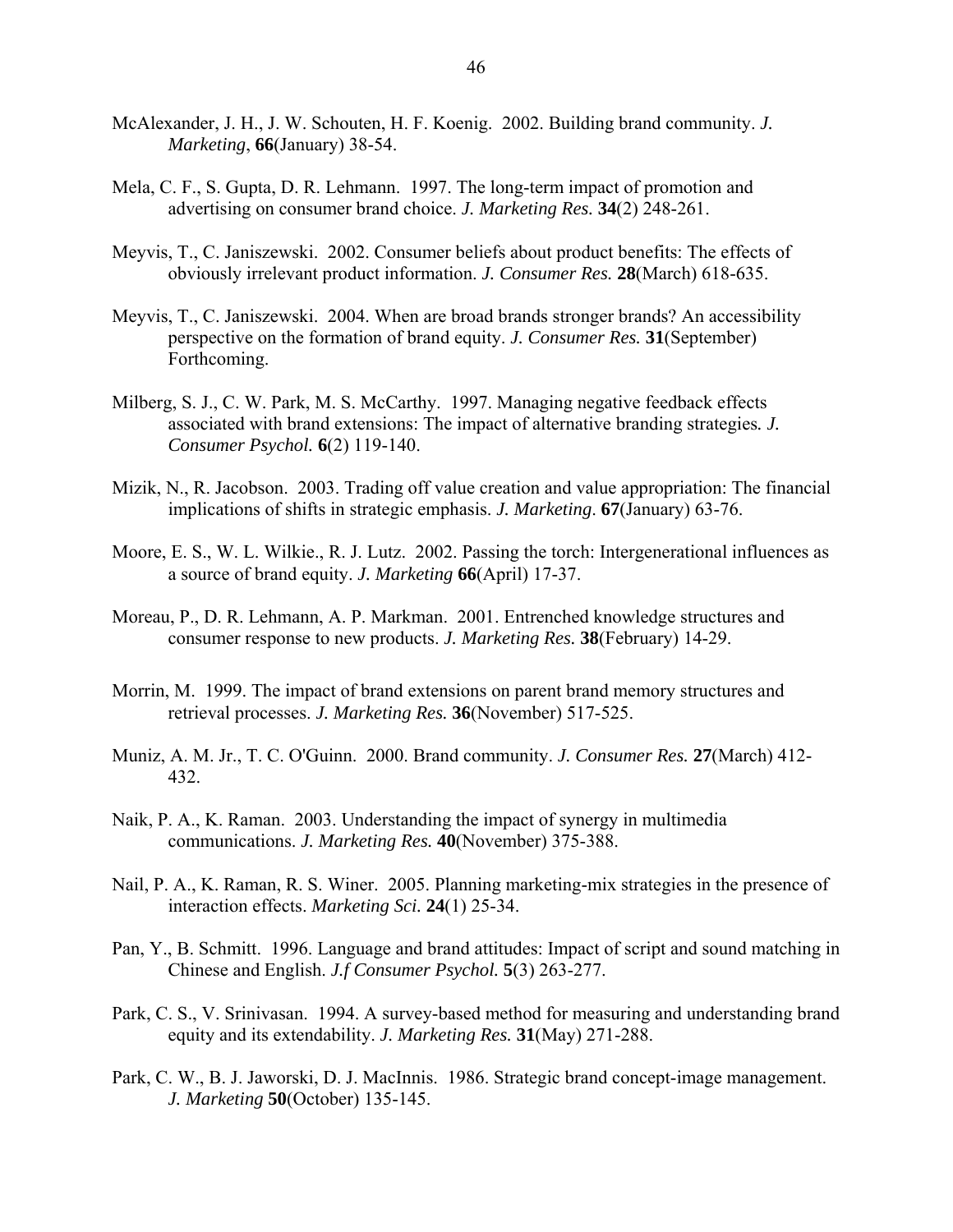McAlexander, J. H., J. W. Schouten, H. F. Koenig. 2002. Building brand community. *J. Marketing*, **66**(January) 38-54.

Mela, C. F., S. Gupta, D. R. Lehmann. 1997. The long-term impact of promotion and advertising on consumer brand choice. *J. Marketing Res.* **34**(2) 248-261.

Meyvis, T., C. Janiszewski. 2002. Consumer beliefs about product benefits: The effects of obviously irrelevant product information. *J. Consumer Res.* **28**(March) 618-635.

Meyvis, T., C. Janiszewski. 2004. When are broad brands stronger brands? An accessibility perspective on the formation of brand equity. *J. Consumer Res.* **31**(September) Forthcoming.

Milberg, S. J., C. W. Park, M. S. McCarthy. 1997. Managing negative feedback effects associated with brand extensions: The impact of alternative branding strategies*. J. Consumer Psychol.* **6**(2) 119-140.

Mizik, N., R. Jacobson. 2003. Trading off value creation and value appropriation: The financial implications of shifts in strategic emphasis. *J. Marketing*. **67**(January) 63-76.

Moore, E. S., W. L. Wilkie., R. J. Lutz. 2002. Passing the torch: Intergenerational influences as a source of brand equity. *J. Marketing* **66**(April) 17-37.

Moreau, P., D. R. Lehmann, A. P. Markman. 2001. Entrenched knowledge structures and consumer response to new products. *J. Marketing Res.* **38**(February) 14-29.

Morrin, M. 1999. The impact of brand extensions on parent brand memory structures and retrieval processes. *J. Marketing Res.* **36**(November) 517-525.

Muniz, A. M. Jr., T. C. O'Guinn. 2000. Brand community. *J. Consumer Res.* **27**(March) 412-432.

Naik, P. A., K. Raman. 2003. Understanding the impact of synergy in multimedia communications. *J. Marketing Res.* **40**(November) 375-388.

Nail, P. A., K. Raman, R. S. Winer. 2005. Planning marketing-mix strategies in the presence of interaction effects. *Marketing Sci.* **24**(1) 25-34.

Pan, Y., B. Schmitt. 1996. Language and brand attitudes: Impact of script and sound matching in Chinese and English. *J.f Consumer Psychol.* **5**(3) 263-277.

Park, C. S., V. Srinivasan. 1994. A survey-based method for measuring and understanding brand equity and its extendability. *J. Marketing Res.* **31**(May) 271-288.

Park, C. W., B. J. Jaworski, D. J. MacInnis. 1986. Strategic brand concept-image management. *J. Marketing* **50**(October) 135-145.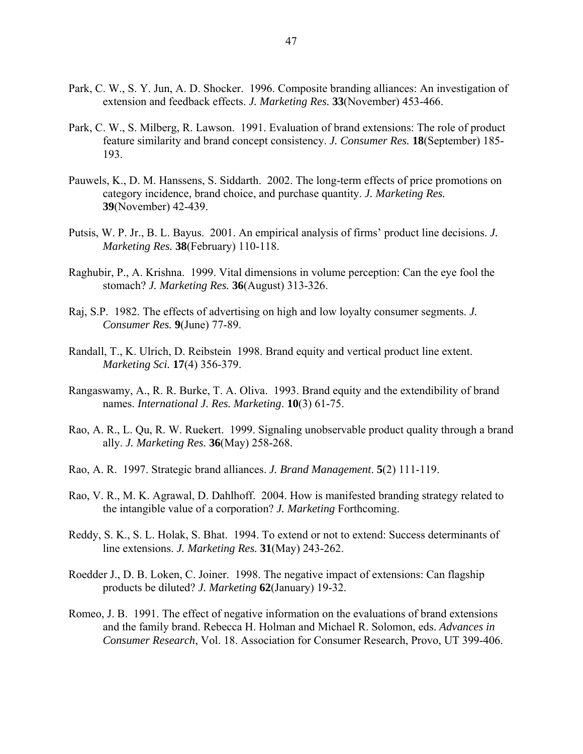Park, C. W., S. Y. Jun, A. D. Shocker. 1996. Composite branding alliances: An investigation of extension and feedback effects. *J. Marketing Res.* **33**(November) 453-466.

Park, C. W., S. Milberg, R. Lawson. 1991. Evaluation of brand extensions: The role of product feature similarity and brand concept consistency. *J. Consumer Res.* **18**(September) 185-193.

Pauwels, K., D. M. Hanssens, S. Siddarth. 2002. The long-term effects of price promotions on category incidence, brand choice, and purchase quantity. *J. Marketing Res.* **39**(November) 42-439.

Putsis, W. P. Jr., B. L. Bayus. 2001. An empirical analysis of firms' product line decisions. *J. Marketing Res.* **38**(February) 110-118.

Raghubir, P., A. Krishna. 1999. Vital dimensions in volume perception: Can the eye fool the stomach? *J. Marketing Res.* **36**(August) 313-326.

Raj, S.P. 1982. The effects of advertising on high and low loyalty consumer segments. *J. Consumer Res.* **9**(June) 77-89.

Randall, T., K. Ulrich, D. Reibstein 1998. Brand equity and vertical product line extent. *Marketing Sci.* **17**(4) 356-379.

Rangaswamy, A., R. R. Burke, T. A. Oliva. 1993. Brand equity and the extendibility of brand names. *International J. Res. Marketing*. **10**(3) 61-75.

Rao, A. R., L. Qu, R. W. Ruekert. 1999. Signaling unobservable product quality through a brand ally. *J. Marketing Res.* **36**(May) 258-268.

Rao, A. R. 1997. Strategic brand alliances. *J. Brand Management*. **5**(2) 111-119.

Rao, V. R., M. K. Agrawal, D. Dahlhoff. 2004. How is manifested branding strategy related to the intangible value of a corporation? *J. Marketing* Forthcoming.

Reddy, S. K., S. L. Holak, S. Bhat. 1994. To extend or not to extend: Success determinants of line extensions. *J. Marketing Res.* **31**(May) 243-262.

Roedder J., D. B. Loken, C. Joiner. 1998. The negative impact of extensions: Can flagship products be diluted? *J. Marketing* **62**(January) 19-32.

Romeo, J. B. 1991. The effect of negative information on the evaluations of brand extensions and the family brand. Rebecca H. Holman and Michael R. Solomon, eds. *Advances in Consumer Research*, Vol. 18. Association for Consumer Research, Provo, UT 399-406.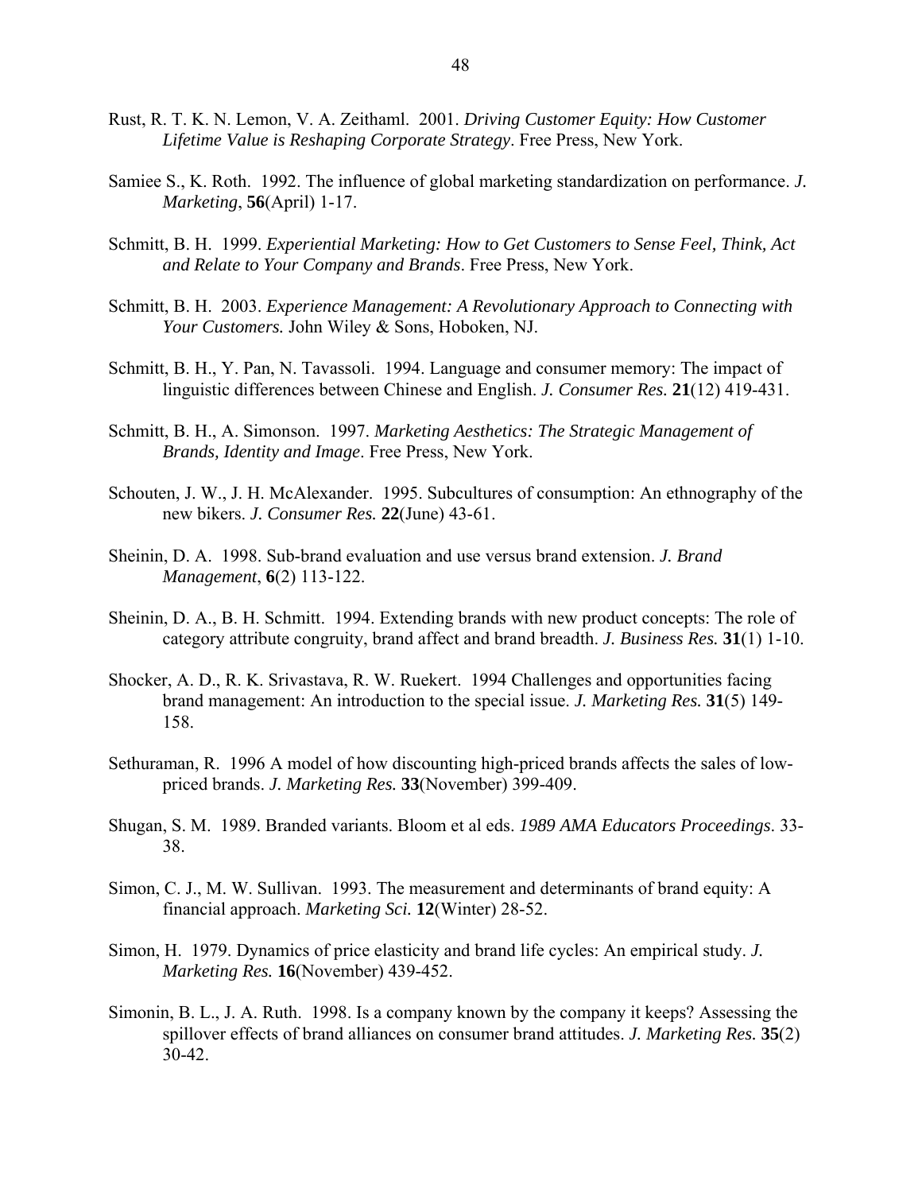Rust, R. T. K. N. Lemon, V. A. Zeithaml. 2001. *Driving Customer Equity: How Customer Lifetime Value is Reshaping Corporate Strategy*. Free Press, New York.

Samiee S., K. Roth. 1992. The influence of global marketing standardization on performance. *J. Marketing*, **56**(April) 1-17.

Schmitt, B. H. 1999. *Experiential Marketing: How to Get Customers to Sense Feel, Think, Act and Relate to Your Company and Brands*. Free Press, New York.

Schmitt, B. H. 2003. *Experience Management: A Revolutionary Approach to Connecting with Your Customers.* John Wiley & Sons, Hoboken, NJ.

Schmitt, B. H., Y. Pan, N. Tavassoli. 1994. Language and consumer memory: The impact of linguistic differences between Chinese and English. *J. Consumer Res.* **21**(12) 419-431.

Schmitt, B. H., A. Simonson. 1997. *Marketing Aesthetics: The Strategic Management of Brands, Identity and Image*. Free Press, New York.

Schouten, J. W., J. H. McAlexander. 1995. Subcultures of consumption: An ethnography of the new bikers. *J. Consumer Res.* **22**(June) 43-61.

Sheinin, D. A. 1998. Sub-brand evaluation and use versus brand extension. *J. Brand Management*, **6**(2) 113-122.

Sheinin, D. A., B. H. Schmitt. 1994. Extending brands with new product concepts: The role of category attribute congruity, brand affect and brand breadth. *J. Business Res.* **31**(1) 1-10.

Shocker, A. D., R. K. Srivastava, R. W. Ruekert. 1994 Challenges and opportunities facing brand management: An introduction to the special issue. *J. Marketing Res.* **31**(5) 149-158.

Sethuraman, R. 1996 A model of how discounting high-priced brands affects the sales of low-priced brands. *J. Marketing Res.* **33**(November) 399-409.

Shugan, S. M. 1989. Branded variants. Bloom et al eds. *1989 AMA Educators Proceedings*. 33-38.

Simon, C. J., M. W. Sullivan. 1993. The measurement and determinants of brand equity: A financial approach. *Marketing Sci.* **12**(Winter) 28-52.

Simon, H. 1979. Dynamics of price elasticity and brand life cycles: An empirical study. *J. Marketing Res.* **16**(November) 439-452.

Simonin, B. L., J. A. Ruth. 1998. Is a company known by the company it keeps? Assessing the spillover effects of brand alliances on consumer brand attitudes. *J. Marketing Res.* **35**(2) 30-42.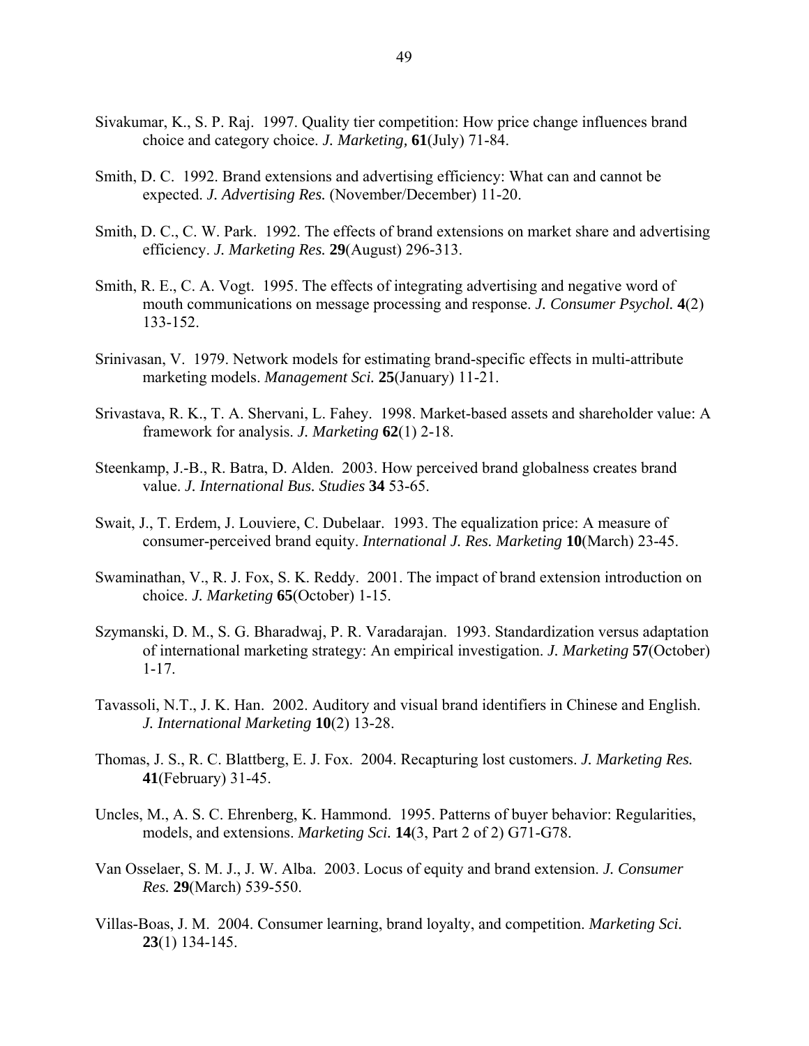Sivakumar, K., S. P. Raj. 1997. Quality tier competition: How price change influences brand choice and category choice. *J. Marketing,* **61**(July) 71-84.

Smith, D. C. 1992. Brand extensions and advertising efficiency: What can and cannot be expected. *J. Advertising Res.* (November/December) 11-20.

Smith, D. C., C. W. Park. 1992. The effects of brand extensions on market share and advertising efficiency. *J. Marketing Res.* **29**(August) 296-313.

Smith, R. E., C. A. Vogt. 1995. The effects of integrating advertising and negative word of mouth communications on message processing and response. *J. Consumer Psychol.* **4**(2) 133-152.

Srinivasan, V. 1979. Network models for estimating brand-specific effects in multi-attribute marketing models. *Management Sci.* **25**(January) 11-21.

Srivastava, R. K., T. A. Shervani, L. Fahey. 1998. Market-based assets and shareholder value: A framework for analysis. *J. Marketing* **62**(1) 2-18.

Steenkamp, J.-B., R. Batra, D. Alden. 2003. How perceived brand globalness creates brand value. *J. International Bus. Studies* **34** 53-65.

Swait, J., T. Erdem, J. Louviere, C. Dubelaar. 1993. The equalization price: A measure of consumer-perceived brand equity. *International J. Res. Marketing* **10**(March) 23-45.

Swaminathan, V., R. J. Fox, S. K. Reddy. 2001. The impact of brand extension introduction on choice. *J. Marketing* **65**(October) 1-15.

Szymanski, D. M., S. G. Bharadwaj, P. R. Varadarajan. 1993. Standardization versus adaptation of international marketing strategy: An empirical investigation. *J. Marketing* **57**(October) 1-17.

Tavassoli, N.T., J. K. Han. 2002. Auditory and visual brand identifiers in Chinese and English. *J. International Marketing* **10**(2) 13-28.

Thomas, J. S., R. C. Blattberg, E. J. Fox. 2004. Recapturing lost customers. *J. Marketing Res.* **41**(February) 31-45.

Uncles, M., A. S. C. Ehrenberg, K. Hammond. 1995. Patterns of buyer behavior: Regularities, models, and extensions. *Marketing Sci.* **14**(3, Part 2 of 2) G71-G78.

Van Osselaer, S. M. J., J. W. Alba. 2003. Locus of equity and brand extension. *J. Consumer Res.* **29**(March) 539-550.

Villas-Boas, J. M. 2004. Consumer learning, brand loyalty, and competition. *Marketing Sci.* **23**(1) 134-145.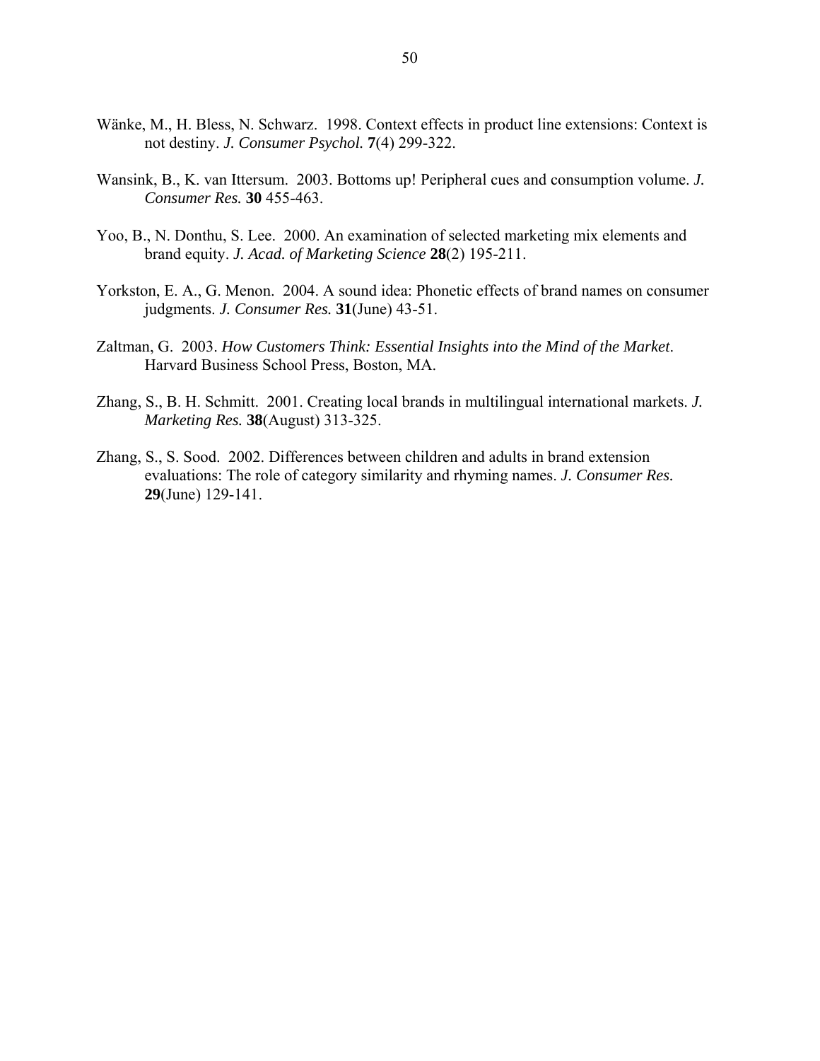Wänke, M., H. Bless, N. Schwarz. 1998. Context effects in product line extensions: Context is not destiny. *J. Consumer Psychol.* **7**(4) 299-322.

Wansink, B., K. van Ittersum. 2003. Bottoms up! Peripheral cues and consumption volume. *J. Consumer Res.* **30** 455-463.

Yoo, B., N. Donthu, S. Lee. 2000. An examination of selected marketing mix elements and brand equity. *J. Acad. of Marketing Science* **28**(2) 195-211.

Yorkston, E. A., G. Menon. 2004. A sound idea: Phonetic effects of brand names on consumer judgments. *J. Consumer Res.* **31**(June) 43-51.

Zaltman, G. 2003. *How Customers Think: Essential Insights into the Mind of the Market*. Harvard Business School Press, Boston, MA.

Zhang, S., B. H. Schmitt. 2001. Creating local brands in multilingual international markets. *J. Marketing Res.* **38**(August) 313-325.

Zhang, S., S. Sood. 2002. Differences between children and adults in brand extension evaluations: The role of category similarity and rhyming names. *J. Consumer Res.* **29**(June) 129-141.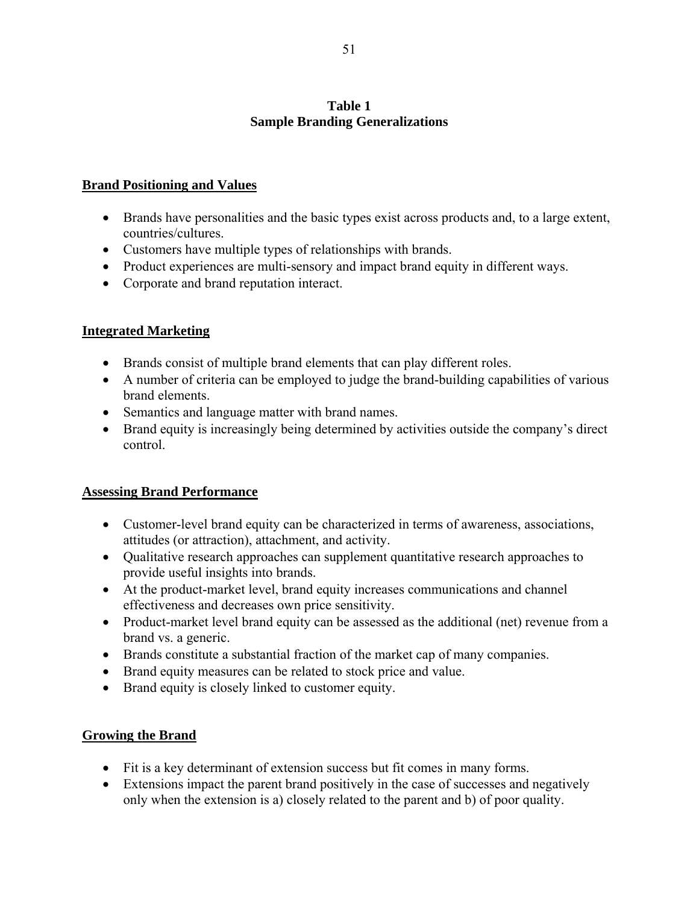**Table 1**
**Sample Branding Generalizations**

**Brand Positioning and Values**

- Brands have personalities and the basic types exist across products and, to a large extent, countries/cultures.
- Customers have multiple types of relationships with brands.
- Product experiences are multi-sensory and impact brand equity in different ways.
- Corporate and brand reputation interact.

**Integrated Marketing**

- Brands consist of multiple brand elements that can play different roles.
- A number of criteria can be employed to judge the brand-building capabilities of various brand elements.
- Semantics and language matter with brand names.
- Brand equity is increasingly being determined by activities outside the company's direct control.

**Assessing Brand Performance**

- Customer-level brand equity can be characterized in terms of awareness, associations, attitudes (or attraction), attachment, and activity.
- Qualitative research approaches can supplement quantitative research approaches to provide useful insights into brands.
- At the product-market level, brand equity increases communications and channel effectiveness and decreases own price sensitivity.
- Product-market level brand equity can be assessed as the additional (net) revenue from a brand vs. a generic.
- Brands constitute a substantial fraction of the market cap of many companies.
- Brand equity measures can be related to stock price and value.
- Brand equity is closely linked to customer equity.

**Growing the Brand**

- Fit is a key determinant of extension success but fit comes in many forms.
- Extensions impact the parent brand positively in the case of successes and negatively only when the extension is a) closely related to the parent and b) of poor quality.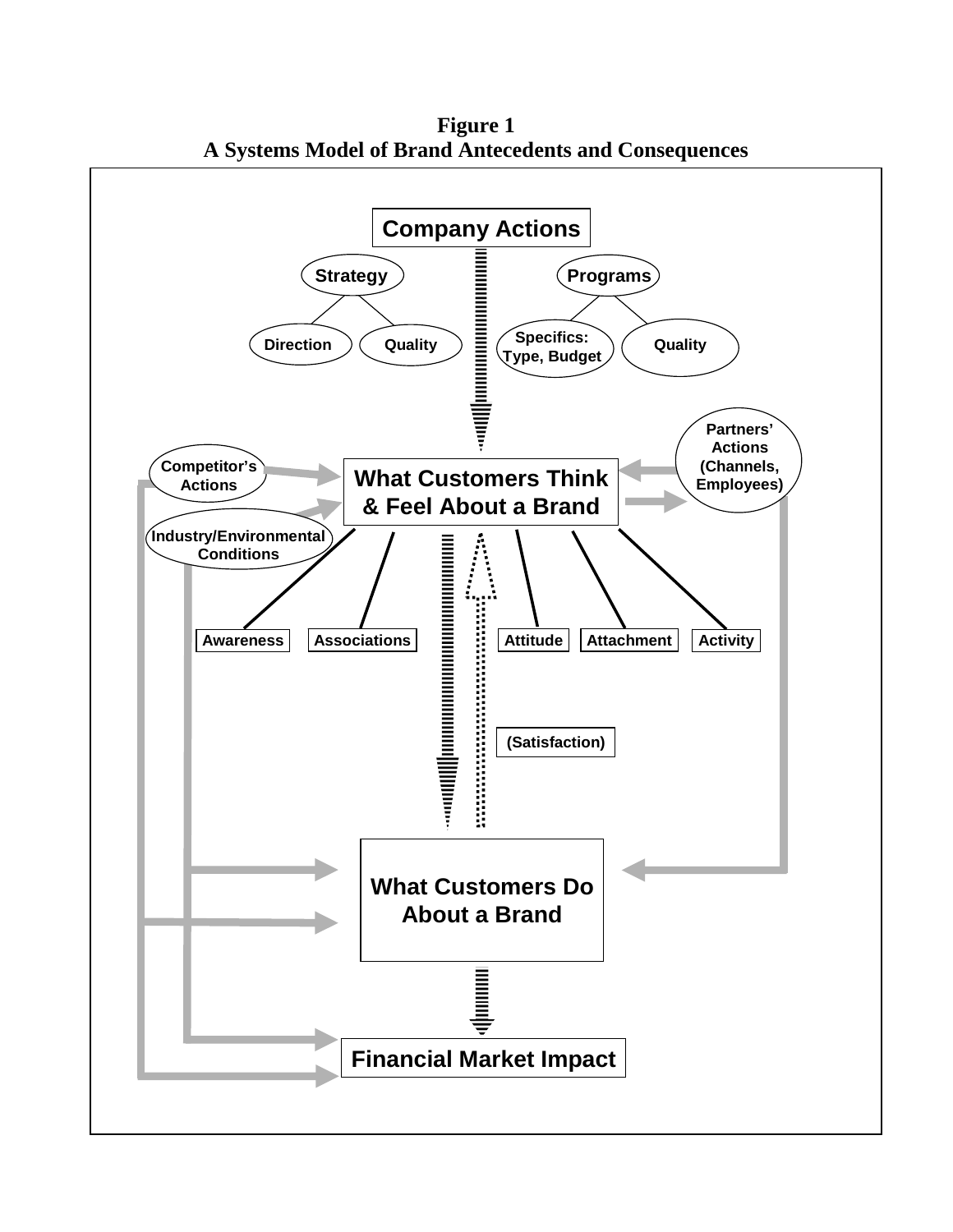**Figure 1**
**A Systems Model of Brand Antecedents and Consequences**

Company Actions

Strategy

Direction

Quality

Programs

Specifics: Type, Budget

Quality

Competitor's Actions

Industry/Environmental Conditions

What Customers Think & Feel About a Brand

Partners' Actions (Channels, Employees)

Awareness

Associations

Attitude

Attachment

Activity

(Satisfaction)

What Customers Do About a Brand

Financial Market Impact